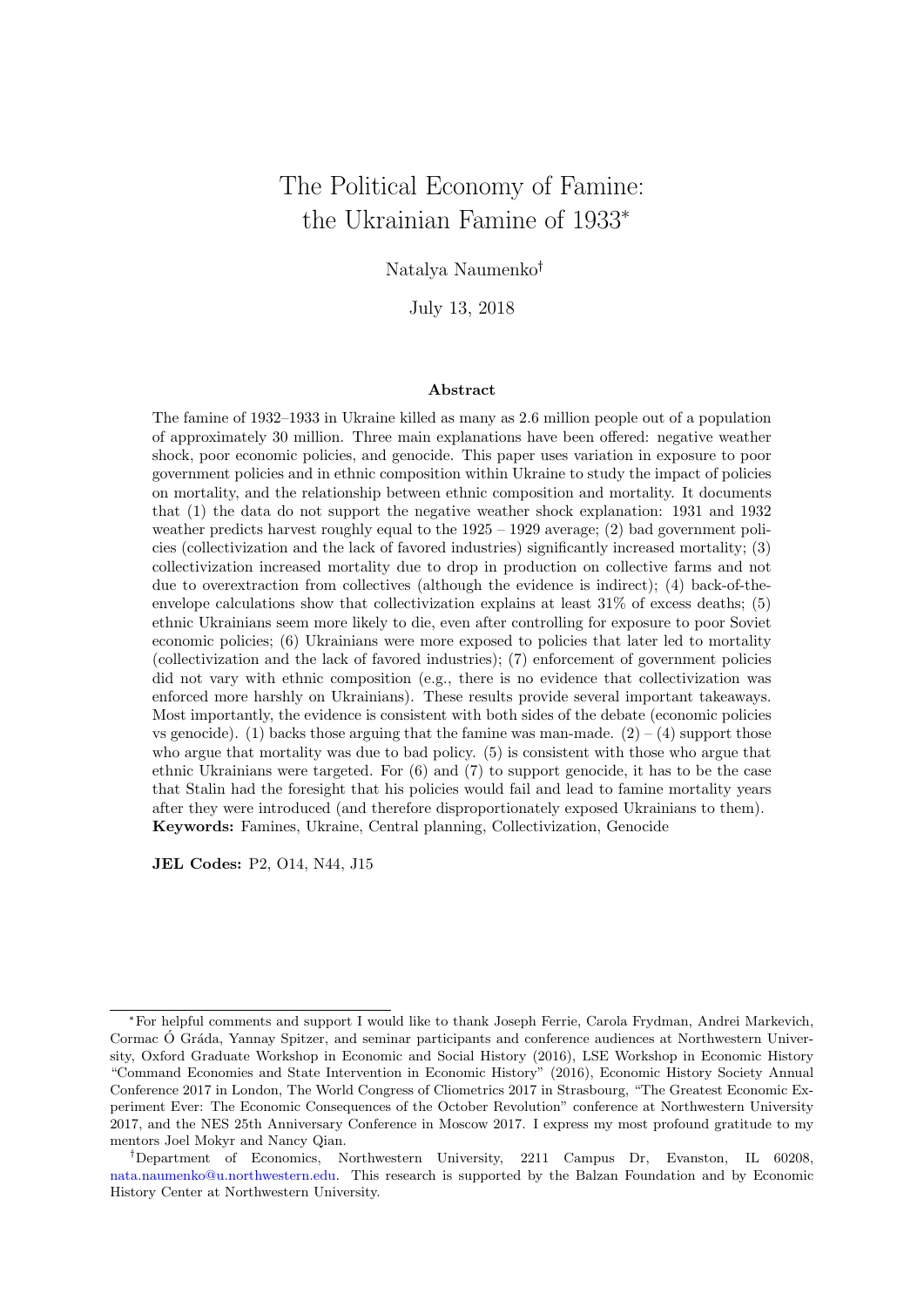# The Political Economy of Famine: the Ukrainian Famine of 1933*

Natalya Naumenko†

July 13, 2018

### Abstract

The famine of 1932–1933 in Ukraine killed as many as 2.6 million people out of a population of approximately 30 million. Three main explanations have been offered: negative weather shock, poor economic policies, and genocide. This paper uses variation in exposure to poor government policies and in ethnic composition within Ukraine to study the impact of policies on mortality, and the relationship between ethnic composition and mortality. It documents that (1) the data do not support the negative weather shock explanation: 1931 and 1932 weather predicts harvest roughly equal to the 1925 – 1929 average; (2) bad government policies (collectivization and the lack of favored industries) significantly increased mortality; (3) collectivization increased mortality due to drop in production on collective farms and not due to overextraction from collectives (although the evidence is indirect); (4) back-of-the-envelope calculations show that collectivization explains at least 31% of excess deaths; (5) ethnic Ukrainians seem more likely to die, even after controlling for exposure to poor Soviet economic policies; (6) Ukrainians were more exposed to policies that later led to mortality (collectivization and the lack of favored industries); (7) enforcement of government policies did not vary with ethnic composition (e.g., there is no evidence that collectivization was enforced more harshly on Ukrainians). These results provide several important takeaways. Most importantly, the evidence is consistent with both sides of the debate (economic policies vs genocide). (1) backs those arguing that the famine was man-made. (2) – (4) support those who argue that mortality was due to bad policy. (5) is consistent with those who argue that ethnic Ukrainians were targeted. For (6) and (7) to support genocide, it has to be the case that Stalin had the foresight that his policies would fail and lead to famine mortality years after they were introduced (and therefore disproportionately exposed Ukrainians to them).

**Keywords:** Famines, Ukraine, Central planning, Collectivization, Genocide

**JEL Codes:** P2, O14, N44, J15

---

*For helpful comments and support I would like to thank Joseph Ferrie, Carola Frydman, Andrei Markevich, Cormac Ó Gráda, Yannay Spitzer, and seminar participants and conference audiences at Northwestern University, Oxford Graduate Workshop in Economic and Social History (2016), LSE Workshop in Economic History "Command Economies and State Intervention in Economic History" (2016), Economic History Society Annual Conference 2017 in London, The World Congress of Cliometrics 2017 in Strasbourg, "The Greatest Economic Experiment Ever: The Economic Consequences of the October Revolution" conference at Northwestern University 2017, and the NES 25th Anniversary Conference in Moscow 2017. I express my most profound gratitude to my mentors Joel Mokyr and Nancy Qian.

†Department of Economics, Northwestern University, 2211 Campus Dr, Evanston, IL 60208, nata.naumenko@u.northwestern.edu. This research is supported by the Balzan Foundation and by Economic History Center at Northwestern University.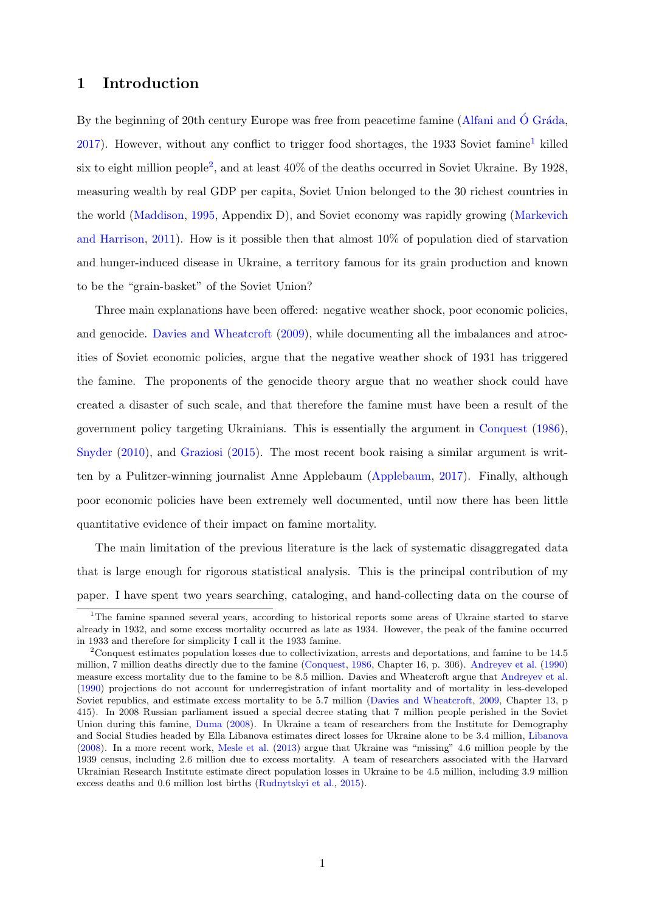# 1 Introduction

By the beginning of 20th century Europe was free from peacetime famine (Alfani and Ó Gráda, 2017). However, without any conflict to trigger food shortages, the 1933 Soviet famine[1] killed six to eight million people[2], and at least 40% of the deaths occurred in Soviet Ukraine. By 1928, measuring wealth by real GDP per capita, Soviet Union belonged to the 30 richest countries in the world (Maddison, 1995, Appendix D), and Soviet economy was rapidly growing (Markevich and Harrison, 2011). How is it possible then that almost 10% of population died of starvation and hunger-induced disease in Ukraine, a territory famous for its grain production and known to be the "grain-basket" of the Soviet Union?

Three main explanations have been offered: negative weather shock, poor economic policies, and genocide. Davies and Wheatcroft (2009), while documenting all the imbalances and atrocities of Soviet economic policies, argue that the negative weather shock of 1931 has triggered the famine. The proponents of the genocide theory argue that no weather shock could have created a disaster of such scale, and that therefore the famine must have been a result of the government policy targeting Ukrainians. This is essentially the argument in Conquest (1986), Snyder (2010), and Graziosi (2015). The most recent book raising a similar argument is written by a Pulitzer-winning journalist Anne Applebaum (Applebaum, 2017). Finally, although poor economic policies have been extremely well documented, until now there has been little quantitative evidence of their impact on famine mortality.

The main limitation of the previous literature is the lack of systematic disaggregated data that is large enough for rigorous statistical analysis. This is the principal contribution of my paper. I have spent two years searching, cataloging, and hand-collecting data on the course of

[1] The famine spanned several years, according to historical reports some areas of Ukraine started to starve already in 1932, and some excess mortality occurred as late as 1934. However, the peak of the famine occurred in 1933 and therefore for simplicity I call it the 1933 famine.

[2] Conquest estimates population losses due to collectivization, arrests and deportations, and famine to be 14.5 million, 7 million deaths directly due to the famine (Conquest, 1986, Chapter 16, p. 306). Andreyev et al. (1990) measure excess mortality due to the famine to be 8.5 million. Davies and Wheatcroft argue that Andreyev et al. (1990) projections do not account for underregistration of infant mortality and of mortality in less-developed Soviet republics, and estimate excess mortality to be 5.7 million (Davies and Wheatcroft, 2009, Chapter 13, p 415). In 2008 Russian parliament issued a special decree stating that 7 million people perished in the Soviet Union during this famine, Duma (2008). In Ukraine a team of researchers from the Institute for Demography and Social Studies headed by Ella Libanova estimates direct losses for Ukraine alone to be 3.4 million, Libanova (2008). In a more recent work, Mesle et al. (2013) argue that Ukraine was "missing" 4.6 million people by the 1939 census, including 2.6 million due to excess mortality. A team of researchers associated with the Harvard Ukrainian Research Institute estimate direct population losses in Ukraine to be 4.5 million, including 3.9 million excess deaths and 0.6 million lost births (Rudnytskyi et al., 2015).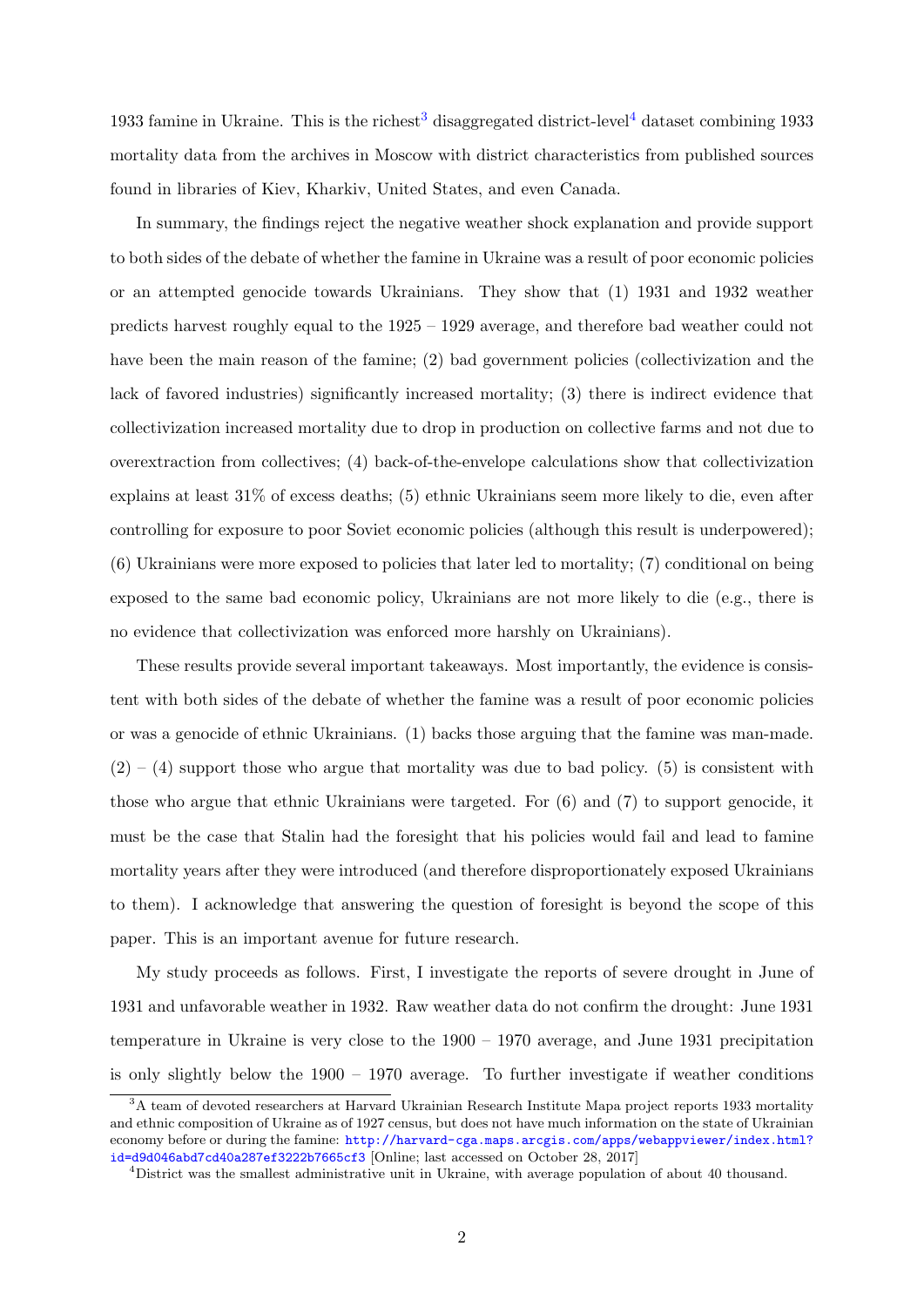1933 famine in Ukraine. This is the richest[3] disaggregated district-level[4] dataset combining 1933 mortality data from the archives in Moscow with district characteristics from published sources found in libraries of Kiev, Kharkiv, United States, and even Canada.

In summary, the findings reject the negative weather shock explanation and provide support to both sides of the debate of whether the famine in Ukraine was a result of poor economic policies or an attempted genocide towards Ukrainians. They show that (1) 1931 and 1932 weather predicts harvest roughly equal to the 1925 – 1929 average, and therefore bad weather could not have been the main reason of the famine; (2) bad government policies (collectivization and the lack of favored industries) significantly increased mortality; (3) there is indirect evidence that collectivization increased mortality due to drop in production on collective farms and not due to overextraction from collectives; (4) back-of-the-envelope calculations show that collectivization explains at least 31% of excess deaths; (5) ethnic Ukrainians seem more likely to die, even after controlling for exposure to poor Soviet economic policies (although this result is underpowered); (6) Ukrainians were more exposed to policies that later led to mortality; (7) conditional on being exposed to the same bad economic policy, Ukrainians are not more likely to die (e.g., there is no evidence that collectivization was enforced more harshly on Ukrainians).

These results provide several important takeaways. Most importantly, the evidence is consistent with both sides of the debate of whether the famine was a result of poor economic policies or was a genocide of ethnic Ukrainians. (1) backs those arguing that the famine was man-made. (2) – (4) support those who argue that mortality was due to bad policy. (5) is consistent with those who argue that ethnic Ukrainians were targeted. For (6) and (7) to support genocide, it must be the case that Stalin had the foresight that his policies would fail and lead to famine mortality years after they were introduced (and therefore disproportionately exposed Ukrainians to them). I acknowledge that answering the question of foresight is beyond the scope of this paper. This is an important avenue for future research.

My study proceeds as follows. First, I investigate the reports of severe drought in June of 1931 and unfavorable weather in 1932. Raw weather data do not confirm the drought: June 1931 temperature in Ukraine is very close to the 1900 – 1970 average, and June 1931 precipitation is only slightly below the 1900 – 1970 average. To further investigate if weather conditions

[3] A team of devoted researchers at Harvard Ukrainian Research Institute Mapa project reports 1933 mortality and ethnic composition of Ukraine as of 1927 census, but does not have much information on the state of Ukrainian economy before or during the famine: http://harvard-cga.maps.arcgis.com/apps/webappviewer/index.html?id=d9d046abd7cd40a287ef3222b7665cf3 [Online; last accessed on October 28, 2017]

[4] District was the smallest administrative unit in Ukraine, with average population of about 40 thousand.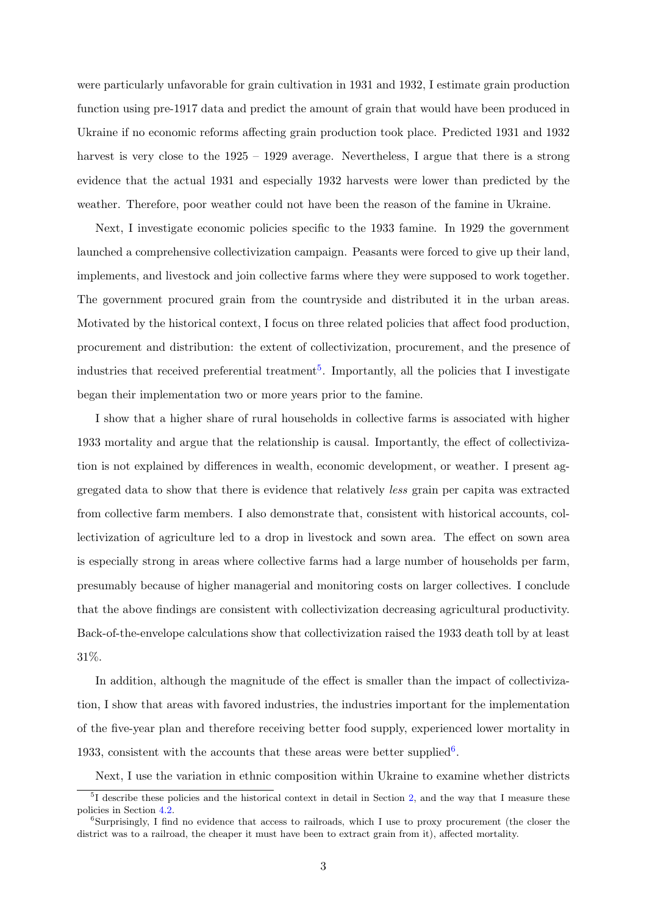were particularly unfavorable for grain cultivation in 1931 and 1932, I estimate grain production function using pre-1917 data and predict the amount of grain that would have been produced in Ukraine if no economic reforms affecting grain production took place. Predicted 1931 and 1932 harvest is very close to the 1925 – 1929 average. Nevertheless, I argue that there is a strong evidence that the actual 1931 and especially 1932 harvests were lower than predicted by the weather. Therefore, poor weather could not have been the reason of the famine in Ukraine.

Next, I investigate economic policies specific to the 1933 famine. In 1929 the government launched a comprehensive collectivization campaign. Peasants were forced to give up their land, implements, and livestock and join collective farms where they were supposed to work together. The government procured grain from the countryside and distributed it in the urban areas. Motivated by the historical context, I focus on three related policies that affect food production, procurement and distribution: the extent of collectivization, procurement, and the presence of industries that received preferential treatment[5]. Importantly, all the policies that I investigate began their implementation two or more years prior to the famine.

I show that a higher share of rural households in collective farms is associated with higher 1933 mortality and argue that the relationship is causal. Importantly, the effect of collectivization is not explained by differences in wealth, economic development, or weather. I present aggregated data to show that there is evidence that relatively *less* grain per capita was extracted from collective farm members. I also demonstrate that, consistent with historical accounts, collectivization of agriculture led to a drop in livestock and sown area. The effect on sown area is especially strong in areas where collective farms had a large number of households per farm, presumably because of higher managerial and monitoring costs on larger collectives. I conclude that the above findings are consistent with collectivization decreasing agricultural productivity. Back-of-the-envelope calculations show that collectivization raised the 1933 death toll by at least 31%.

In addition, although the magnitude of the effect is smaller than the impact of collectivization, I show that areas with favored industries, the industries important for the implementation of the five-year plan and therefore receiving better food supply, experienced lower mortality in 1933, consistent with the accounts that these areas were better supplied[6].

Next, I use the variation in ethnic composition within Ukraine to examine whether districts

[5] I describe these policies and the historical context in detail in Section 2, and the way that I measure these policies in Section 4.2.

[6] Surprisingly, I find no evidence that access to railroads, which I use to proxy procurement (the closer the district was to a railroad, the cheaper it must have been to extract grain from it), affected mortality.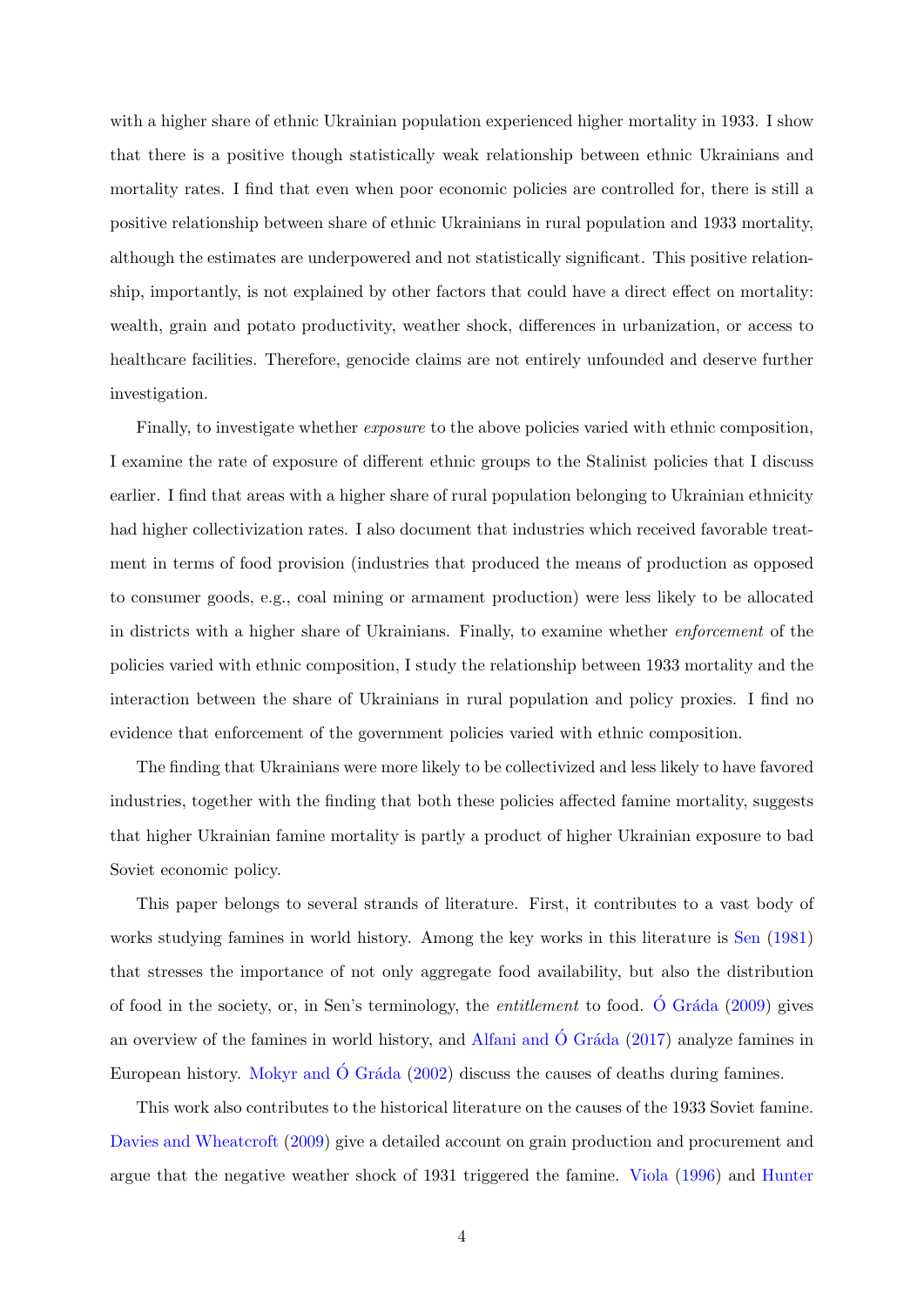with a higher share of ethnic Ukrainian population experienced higher mortality in 1933. I show that there is a positive though statistically weak relationship between ethnic Ukrainians and mortality rates. I find that even when poor economic policies are controlled for, there is still a positive relationship between share of ethnic Ukrainians in rural population and 1933 mortality, although the estimates are underpowered and not statistically significant. This positive relationship, importantly, is not explained by other factors that could have a direct effect on mortality: wealth, grain and potato productivity, weather shock, differences in urbanization, or access to healthcare facilities. Therefore, genocide claims are not entirely unfounded and deserve further investigation.

Finally, to investigate whether *exposure* to the above policies varied with ethnic composition, I examine the rate of exposure of different ethnic groups to the Stalinist policies that I discuss earlier. I find that areas with a higher share of rural population belonging to Ukrainian ethnicity had higher collectivization rates. I also document that industries which received favorable treatment in terms of food provision (industries that produced the means of production as opposed to consumer goods, e.g., coal mining or armament production) were less likely to be allocated in districts with a higher share of Ukrainians. Finally, to examine whether *enforcement* of the policies varied with ethnic composition, I study the relationship between 1933 mortality and the interaction between the share of Ukrainians in rural population and policy proxies. I find no evidence that enforcement of the government policies varied with ethnic composition.

The finding that Ukrainians were more likely to be collectivized and less likely to have favored industries, together with the finding that both these policies affected famine mortality, suggests that higher Ukrainian famine mortality is partly a product of higher Ukrainian exposure to bad Soviet economic policy.

This paper belongs to several strands of literature. First, it contributes to a vast body of works studying famines in world history. Among the key works in this literature is Sen (1981) that stresses the importance of not only aggregate food availability, but also the distribution of food in the society, or, in Sen's terminology, the *entitlement* to food. Ó Gráda (2009) gives an overview of the famines in world history, and Alfani and Ó Gráda (2017) analyze famines in European history. Mokyr and Ó Gráda (2002) discuss the causes of deaths during famines.

This work also contributes to the historical literature on the causes of the 1933 Soviet famine. Davies and Wheatcroft (2009) give a detailed account on grain production and procurement and argue that the negative weather shock of 1931 triggered the famine. Viola (1996) and Hunter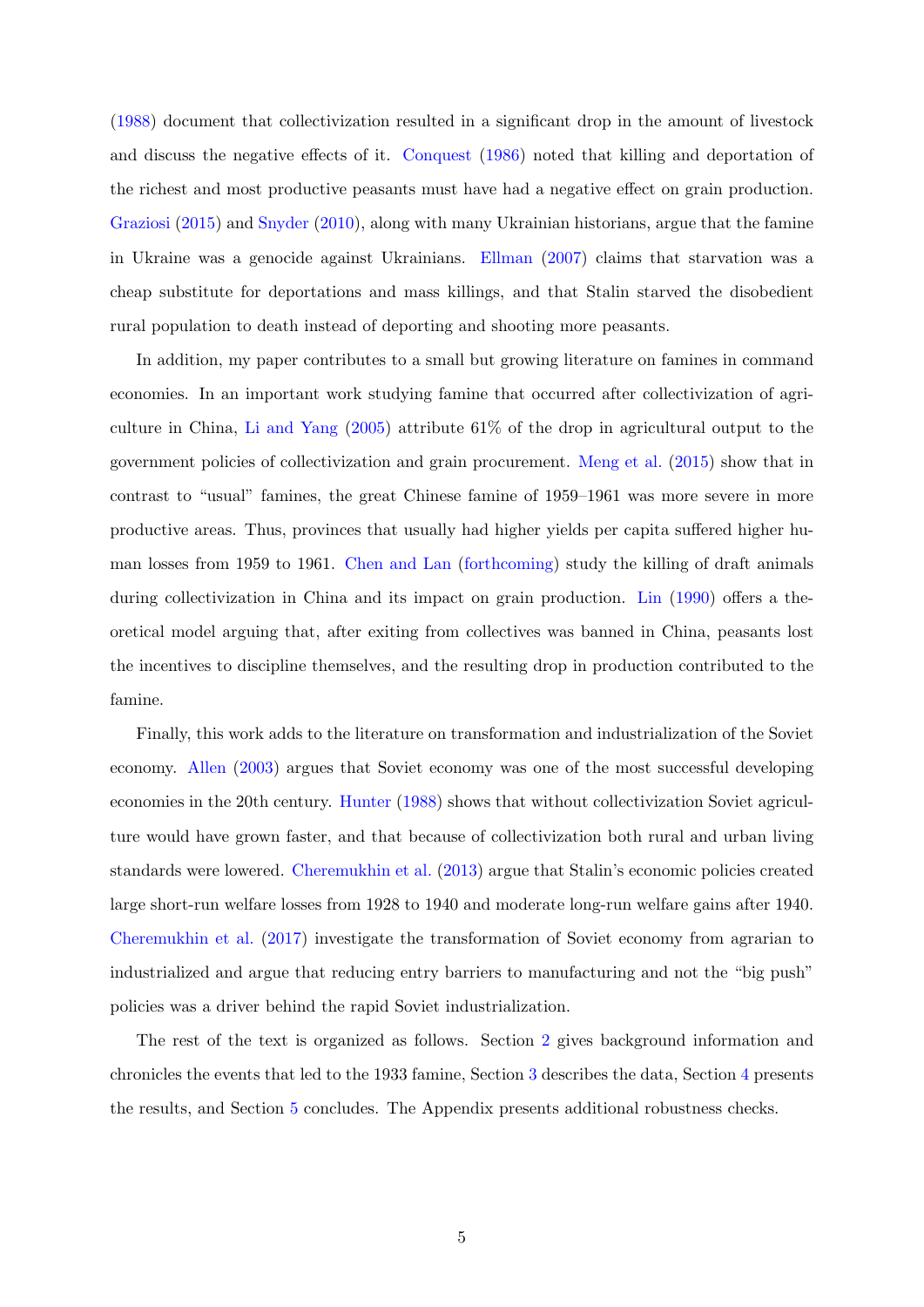(1988) document that collectivization resulted in a significant drop in the amount of livestock and discuss the negative effects of it. Conquest (1986) noted that killing and deportation of the richest and most productive peasants must have had a negative effect on grain production. Graziosi (2015) and Snyder (2010), along with many Ukrainian historians, argue that the famine in Ukraine was a genocide against Ukrainians. Ellman (2007) claims that starvation was a cheap substitute for deportations and mass killings, and that Stalin starved the disobedient rural population to death instead of deporting and shooting more peasants.

In addition, my paper contributes to a small but growing literature on famines in command economies. In an important work studying famine that occurred after collectivization of agriculture in China, Li and Yang (2005) attribute 61% of the drop in agricultural output to the government policies of collectivization and grain procurement. Meng et al. (2015) show that in contrast to "usual" famines, the great Chinese famine of 1959–1961 was more severe in more productive areas. Thus, provinces that usually had higher yields per capita suffered higher human losses from 1959 to 1961. Chen and Lan (forthcoming) study the killing of draft animals during collectivization in China and its impact on grain production. Lin (1990) offers a theoretical model arguing that, after exiting from collectives was banned in China, peasants lost the incentives to discipline themselves, and the resulting drop in production contributed to the famine.

Finally, this work adds to the literature on transformation and industrialization of the Soviet economy. Allen (2003) argues that Soviet economy was one of the most successful developing economies in the 20th century. Hunter (1988) shows that without collectivization Soviet agriculture would have grown faster, and that because of collectivization both rural and urban living standards were lowered. Cheremukhin et al. (2013) argue that Stalin's economic policies created large short-run welfare losses from 1928 to 1940 and moderate long-run welfare gains after 1940. Cheremukhin et al. (2017) investigate the transformation of Soviet economy from agrarian to industrialized and argue that reducing entry barriers to manufacturing and not the "big push" policies was a driver behind the rapid Soviet industrialization.

The rest of the text is organized as follows. Section 2 gives background information and chronicles the events that led to the 1933 famine, Section 3 describes the data, Section 4 presents the results, and Section 5 concludes. The Appendix presents additional robustness checks.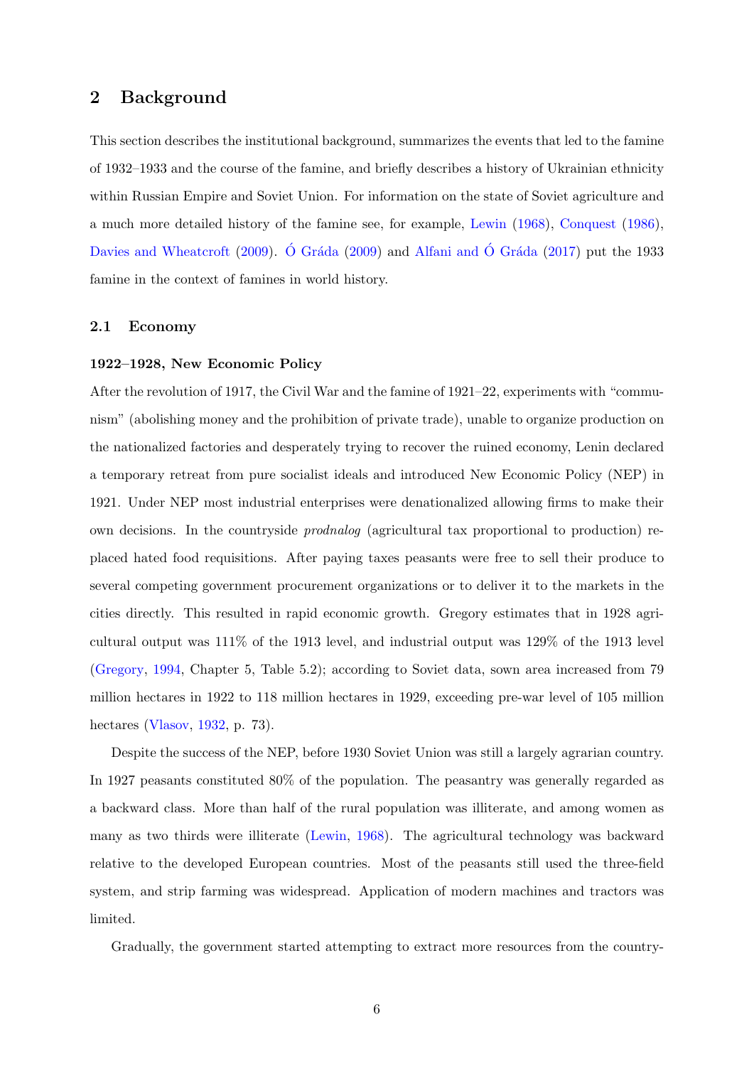## 2 Background

This section describes the institutional background, summarizes the events that led to the famine of 1932–1933 and the course of the famine, and briefly describes a history of Ukrainian ethnicity within Russian Empire and Soviet Union. For information on the state of Soviet agriculture and a much more detailed history of the famine see, for example, Lewin (1968), Conquest (1986), Davies and Wheatcroft (2009). Ó Gráda (2009) and Alfani and Ó Gráda (2017) put the 1933 famine in the context of famines in world history.

### 2.1 Economy

**1922–1928, New Economic Policy**

After the revolution of 1917, the Civil War and the famine of 1921–22, experiments with "communism" (abolishing money and the prohibition of private trade), unable to organize production on the nationalized factories and desperately trying to recover the ruined economy, Lenin declared a temporary retreat from pure socialist ideals and introduced New Economic Policy (NEP) in 1921. Under NEP most industrial enterprises were denationalized allowing firms to make their own decisions. In the countryside *prodnalog* (agricultural tax proportional to production) replaced hated food requisitions. After paying taxes peasants were free to sell their produce to several competing government procurement organizations or to deliver it to the markets in the cities directly. This resulted in rapid economic growth. Gregory estimates that in 1928 agricultural output was 111% of the 1913 level, and industrial output was 129% of the 1913 level (Gregory, 1994, Chapter 5, Table 5.2); according to Soviet data, sown area increased from 79 million hectares in 1922 to 118 million hectares in 1929, exceeding pre-war level of 105 million hectares (Vlasov, 1932, p. 73).

Despite the success of the NEP, before 1930 Soviet Union was still a largely agrarian country. In 1927 peasants constituted 80% of the population. The peasantry was generally regarded as a backward class. More than half of the rural population was illiterate, and among women as many as two thirds were illiterate (Lewin, 1968). The agricultural technology was backward relative to the developed European countries. Most of the peasants still used the three-field system, and strip farming was widespread. Application of modern machines and tractors was limited.

Gradually, the government started attempting to extract more resources from the country-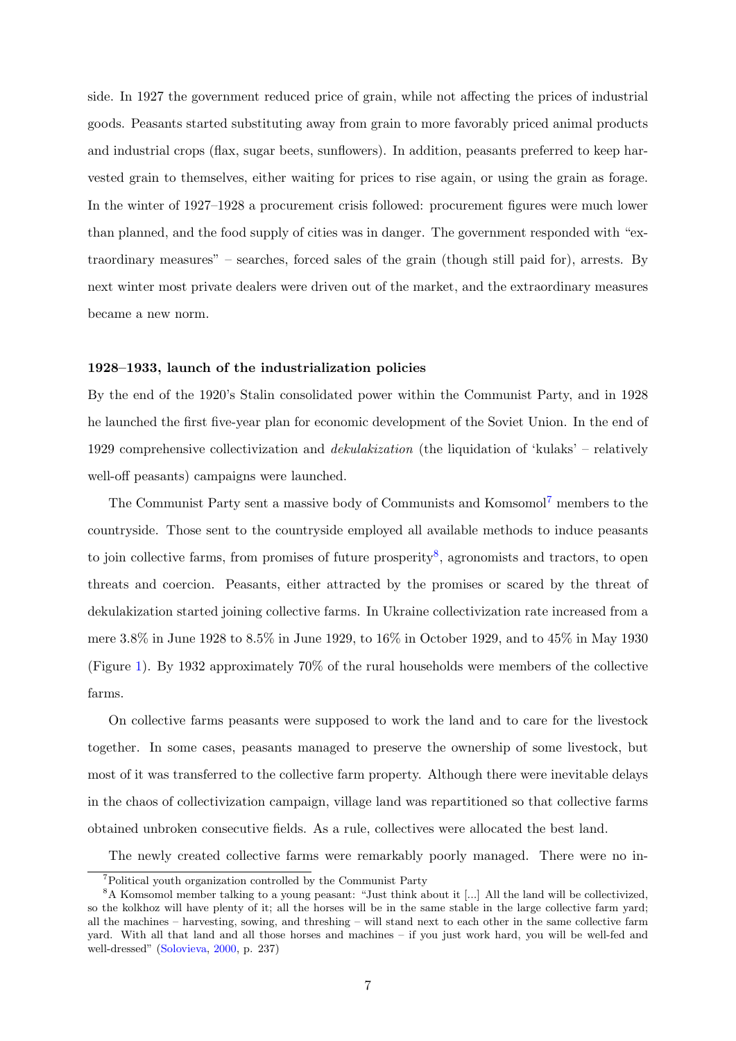side. In 1927 the government reduced price of grain, while not affecting the prices of industrial goods. Peasants started substituting away from grain to more favorably priced animal products and industrial crops (flax, sugar beets, sunflowers). In addition, peasants preferred to keep harvested grain to themselves, either waiting for prices to rise again, or using the grain as forage. In the winter of 1927–1928 a procurement crisis followed: procurement figures were much lower than planned, and the food supply of cities was in danger. The government responded with "extraordinary measures" – searches, forced sales of the grain (though still paid for), arrests. By next winter most private dealers were driven out of the market, and the extraordinary measures became a new norm.

**1928–1933, launch of the industrialization policies**

By the end of the 1920's Stalin consolidated power within the Communist Party, and in 1928 he launched the first five-year plan for economic development of the Soviet Union. In the end of 1929 comprehensive collectivization and *dekulakization* (the liquidation of 'kulaks' – relatively well-off peasants) campaigns were launched.

The Communist Party sent a massive body of Communists and Komsomol[7] members to the countryside. Those sent to the countryside employed all available methods to induce peasants to join collective farms, from promises of future prosperity[8], agronomists and tractors, to open threats and coercion. Peasants, either attracted by the promises or scared by the threat of dekulakization started joining collective farms. In Ukraine collectivization rate increased from a mere 3.8% in June 1928 to 8.5% in June 1929, to 16% in October 1929, and to 45% in May 1930 (Figure 1). By 1932 approximately 70% of the rural households were members of the collective farms.

On collective farms peasants were supposed to work the land and to care for the livestock together. In some cases, peasants managed to preserve the ownership of some livestock, but most of it was transferred to the collective farm property. Although there were inevitable delays in the chaos of collectivization campaign, village land was repartitioned so that collective farms obtained unbroken consecutive fields. As a rule, collectives were allocated the best land.

The newly created collective farms were remarkably poorly managed. There were no in-

[7] Political youth organization controlled by the Communist Party

[8] A Komsomol member talking to a young peasant: "Just think about it [...] All the land will be collectivized, so the kolkhoz will have plenty of it; all the horses will be in the same stable in the large collective farm yard; all the machines – harvesting, sowing, and threshing – will stand next to each other in the same collective farm yard. With all that land and all those horses and machines – if you just work hard, you will be well-fed and well-dressed" (Solovieva, 2000, p. 237)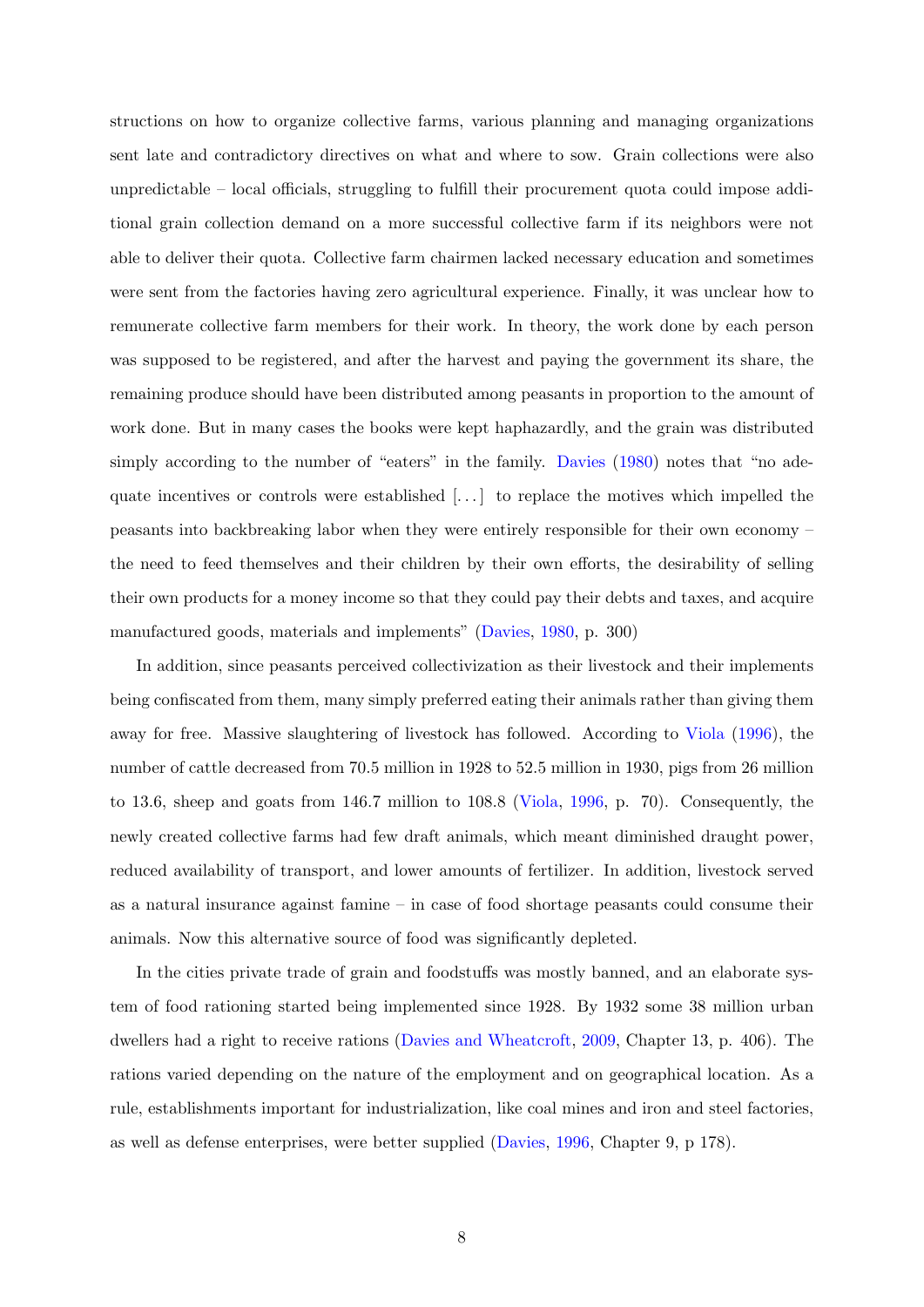structions on how to organize collective farms, various planning and managing organizations sent late and contradictory directives on what and where to sow. Grain collections were also unpredictable – local officials, struggling to fulfill their procurement quota could impose additional grain collection demand on a more successful collective farm if its neighbors were not able to deliver their quota. Collective farm chairmen lacked necessary education and sometimes were sent from the factories having zero agricultural experience. Finally, it was unclear how to remunerate collective farm members for their work. In theory, the work done by each person was supposed to be registered, and after the harvest and paying the government its share, the remaining produce should have been distributed among peasants in proportion to the amount of work done. But in many cases the books were kept haphazardly, and the grain was distributed simply according to the number of "eaters" in the family. Davies (1980) notes that "no adequate incentives or controls were established [. . . ] to replace the motives which impelled the peasants into backbreaking labor when they were entirely responsible for their own economy – the need to feed themselves and their children by their own efforts, the desirability of selling their own products for a money income so that they could pay their debts and taxes, and acquire manufactured goods, materials and implements" (Davies, 1980, p. 300)

In addition, since peasants perceived collectivization as their livestock and their implements being confiscated from them, many simply preferred eating their animals rather than giving them away for free. Massive slaughtering of livestock has followed. According to Viola (1996), the number of cattle decreased from 70.5 million in 1928 to 52.5 million in 1930, pigs from 26 million to 13.6, sheep and goats from 146.7 million to 108.8 (Viola, 1996, p. 70). Consequently, the newly created collective farms had few draft animals, which meant diminished draught power, reduced availability of transport, and lower amounts of fertilizer. In addition, livestock served as a natural insurance against famine – in case of food shortage peasants could consume their animals. Now this alternative source of food was significantly depleted.

In the cities private trade of grain and foodstuffs was mostly banned, and an elaborate system of food rationing started being implemented since 1928. By 1932 some 38 million urban dwellers had a right to receive rations (Davies and Wheatcroft, 2009, Chapter 13, p. 406). The rations varied depending on the nature of the employment and on geographical location. As a rule, establishments important for industrialization, like coal mines and iron and steel factories, as well as defense enterprises, were better supplied (Davies, 1996, Chapter 9, p 178).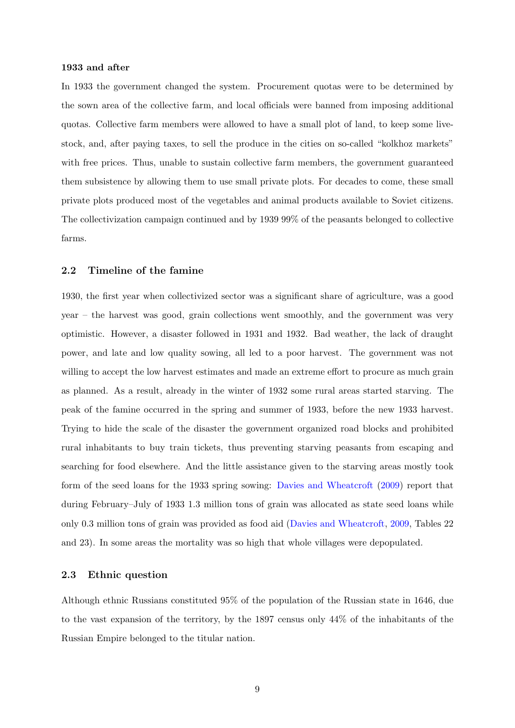**1933 and after**

In 1933 the government changed the system. Procurement quotas were to be determined by the sown area of the collective farm, and local officials were banned from imposing additional quotas. Collective farm members were allowed to have a small plot of land, to keep some livestock, and, after paying taxes, to sell the produce in the cities on so-called "kolkhoz markets" with free prices. Thus, unable to sustain collective farm members, the government guaranteed them subsistence by allowing them to use small private plots. For decades to come, these small private plots produced most of the vegetables and animal products available to Soviet citizens. The collectivization campaign continued and by 1939 99% of the peasants belonged to collective farms.

## 2.2 Timeline of the famine

1930, the first year when collectivized sector was a significant share of agriculture, was a good year – the harvest was good, grain collections went smoothly, and the government was very optimistic. However, a disaster followed in 1931 and 1932. Bad weather, the lack of draught power, and late and low quality sowing, all led to a poor harvest. The government was not willing to accept the low harvest estimates and made an extreme effort to procure as much grain as planned. As a result, already in the winter of 1932 some rural areas started starving. The peak of the famine occurred in the spring and summer of 1933, before the new 1933 harvest. Trying to hide the scale of the disaster the government organized road blocks and prohibited rural inhabitants to buy train tickets, thus preventing starving peasants from escaping and searching for food elsewhere. And the little assistance given to the starving areas mostly took form of the seed loans for the 1933 spring sowing: Davies and Wheatcroft (2009) report that during February–July of 1933 1.3 million tons of grain was allocated as state seed loans while only 0.3 million tons of grain was provided as food aid (Davies and Wheatcroft, 2009, Tables 22 and 23). In some areas the mortality was so high that whole villages were depopulated.

## 2.3 Ethnic question

Although ethnic Russians constituted 95% of the population of the Russian state in 1646, due to the vast expansion of the territory, by the 1897 census only 44% of the inhabitants of the Russian Empire belonged to the titular nation.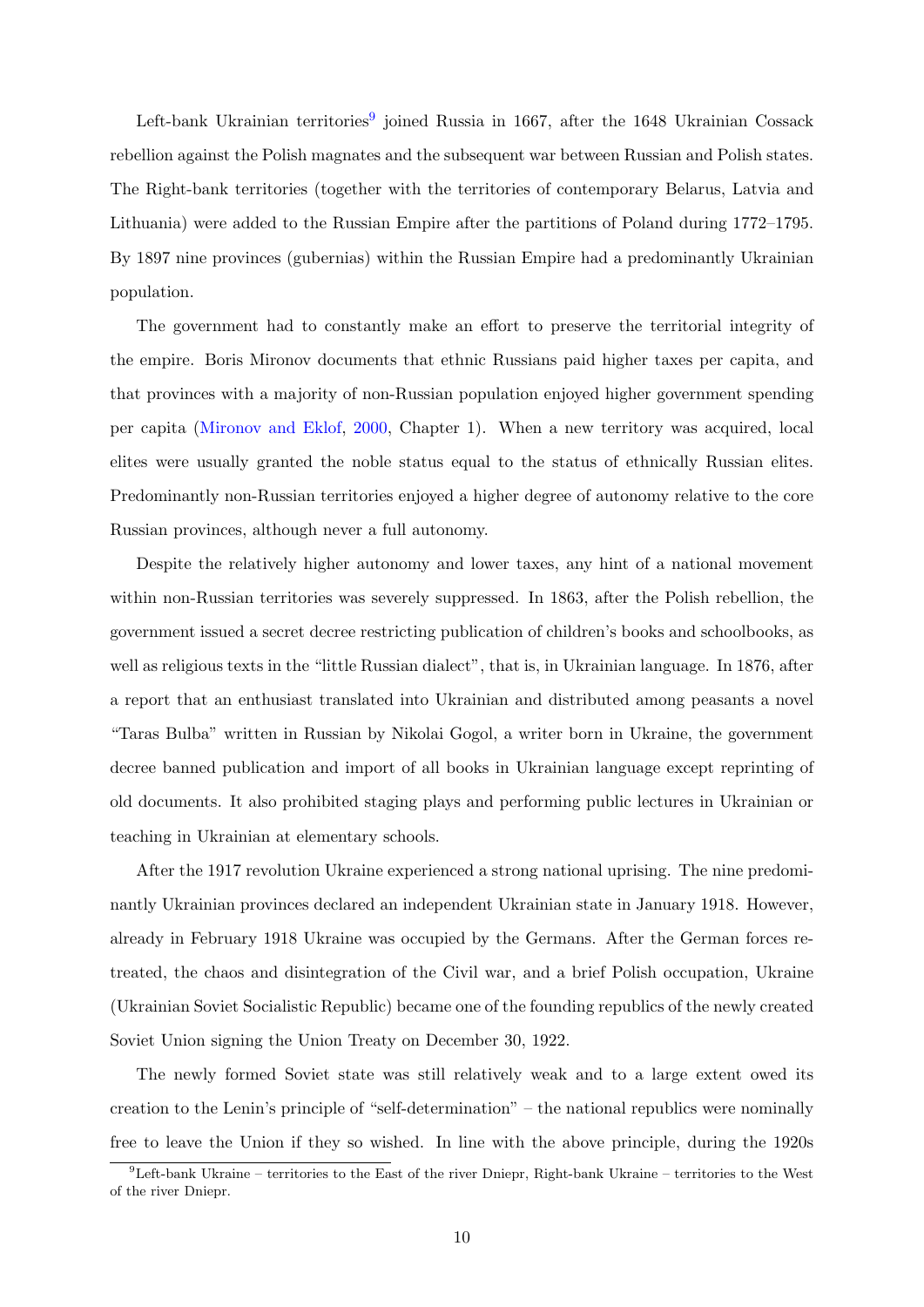Left-bank Ukrainian territories[9] joined Russia in 1667, after the 1648 Ukrainian Cossack rebellion against the Polish magnates and the subsequent war between Russian and Polish states. The Right-bank territories (together with the territories of contemporary Belarus, Latvia and Lithuania) were added to the Russian Empire after the partitions of Poland during 1772–1795. By 1897 nine provinces (gubernias) within the Russian Empire had a predominantly Ukrainian population.

The government had to constantly make an effort to preserve the territorial integrity of the empire. Boris Mironov documents that ethnic Russians paid higher taxes per capita, and that provinces with a majority of non-Russian population enjoyed higher government spending per capita (Mironov and Eklof, 2000, Chapter 1). When a new territory was acquired, local elites were usually granted the noble status equal to the status of ethnically Russian elites. Predominantly non-Russian territories enjoyed a higher degree of autonomy relative to the core Russian provinces, although never a full autonomy.

Despite the relatively higher autonomy and lower taxes, any hint of a national movement within non-Russian territories was severely suppressed. In 1863, after the Polish rebellion, the government issued a secret decree restricting publication of children's books and schoolbooks, as well as religious texts in the "little Russian dialect", that is, in Ukrainian language. In 1876, after a report that an enthusiast translated into Ukrainian and distributed among peasants a novel "Taras Bulba" written in Russian by Nikolai Gogol, a writer born in Ukraine, the government decree banned publication and import of all books in Ukrainian language except reprinting of old documents. It also prohibited staging plays and performing public lectures in Ukrainian or teaching in Ukrainian at elementary schools.

After the 1917 revolution Ukraine experienced a strong national uprising. The nine predominantly Ukrainian provinces declared an independent Ukrainian state in January 1918. However, already in February 1918 Ukraine was occupied by the Germans. After the German forces retreated, the chaos and disintegration of the Civil war, and a brief Polish occupation, Ukraine (Ukrainian Soviet Socialistic Republic) became one of the founding republics of the newly created Soviet Union signing the Union Treaty on December 30, 1922.

The newly formed Soviet state was still relatively weak and to a large extent owed its creation to the Lenin's principle of "self-determination" – the national republics were nominally free to leave the Union if they so wished. In line with the above principle, during the 1920s

[9] Left-bank Ukraine – territories to the East of the river Dniepr, Right-bank Ukraine – territories to the West of the river Dniepr.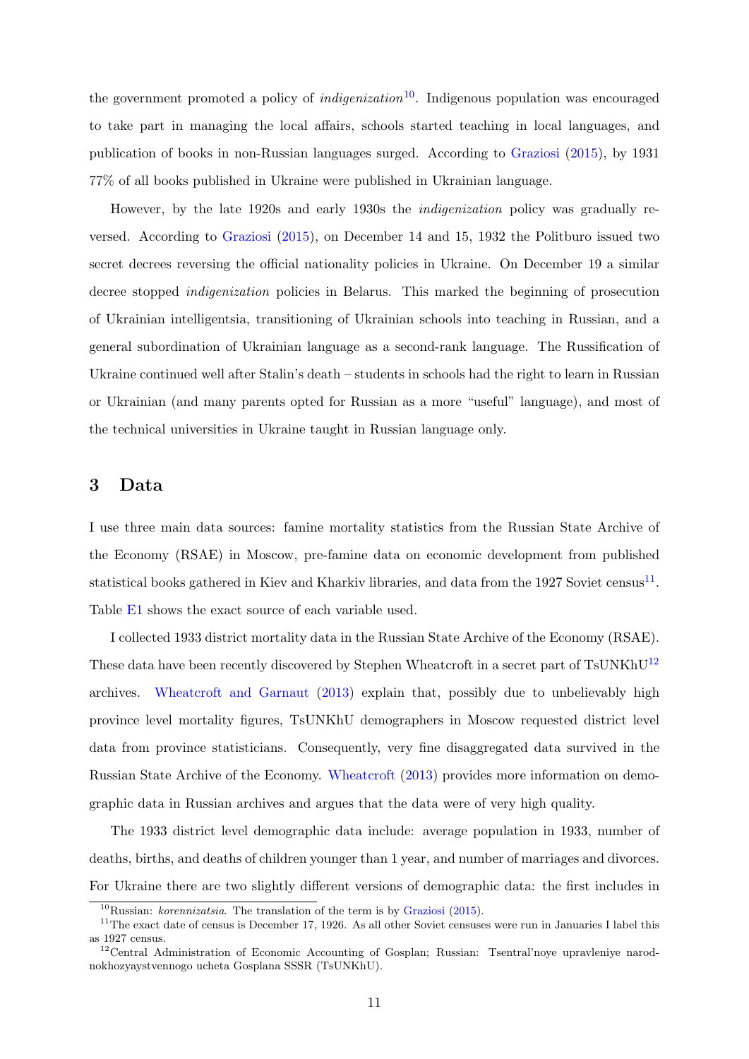the government promoted a policy of *indigenization*[10]. Indigenous population was encouraged to take part in managing the local affairs, schools started teaching in local languages, and publication of books in non-Russian languages surged. According to Graziosi (2015), by 1931 77% of all books published in Ukraine were published in Ukrainian language.

However, by the late 1920s and early 1930s the *indigenization* policy was gradually reversed. According to Graziosi (2015), on December 14 and 15, 1932 the Politburo issued two secret decrees reversing the official nationality policies in Ukraine. On December 19 a similar decree stopped *indigenization* policies in Belarus. This marked the beginning of prosecution of Ukrainian intelligentsia, transitioning of Ukrainian schools into teaching in Russian, and a general subordination of Ukrainian language as a second-rank language. The Russification of Ukraine continued well after Stalin's death – students in schools had the right to learn in Russian or Ukrainian (and many parents opted for Russian as a more "useful" language), and most of the technical universities in Ukraine taught in Russian language only.

## 3 Data

I use three main data sources: famine mortality statistics from the Russian State Archive of the Economy (RSAE) in Moscow, pre-famine data on economic development from published statistical books gathered in Kiev and Kharkiv libraries, and data from the 1927 Soviet census[11]. Table E1 shows the exact source of each variable used.

I collected 1933 district mortality data in the Russian State Archive of the Economy (RSAE). These data have been recently discovered by Stephen Wheatcroft in a secret part of TsUNKhU[12] archives. Wheatcroft and Garnaut (2013) explain that, possibly due to unbelievably high province level mortality figures, TsUNKhU demographers in Moscow requested district level data from province statisticians. Consequently, very fine disaggregated data survived in the Russian State Archive of the Economy. Wheatcroft (2013) provides more information on demographic data in Russian archives and argues that the data were of very high quality.

The 1933 district level demographic data include: average population in 1933, number of deaths, births, and deaths of children younger than 1 year, and number of marriages and divorces. For Ukraine there are two slightly different versions of demographic data: the first includes in

---

[10] Russian: *korennizatsia*. The translation of the term is by Graziosi (2015).

[11] The exact date of census is December 17, 1926. As all other Soviet censuses were run in Januaries I label this as 1927 census.

[12] Central Administration of Economic Accounting of Gosplan; Russian: Tsentral'noye upravleniye narodnokhozyaystvennogo ucheta Gosplana SSSR (TsUNKhU).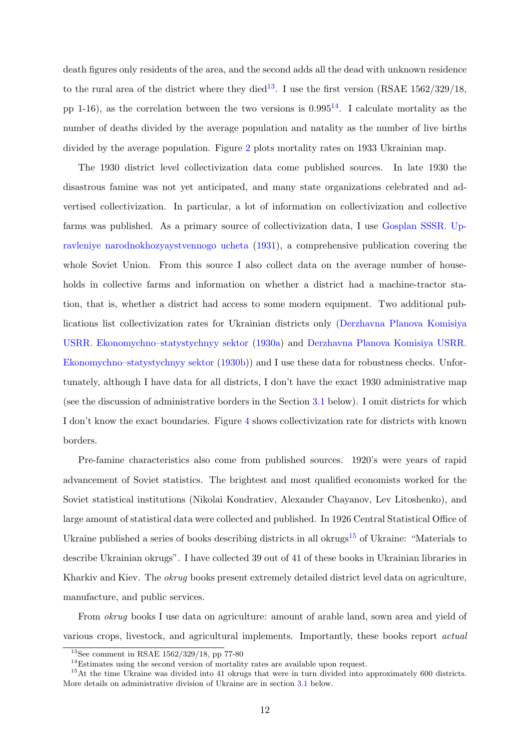death figures only residents of the area, and the second adds all the dead with unknown residence to the rural area of the district where they died[13]. I use the first version (RSAE 1562/329/18, pp 1-16), as the correlation between the two versions is 0.995[14]. I calculate mortality as the number of deaths divided by the average population and natality as the number of live births divided by the average population. Figure 2 plots mortality rates on 1933 Ukrainian map.

The 1930 district level collectivization data come published sources. In late 1930 the disastrous famine was not yet anticipated, and many state organizations celebrated and advertised collectivization. In particular, a lot of information on collectivization and collective farms was published. As a primary source of collectivization data, I use Gosplan SSSR. Upravleniye narodnokhozyaystvennogo ucheta (1931), a comprehensive publication covering the whole Soviet Union. From this source I also collect data on the average number of households in collective farms and information on whether a district had a machine-tractor station, that is, whether a district had access to some modern equipment. Two additional publications list collectivization rates for Ukrainian districts only (Derzhavna Planova Komisiya USRR. Ekonomychno–statystychnyy sektor (1930a) and Derzhavna Planova Komisiya USRR. Ekonomychno–statystychnyy sektor (1930b)) and I use these data for robustness checks. Unfortunately, although I have data for all districts, I don't have the exact 1930 administrative map (see the discussion of administrative borders in the Section 3.1 below). I omit districts for which I don't know the exact boundaries. Figure 4 shows collectivization rate for districts with known borders.

Pre-famine characteristics also come from published sources. 1920's were years of rapid advancement of Soviet statistics. The brightest and most qualified economists worked for the Soviet statistical institutions (Nikolai Kondratiev, Alexander Chayanov, Lev Litoshenko), and large amount of statistical data were collected and published. In 1926 Central Statistical Office of Ukraine published a series of books describing districts in all okrugs[15] of Ukraine: "Materials to describe Ukrainian okrugs". I have collected 39 out of 41 of these books in Ukrainian libraries in Kharkiv and Kiev. The *okrug* books present extremely detailed district level data on agriculture, manufacture, and public services.

From *okrug* books I use data on agriculture: amount of arable land, sown area and yield of various crops, livestock, and agricultural implements. Importantly, these books report *actual*

[13] See comment in RSAE 1562/329/18, pp 77-80

[14] Estimates using the second version of mortality rates are available upon request.

[15] At the time Ukraine was divided into 41 okrugs that were in turn divided into approximately 600 districts. More details on administrative division of Ukraine are in section 3.1 below.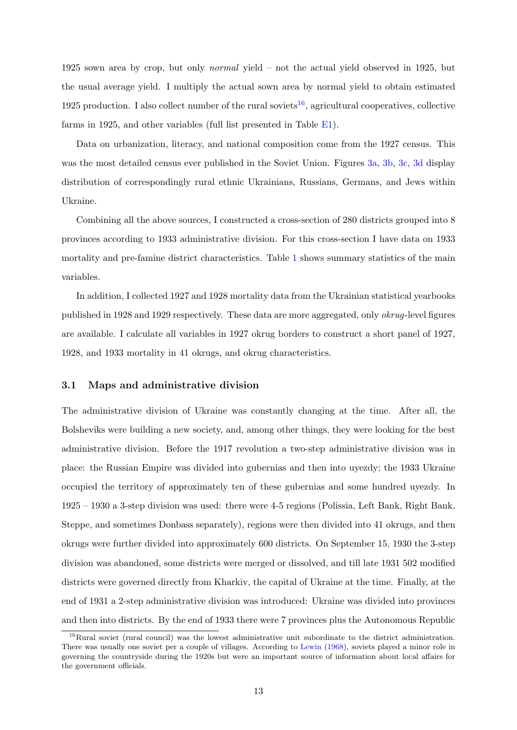1925 sown area by crop, but only *normal* yield – not the actual yield observed in 1925, but the usual average yield. I multiply the actual sown area by normal yield to obtain estimated 1925 production. I also collect number of the rural soviets[16], agricultural cooperatives, collective farms in 1925, and other variables (full list presented in Table E1).

Data on urbanization, literacy, and national composition come from the 1927 census. This was the most detailed census ever published in the Soviet Union. Figures 3a, 3b, 3c, 3d display distribution of correspondingly rural ethnic Ukrainians, Russians, Germans, and Jews within Ukraine.

Combining all the above sources, I constructed a cross-section of 280 districts grouped into 8 provinces according to 1933 administrative division. For this cross-section I have data on 1933 mortality and pre-famine district characteristics. Table 1 shows summary statistics of the main variables.

In addition, I collected 1927 and 1928 mortality data from the Ukrainian statistical yearbooks published in 1928 and 1929 respectively. These data are more aggregated, only *okrug*-level figures are available. I calculate all variables in 1927 okrug borders to construct a short panel of 1927, 1928, and 1933 mortality in 41 okrugs, and okrug characteristics.

### 3.1 Maps and administrative division

The administrative division of Ukraine was constantly changing at the time. After all, the Bolsheviks were building a new society, and, among other things, they were looking for the best administrative division. Before the 1917 revolution a two-step administrative division was in place: the Russian Empire was divided into gubernias and then into uyezdy; the 1933 Ukraine occupied the territory of approximately ten of these gubernias and some hundred uyezdy. In 1925 – 1930 a 3-step division was used: there were 4-5 regions (Polissia, Left Bank, Right Bank, Steppe, and sometimes Donbass separately), regions were then divided into 41 okrugs, and then okrugs were further divided into approximately 600 districts. On September 15, 1930 the 3-step division was abandoned, some districts were merged or dissolved, and till late 1931 502 modified districts were governed directly from Kharkiv, the capital of Ukraine at the time. Finally, at the end of 1931 a 2-step administrative division was introduced: Ukraine was divided into provinces and then into districts. By the end of 1933 there were 7 provinces plus the Autonomous Republic

[16] Rural soviet (rural council) was the lowest administrative unit subordinate to the district administration. There was usually one soviet per a couple of villages. According to Lewin (1968), soviets played a minor role in governing the countryside during the 1920s but were an important source of information about local affairs for the government officials.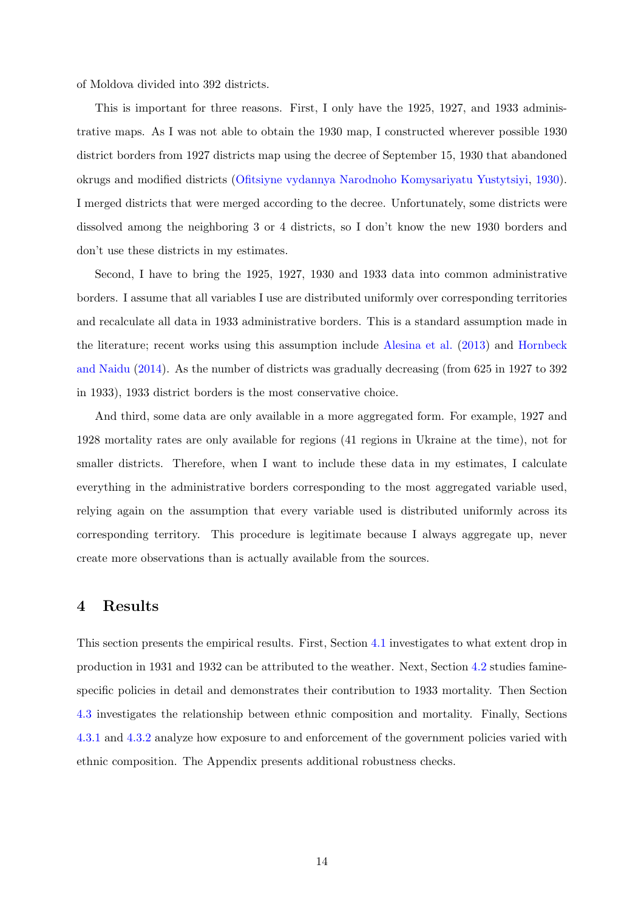of Moldova divided into 392 districts.

This is important for three reasons. First, I only have the 1925, 1927, and 1933 administrative maps. As I was not able to obtain the 1930 map, I constructed wherever possible 1930 district borders from 1927 districts map using the decree of September 15, 1930 that abandoned okrugs and modified districts (Ofitsiyne vydannya Narodnoho Komysariyatu Yustytsiyi, 1930). I merged districts that were merged according to the decree. Unfortunately, some districts were dissolved among the neighboring 3 or 4 districts, so I don't know the new 1930 borders and don't use these districts in my estimates.

Second, I have to bring the 1925, 1927, 1930 and 1933 data into common administrative borders. I assume that all variables I use are distributed uniformly over corresponding territories and recalculate all data in 1933 administrative borders. This is a standard assumption made in the literature; recent works using this assumption include Alesina et al. (2013) and Hornbeck and Naidu (2014). As the number of districts was gradually decreasing (from 625 in 1927 to 392 in 1933), 1933 district borders is the most conservative choice.

And third, some data are only available in a more aggregated form. For example, 1927 and 1928 mortality rates are only available for regions (41 regions in Ukraine at the time), not for smaller districts. Therefore, when I want to include these data in my estimates, I calculate everything in the administrative borders corresponding to the most aggregated variable used, relying again on the assumption that every variable used is distributed uniformly across its corresponding territory. This procedure is legitimate because I always aggregate up, never create more observations than is actually available from the sources.

# 4 Results

This section presents the empirical results. First, Section 4.1 investigates to what extent drop in production in 1931 and 1932 can be attributed to the weather. Next, Section 4.2 studies famine-specific policies in detail and demonstrates their contribution to 1933 mortality. Then Section 4.3 investigates the relationship between ethnic composition and mortality. Finally, Sections 4.3.1 and 4.3.2 analyze how exposure to and enforcement of the government policies varied with ethnic composition. The Appendix presents additional robustness checks.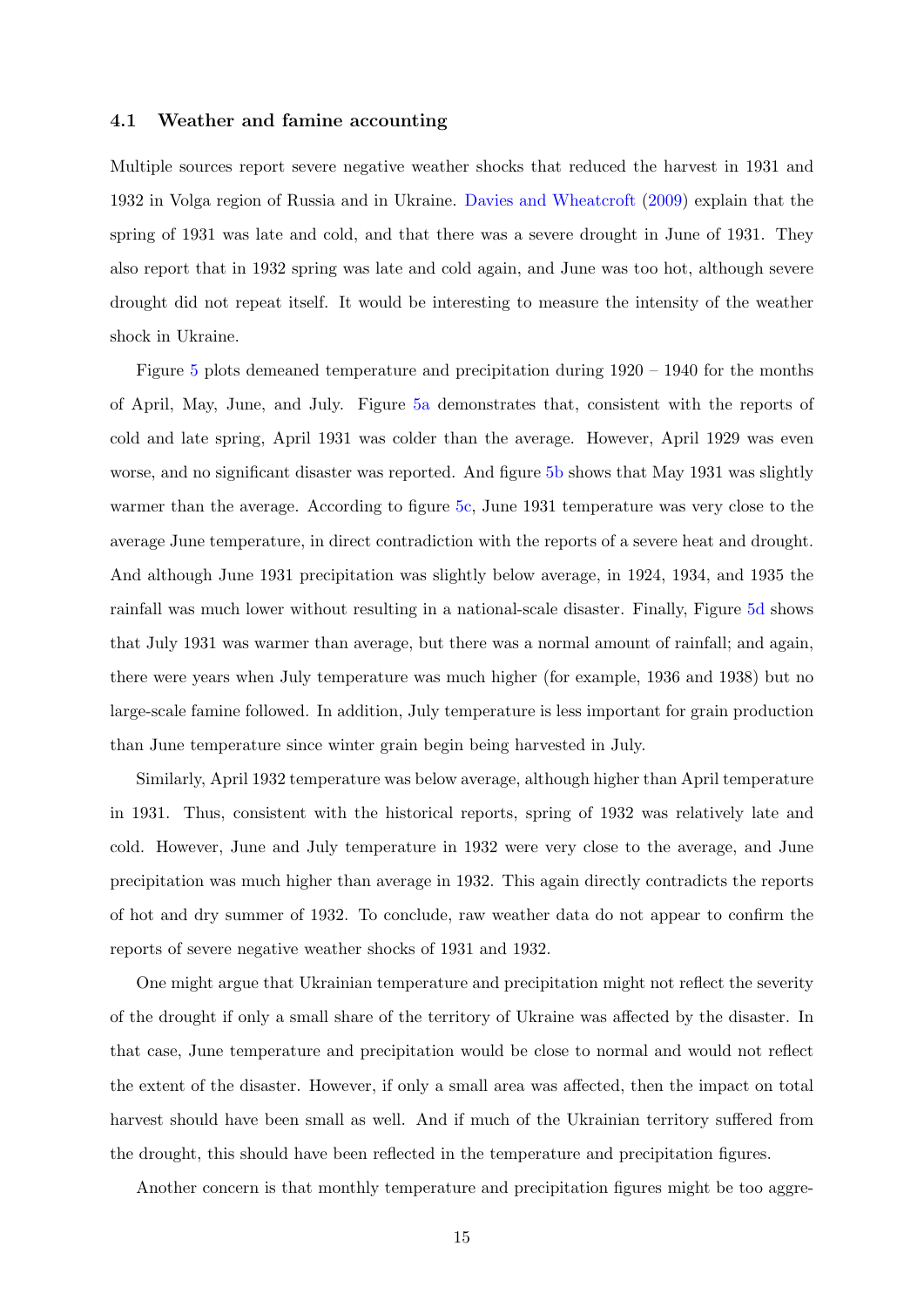### 4.1 Weather and famine accounting

Multiple sources report severe negative weather shocks that reduced the harvest in 1931 and 1932 in Volga region of Russia and in Ukraine. Davies and Wheatcroft (2009) explain that the spring of 1931 was late and cold, and that there was a severe drought in June of 1931. They also report that in 1932 spring was late and cold again, and June was too hot, although severe drought did not repeat itself. It would be interesting to measure the intensity of the weather shock in Ukraine.

Figure 5 plots demeaned temperature and precipitation during 1920 – 1940 for the months of April, May, June, and July. Figure 5a demonstrates that, consistent with the reports of cold and late spring, April 1931 was colder than the average. However, April 1929 was even worse, and no significant disaster was reported. And figure 5b shows that May 1931 was slightly warmer than the average. According to figure 5c, June 1931 temperature was very close to the average June temperature, in direct contradiction with the reports of a severe heat and drought. And although June 1931 precipitation was slightly below average, in 1924, 1934, and 1935 the rainfall was much lower without resulting in a national-scale disaster. Finally, Figure 5d shows that July 1931 was warmer than average, but there was a normal amount of rainfall; and again, there were years when July temperature was much higher (for example, 1936 and 1938) but no large-scale famine followed. In addition, July temperature is less important for grain production than June temperature since winter grain begin being harvested in July.

Similarly, April 1932 temperature was below average, although higher than April temperature in 1931. Thus, consistent with the historical reports, spring of 1932 was relatively late and cold. However, June and July temperature in 1932 were very close to the average, and June precipitation was much higher than average in 1932. This again directly contradicts the reports of hot and dry summer of 1932. To conclude, raw weather data do not appear to confirm the reports of severe negative weather shocks of 1931 and 1932.

One might argue that Ukrainian temperature and precipitation might not reflect the severity of the drought if only a small share of the territory of Ukraine was affected by the disaster. In that case, June temperature and precipitation would be close to normal and would not reflect the extent of the disaster. However, if only a small area was affected, then the impact on total harvest should have been small as well. And if much of the Ukrainian territory suffered from the drought, this should have been reflected in the temperature and precipitation figures.

Another concern is that monthly temperature and precipitation figures might be too aggre-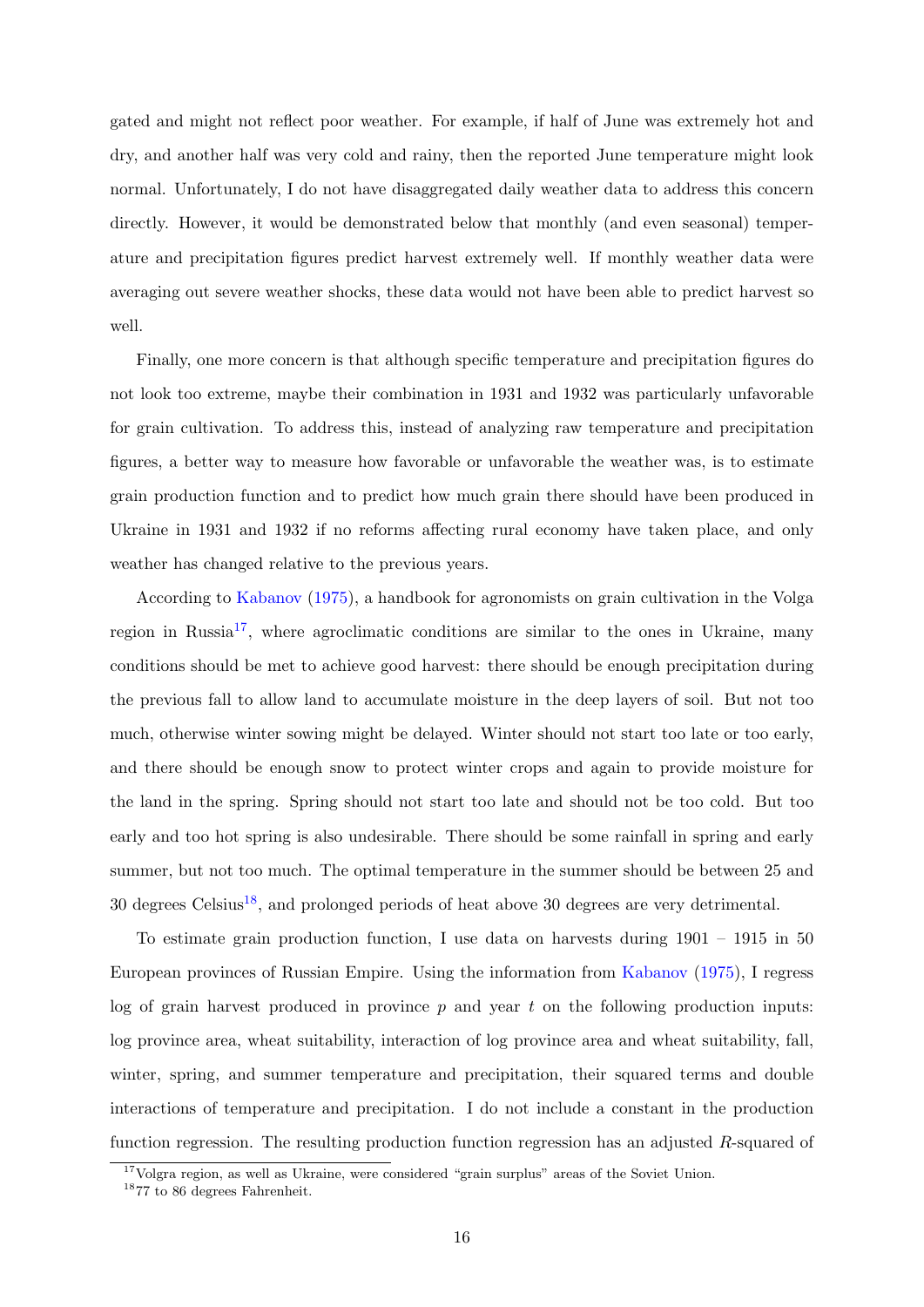gated and might not reflect poor weather. For example, if half of June was extremely hot and dry, and another half was very cold and rainy, then the reported June temperature might look normal. Unfortunately, I do not have disaggregated daily weather data to address this concern directly. However, it would be demonstrated below that monthly (and even seasonal) temperature and precipitation figures predict harvest extremely well. If monthly weather data were averaging out severe weather shocks, these data would not have been able to predict harvest so well.

Finally, one more concern is that although specific temperature and precipitation figures do not look too extreme, maybe their combination in 1931 and 1932 was particularly unfavorable for grain cultivation. To address this, instead of analyzing raw temperature and precipitation figures, a better way to measure how favorable or unfavorable the weather was, is to estimate grain production function and to predict how much grain there should have been produced in Ukraine in 1931 and 1932 if no reforms affecting rural economy have taken place, and only weather has changed relative to the previous years.

According to Kabanov (1975), a handbook for agronomists on grain cultivation in the Volga region in Russia[17], where agroclimatic conditions are similar to the ones in Ukraine, many conditions should be met to achieve good harvest: there should be enough precipitation during the previous fall to allow land to accumulate moisture in the deep layers of soil. But not too much, otherwise winter sowing might be delayed. Winter should not start too late or too early, and there should be enough snow to protect winter crops and again to provide moisture for the land in the spring. Spring should not start too late and should not be too cold. But too early and too hot spring is also undesirable. There should be some rainfall in spring and early summer, but not too much. The optimal temperature in the summer should be between 25 and 30 degrees Celsius[18], and prolonged periods of heat above 30 degrees are very detrimental.

To estimate grain production function, I use data on harvests during 1901 – 1915 in 50 European provinces of Russian Empire. Using the information from Kabanov (1975), I regress log of grain harvest produced in province $p$ and year $t$ on the following production inputs: log province area, wheat suitability, interaction of log province area and wheat suitability, fall, winter, spring, and summer temperature and precipitation, their squared terms and double interactions of temperature and precipitation. I do not include a constant in the production function regression. The resulting production function regression has an adjusted $R$-squared of

[17] Volgra region, as well as Ukraine, were considered "grain surplus" areas of the Soviet Union.

[18] 77 to 86 degrees Fahrenheit.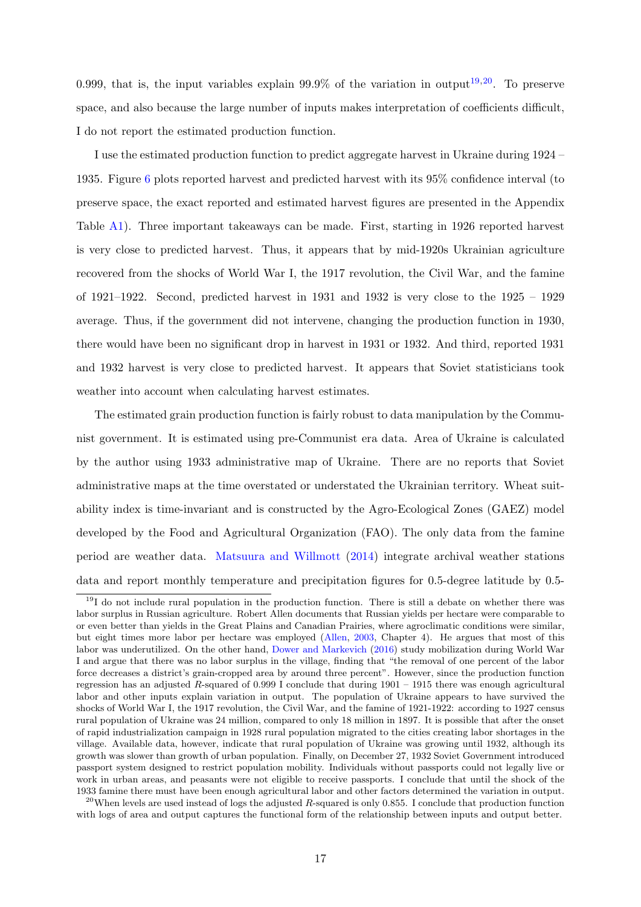0.999, that is, the input variables explain 99.9% of the variation in output[19,20]. To preserve space, and also because the large number of inputs makes interpretation of coefficients difficult, I do not report the estimated production function.

I use the estimated production function to predict aggregate harvest in Ukraine during 1924 – 1935. Figure 6 plots reported harvest and predicted harvest with its 95% confidence interval (to preserve space, the exact reported and estimated harvest figures are presented in the Appendix Table A1). Three important takeaways can be made. First, starting in 1926 reported harvest is very close to predicted harvest. Thus, it appears that by mid-1920s Ukrainian agriculture recovered from the shocks of World War I, the 1917 revolution, the Civil War, and the famine of 1921–1922. Second, predicted harvest in 1931 and 1932 is very close to the 1925 – 1929 average. Thus, if the government did not intervene, changing the production function in 1930, there would have been no significant drop in harvest in 1931 or 1932. And third, reported 1931 and 1932 harvest is very close to predicted harvest. It appears that Soviet statisticians took weather into account when calculating harvest estimates.

The estimated grain production function is fairly robust to data manipulation by the Communist government. It is estimated using pre-Communist era data. Area of Ukraine is calculated by the author using 1933 administrative map of Ukraine. There are no reports that Soviet administrative maps at the time overstated or understated the Ukrainian territory. Wheat suitability index is time-invariant and is constructed by the Agro-Ecological Zones (GAEZ) model developed by the Food and Agricultural Organization (FAO). The only data from the famine period are weather data. Matsuura and Willmott (2014) integrate archival weather stations data and report monthly temperature and precipitation figures for 0.5-degree latitude by 0.5-

[19] I do not include rural population in the production function. There is still a debate on whether there was labor surplus in Russian agriculture. Robert Allen documents that Russian yields per hectare were comparable to or even better than yields in the Great Plains and Canadian Prairies, where agroclimatic conditions were similar, but eight times more labor per hectare was employed (Allen, 2003, Chapter 4). He argues that most of this labor was underutilized. On the other hand, Dower and Markevich (2016) study mobilization during World War I and argue that there was no labor surplus in the village, finding that "the removal of one percent of the labor force decreases a district's grain-cropped area by around three percent". However, since the production function regression has an adjusted $R$-squared of 0.999 I conclude that during 1901 – 1915 there was enough agricultural labor and other inputs explain variation in output. The population of Ukraine appears to have survived the shocks of World War I, the 1917 revolution, the Civil War, and the famine of 1921-1922: according to 1927 census rural population of Ukraine was 24 million, compared to only 18 million in 1897. It is possible that after the onset of rapid industrialization campaign in 1928 rural population migrated to the cities creating labor shortages in the village. Available data, however, indicate that rural population of Ukraine was growing until 1932, although its growth was slower than growth of urban population. Finally, on December 27, 1932 Soviet Government introduced passport system designed to restrict population mobility. Individuals without passports could not legally live or work in urban areas, and peasants were not eligible to receive passports. I conclude that until the shock of the 1933 famine there must have been enough agricultural labor and other factors determined the variation in output.

[20] When levels are used instead of logs the adjusted $R$-squared is only 0.855. I conclude that production function with logs of area and output captures the functional form of the relationship between inputs and output better.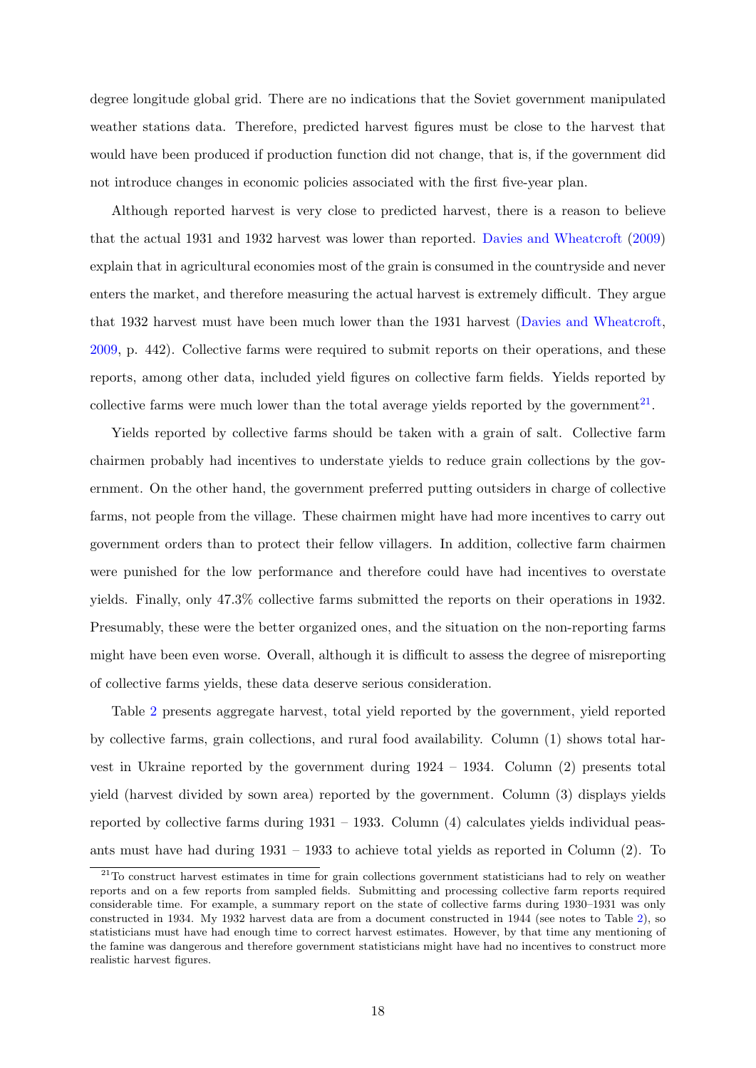degree longitude global grid. There are no indications that the Soviet government manipulated weather stations data. Therefore, predicted harvest figures must be close to the harvest that would have been produced if production function did not change, that is, if the government did not introduce changes in economic policies associated with the first five-year plan.

Although reported harvest is very close to predicted harvest, there is a reason to believe that the actual 1931 and 1932 harvest was lower than reported. Davies and Wheatcroft (2009) explain that in agricultural economies most of the grain is consumed in the countryside and never enters the market, and therefore measuring the actual harvest is extremely difficult. They argue that 1932 harvest must have been much lower than the 1931 harvest (Davies and Wheatcroft, 2009, p. 442). Collective farms were required to submit reports on their operations, and these reports, among other data, included yield figures on collective farm fields. Yields reported by collective farms were much lower than the total average yields reported by the government[21].

Yields reported by collective farms should be taken with a grain of salt. Collective farm chairmen probably had incentives to understate yields to reduce grain collections by the government. On the other hand, the government preferred putting outsiders in charge of collective farms, not people from the village. These chairmen might have had more incentives to carry out government orders than to protect their fellow villagers. In addition, collective farm chairmen were punished for the low performance and therefore could have had incentives to overstate yields. Finally, only 47.3% collective farms submitted the reports on their operations in 1932. Presumably, these were the better organized ones, and the situation on the non-reporting farms might have been even worse. Overall, although it is difficult to assess the degree of misreporting of collective farms yields, these data deserve serious consideration.

Table 2 presents aggregate harvest, total yield reported by the government, yield reported by collective farms, grain collections, and rural food availability. Column (1) shows total harvest in Ukraine reported by the government during 1924 – 1934. Column (2) presents total yield (harvest divided by sown area) reported by the government. Column (3) displays yields reported by collective farms during 1931 – 1933. Column (4) calculates yields individual peasants must have had during 1931 – 1933 to achieve total yields as reported in Column (2). To

[21] To construct harvest estimates in time for grain collections government statisticians had to rely on weather reports and on a few reports from sampled fields. Submitting and processing collective farm reports required considerable time. For example, a summary report on the state of collective farms during 1930–1931 was only constructed in 1934. My 1932 harvest data are from a document constructed in 1944 (see notes to Table 2), so statisticians must have had enough time to correct harvest estimates. However, by that time any mentioning of the famine was dangerous and therefore government statisticians might have had no incentives to construct more realistic harvest figures.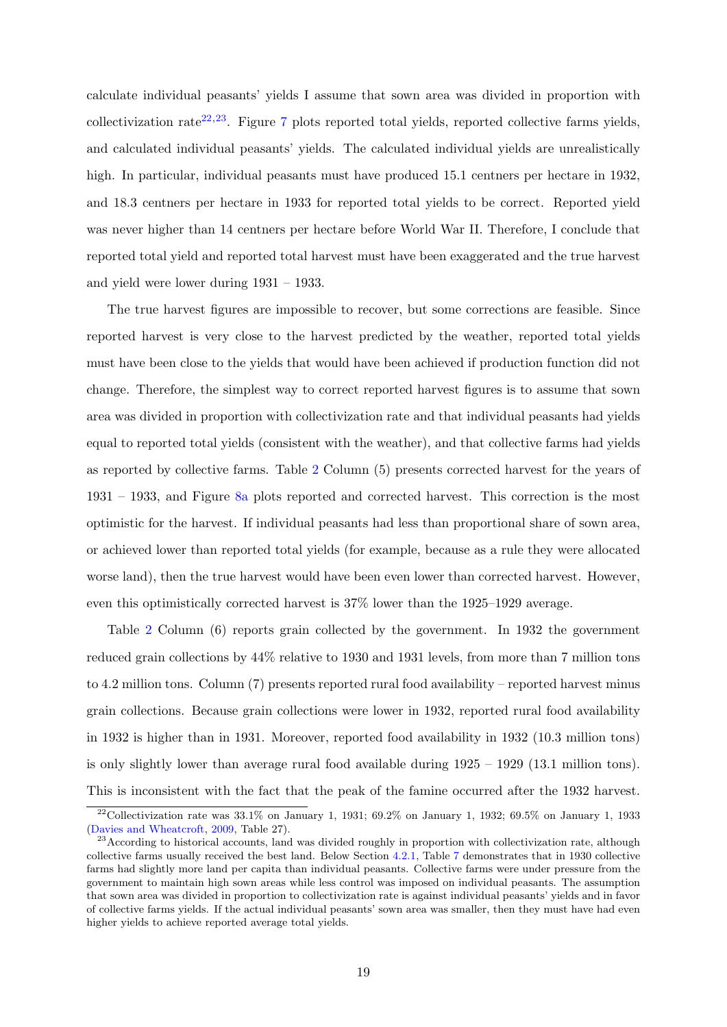calculate individual peasants' yields I assume that sown area was divided in proportion with collectivization rate[22,23]. Figure 7 plots reported total yields, reported collective farms yields, and calculated individual peasants' yields. The calculated individual yields are unrealistically high. In particular, individual peasants must have produced 15.1 centners per hectare in 1932, and 18.3 centners per hectare in 1933 for reported total yields to be correct. Reported yield was never higher than 14 centners per hectare before World War II. Therefore, I conclude that reported total yield and reported total harvest must have been exaggerated and the true harvest and yield were lower during 1931 – 1933.

The true harvest figures are impossible to recover, but some corrections are feasible. Since reported harvest is very close to the harvest predicted by the weather, reported total yields must have been close to the yields that would have been achieved if production function did not change. Therefore, the simplest way to correct reported harvest figures is to assume that sown area was divided in proportion with collectivization rate and that individual peasants had yields equal to reported total yields (consistent with the weather), and that collective farms had yields as reported by collective farms. Table 2 Column (5) presents corrected harvest for the years of 1931 – 1933, and Figure 8a plots reported and corrected harvest. This correction is the most optimistic for the harvest. If individual peasants had less than proportional share of sown area, or achieved lower than reported total yields (for example, because as a rule they were allocated worse land), then the true harvest would have been even lower than corrected harvest. However, even this optimistically corrected harvest is 37% lower than the 1925–1929 average.

Table 2 Column (6) reports grain collected by the government. In 1932 the government reduced grain collections by 44% relative to 1930 and 1931 levels, from more than 7 million tons to 4.2 million tons. Column (7) presents reported rural food availability – reported harvest minus grain collections. Because grain collections were lower in 1932, reported rural food availability in 1932 is higher than in 1931. Moreover, reported food availability in 1932 (10.3 million tons) is only slightly lower than average rural food available during 1925 – 1929 (13.1 million tons). This is inconsistent with the fact that the peak of the famine occurred after the 1932 harvest.

[22] Collectivization rate was 33.1% on January 1, 1931; 69.2% on January 1, 1932; 69.5% on January 1, 1933 (Davies and Wheatcroft, 2009, Table 27).

[23] According to historical accounts, land was divided roughly in proportion with collectivization rate, although collective farms usually received the best land. Below Section 4.2.1, Table 7 demonstrates that in 1930 collective farms had slightly more land per capita than individual peasants. Collective farms were under pressure from the government to maintain high sown areas while less control was imposed on individual peasants. The assumption that sown area was divided in proportion to collectivization rate is against individual peasants' yields and in favor of collective farms yields. If the actual individual peasants' sown area was smaller, then they must have had even higher yields to achieve reported average total yields.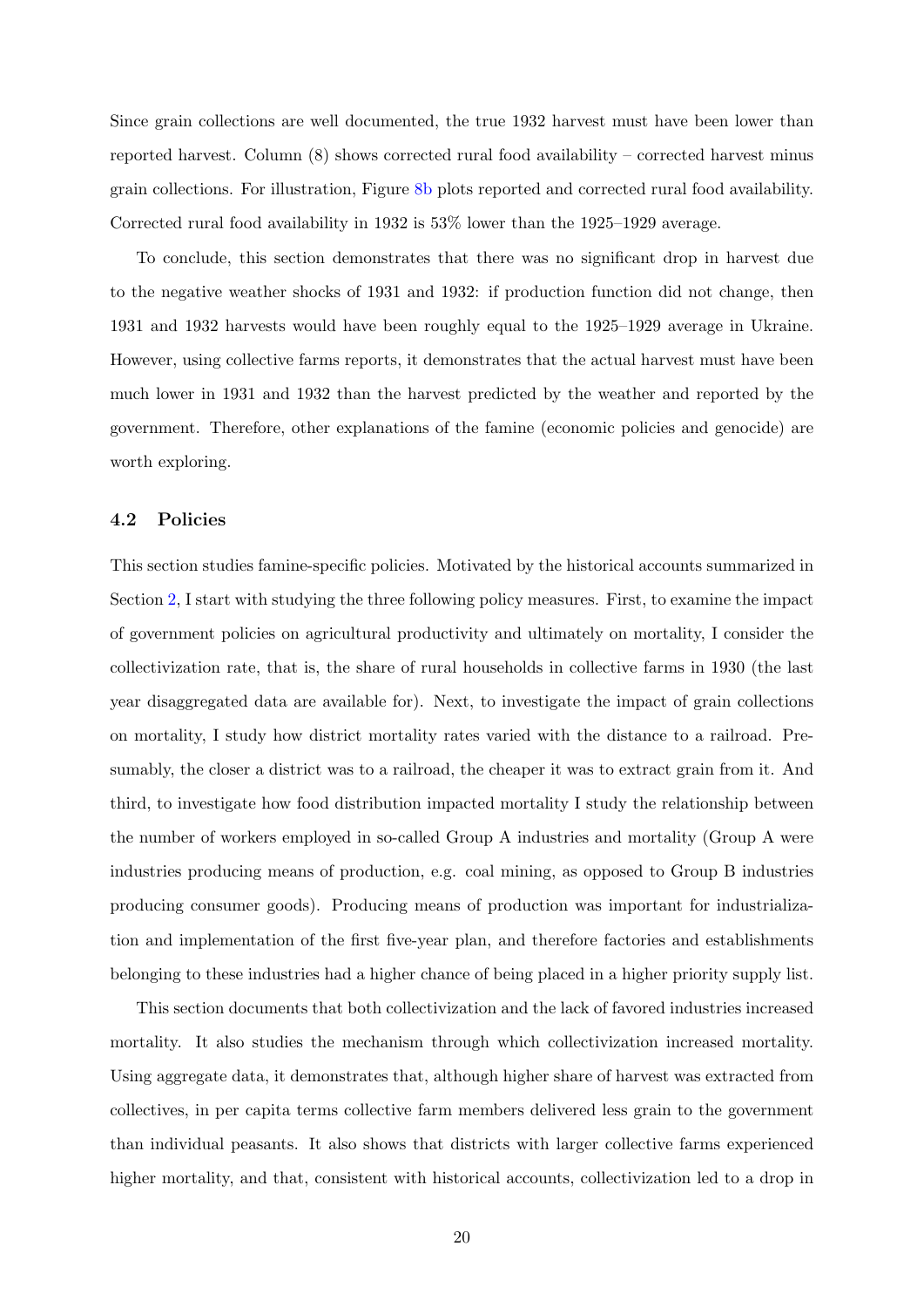Since grain collections are well documented, the true 1932 harvest must have been lower than reported harvest. Column (8) shows corrected rural food availability – corrected harvest minus grain collections. For illustration, Figure 8b plots reported and corrected rural food availability. Corrected rural food availability in 1932 is 53% lower than the 1925–1929 average.

To conclude, this section demonstrates that there was no significant drop in harvest due to the negative weather shocks of 1931 and 1932: if production function did not change, then 1931 and 1932 harvests would have been roughly equal to the 1925–1929 average in Ukraine. However, using collective farms reports, it demonstrates that the actual harvest must have been much lower in 1931 and 1932 than the harvest predicted by the weather and reported by the government. Therefore, other explanations of the famine (economic policies and genocide) are worth exploring.

### 4.2 Policies

This section studies famine-specific policies. Motivated by the historical accounts summarized in Section 2, I start with studying the three following policy measures. First, to examine the impact of government policies on agricultural productivity and ultimately on mortality, I consider the collectivization rate, that is, the share of rural households in collective farms in 1930 (the last year disaggregated data are available for). Next, to investigate the impact of grain collections on mortality, I study how district mortality rates varied with the distance to a railroad. Presumably, the closer a district was to a railroad, the cheaper it was to extract grain from it. And third, to investigate how food distribution impacted mortality I study the relationship between the number of workers employed in so-called Group A industries and mortality (Group A were industries producing means of production, e.g. coal mining, as opposed to Group B industries producing consumer goods). Producing means of production was important for industrialization and implementation of the first five-year plan, and therefore factories and establishments belonging to these industries had a higher chance of being placed in a higher priority supply list.

This section documents that both collectivization and the lack of favored industries increased mortality. It also studies the mechanism through which collectivization increased mortality. Using aggregate data, it demonstrates that, although higher share of harvest was extracted from collectives, in per capita terms collective farm members delivered less grain to the government than individual peasants. It also shows that districts with larger collective farms experienced higher mortality, and that, consistent with historical accounts, collectivization led to a drop in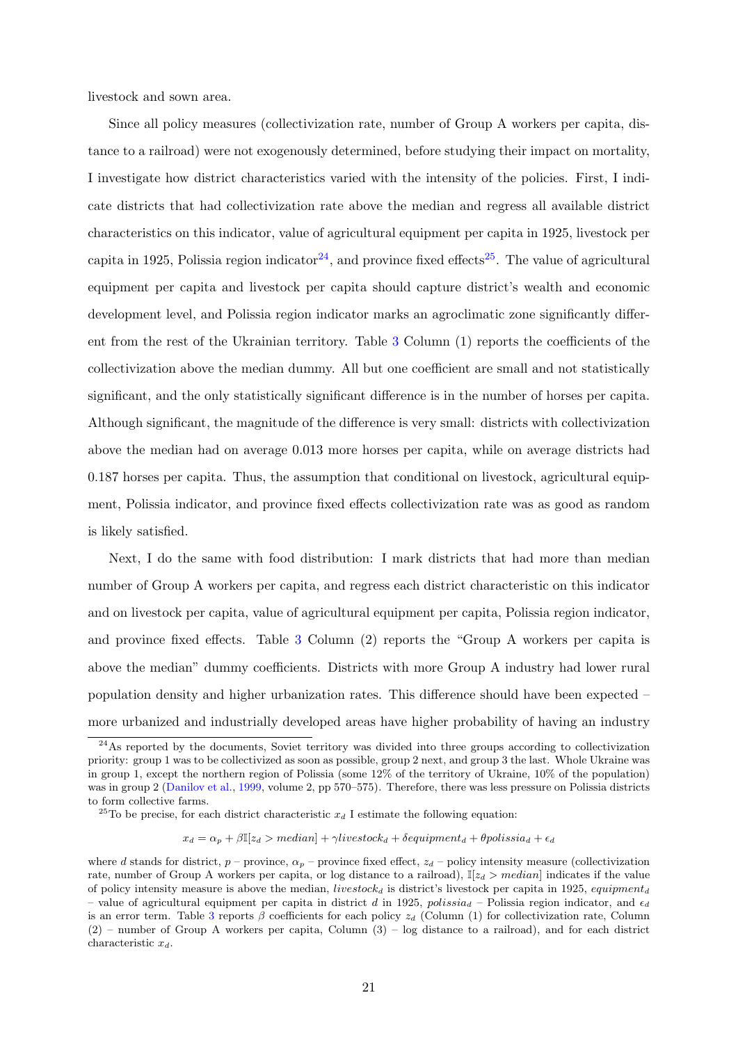livestock and sown area.

Since all policy measures (collectivization rate, number of Group A workers per capita, distance to a railroad) were not exogenously determined, before studying their impact on mortality, I investigate how district characteristics varied with the intensity of the policies. First, I indicate districts that had collectivization rate above the median and regress all available district characteristics on this indicator, value of agricultural equipment per capita in 1925, livestock per capita in 1925, Polissia region indicator[24], and province fixed effects[25]. The value of agricultural equipment per capita and livestock per capita should capture district's wealth and economic development level, and Polissia region indicator marks an agroclimatic zone significantly different from the rest of the Ukrainian territory. Table 3 Column (1) reports the coefficients of the collectivization above the median dummy. All but one coefficient are small and not statistically significant, and the only statistically significant difference is in the number of horses per capita. Although significant, the magnitude of the difference is very small: districts with collectivization above the median had on average 0.013 more horses per capita, while on average districts had 0.187 horses per capita. Thus, the assumption that conditional on livestock, agricultural equipment, Polissia indicator, and province fixed effects collectivization rate was as good as random is likely satisfied.

Next, I do the same with food distribution: I mark districts that had more than median number of Group A workers per capita, and regress each district characteristic on this indicator and on livestock per capita, value of agricultural equipment per capita, Polissia region indicator, and province fixed effects. Table 3 Column (2) reports the "Group A workers per capita is above the median" dummy coefficients. Districts with more Group A industry had lower rural population density and higher urbanization rates. This difference should have been expected – more urbanized and industrially developed areas have higher probability of having an industry

[24] As reported by the documents, Soviet territory was divided into three groups according to collectivization priority: group 1 was to be collectivized as soon as possible, group 2 next, and group 3 the last. Whole Ukraine was in group 1, except the northern region of Polissia (some 12% of the territory of Ukraine, 10% of the population) was in group 2 (Danilov et al., 1999, volume 2, pp 570–575). Therefore, there was less pressure on Polissia districts to form collective farms.

[25] To be precise, for each district characteristic $x_d$ I estimate the following equation:

$$x_d = \alpha_p + \beta \mathbb{I}[z_d > median] + \gamma livestock_d + \delta equipment_d + \theta polissia_d + \epsilon_d$$

where $d$ stands for district, $p$ – province, $\alpha_p$ – province fixed effect, $z_d$ – policy intensity measure (collectivization rate, number of Group A workers per capita, or log distance to a railroad), $\mathbb{I}[z_d > median]$ indicates if the value of policy intensity measure is above the median, $livestock_d$ is district's livestock per capita in 1925, $equipment_d$ – value of agricultural equipment per capita in district $d$ in 1925, $polissia_d$ – Polissia region indicator, and $\epsilon_d$ is an error term. Table 3 reports $\beta$ coefficients for each policy $z_d$ (Column (1) for collectivization rate, Column (2) – number of Group A workers per capita, Column (3) – log distance to a railroad), and for each district characteristic $x_d$.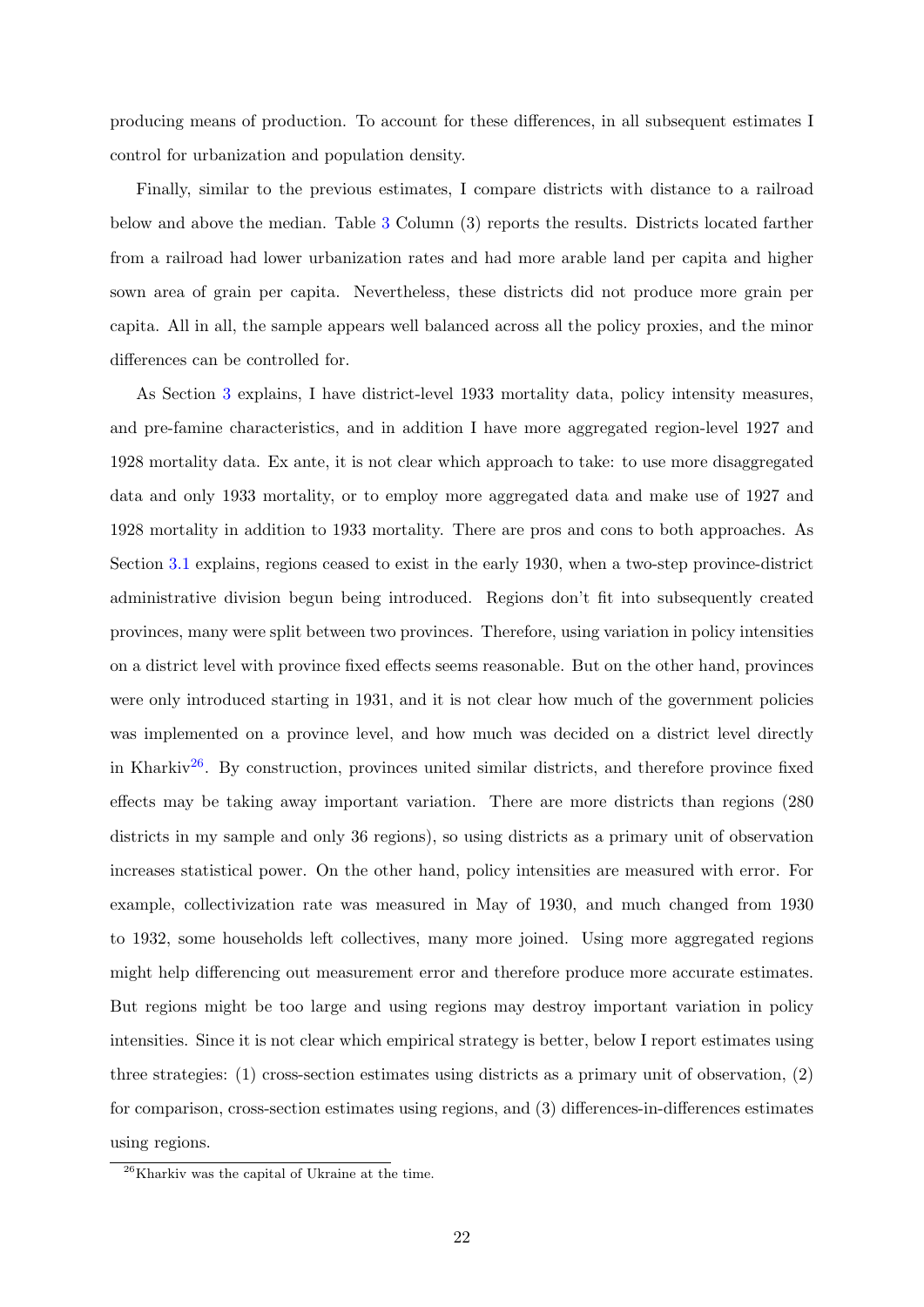producing means of production. To account for these differences, in all subsequent estimates I control for urbanization and population density.

Finally, similar to the previous estimates, I compare districts with distance to a railroad below and above the median. Table 3 Column (3) reports the results. Districts located farther from a railroad had lower urbanization rates and had more arable land per capita and higher sown area of grain per capita. Nevertheless, these districts did not produce more grain per capita. All in all, the sample appears well balanced across all the policy proxies, and the minor differences can be controlled for.

As Section 3 explains, I have district-level 1933 mortality data, policy intensity measures, and pre-famine characteristics, and in addition I have more aggregated region-level 1927 and 1928 mortality data. Ex ante, it is not clear which approach to take: to use more disaggregated data and only 1933 mortality, or to employ more aggregated data and make use of 1927 and 1928 mortality in addition to 1933 mortality. There are pros and cons to both approaches. As Section 3.1 explains, regions ceased to exist in the early 1930, when a two-step province-district administrative division begun being introduced. Regions don't fit into subsequently created provinces, many were split between two provinces. Therefore, using variation in policy intensities on a district level with province fixed effects seems reasonable. But on the other hand, provinces were only introduced starting in 1931, and it is not clear how much of the government policies was implemented on a province level, and how much was decided on a district level directly in Kharkiv[26]. By construction, provinces united similar districts, and therefore province fixed effects may be taking away important variation. There are more districts than regions (280 districts in my sample and only 36 regions), so using districts as a primary unit of observation increases statistical power. On the other hand, policy intensities are measured with error. For example, collectivization rate was measured in May of 1930, and much changed from 1930 to 1932, some households left collectives, many more joined. Using more aggregated regions might help differencing out measurement error and therefore produce more accurate estimates. But regions might be too large and using regions may destroy important variation in policy intensities. Since it is not clear which empirical strategy is better, below I report estimates using three strategies: (1) cross-section estimates using districts as a primary unit of observation, (2) for comparison, cross-section estimates using regions, and (3) differences-in-differences estimates using regions.

[26] Kharkiv was the capital of Ukraine at the time.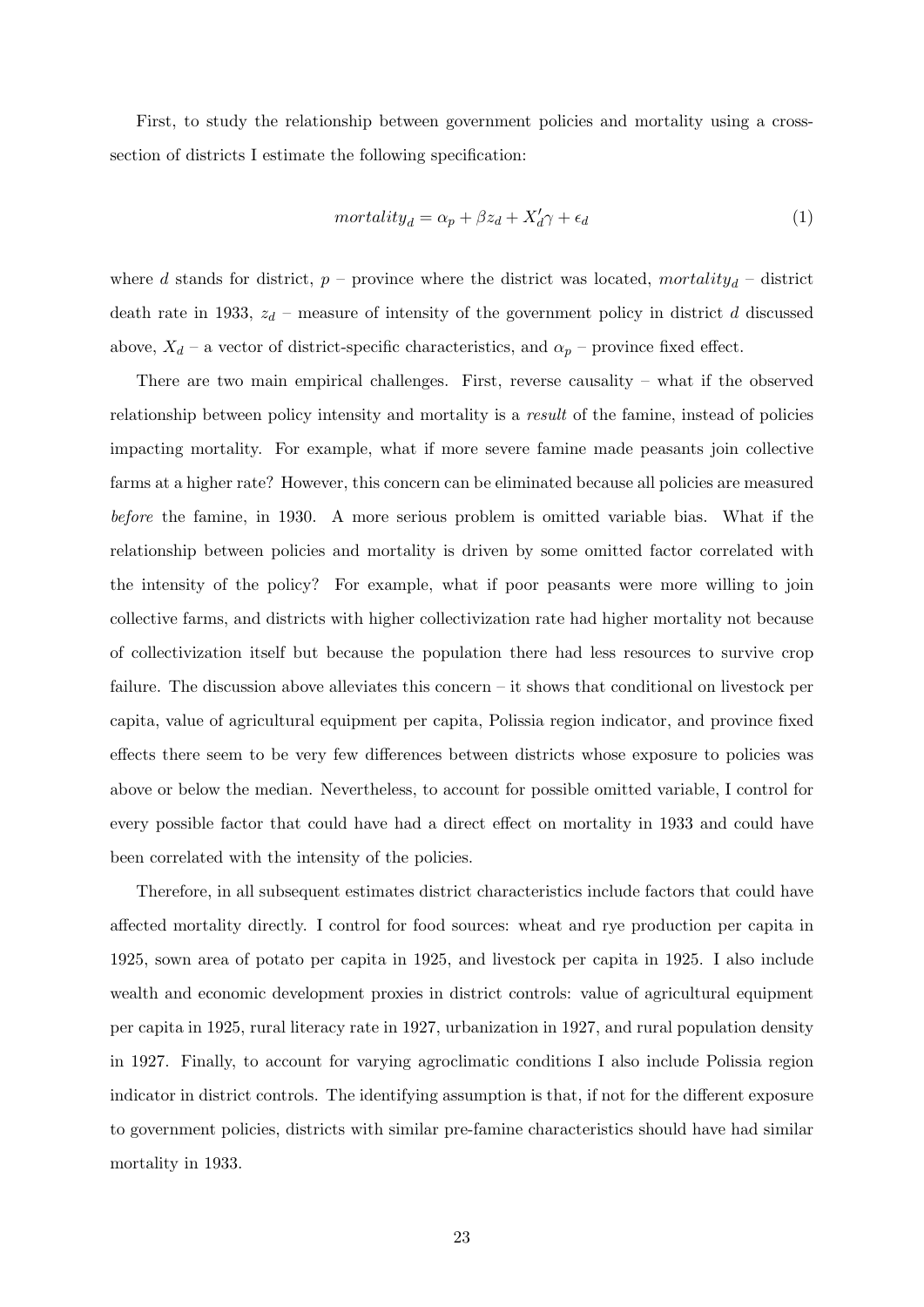First, to study the relationship between government policies and mortality using a cross-section of districts I estimate the following specification:

$$mortality_d = \alpha_p + \beta z_d + X_d' \gamma + \epsilon_d \tag{1}$$

where $d$ stands for district, $p$ – province where the district was located, $mortality_d$ – district death rate in 1933, $z_d$ – measure of intensity of the government policy in district $d$ discussed above, $X_d$ – a vector of district-specific characteristics, and $\alpha_p$ – province fixed effect.

There are two main empirical challenges. First, reverse causality – what if the observed relationship between policy intensity and mortality is a *result* of the famine, instead of policies impacting mortality. For example, what if more severe famine made peasants join collective farms at a higher rate? However, this concern can be eliminated because all policies are measured *before* the famine, in 1930. A more serious problem is omitted variable bias. What if the relationship between policies and mortality is driven by some omitted factor correlated with the intensity of the policy? For example, what if poor peasants were more willing to join collective farms, and districts with higher collectivization rate had higher mortality not because of collectivization itself but because the population there had less resources to survive crop failure. The discussion above alleviates this concern – it shows that conditional on livestock per capita, value of agricultural equipment per capita, Polissia region indicator, and province fixed effects there seem to be very few differences between districts whose exposure to policies was above or below the median. Nevertheless, to account for possible omitted variable, I control for every possible factor that could have had a direct effect on mortality in 1933 and could have been correlated with the intensity of the policies.

Therefore, in all subsequent estimates district characteristics include factors that could have affected mortality directly. I control for food sources: wheat and rye production per capita in 1925, sown area of potato per capita in 1925, and livestock per capita in 1925. I also include wealth and economic development proxies in district controls: value of agricultural equipment per capita in 1925, rural literacy rate in 1927, urbanization in 1927, and rural population density in 1927. Finally, to account for varying agroclimatic conditions I also include Polissia region indicator in district controls. The identifying assumption is that, if not for the different exposure to government policies, districts with similar pre-famine characteristics should have had similar mortality in 1933.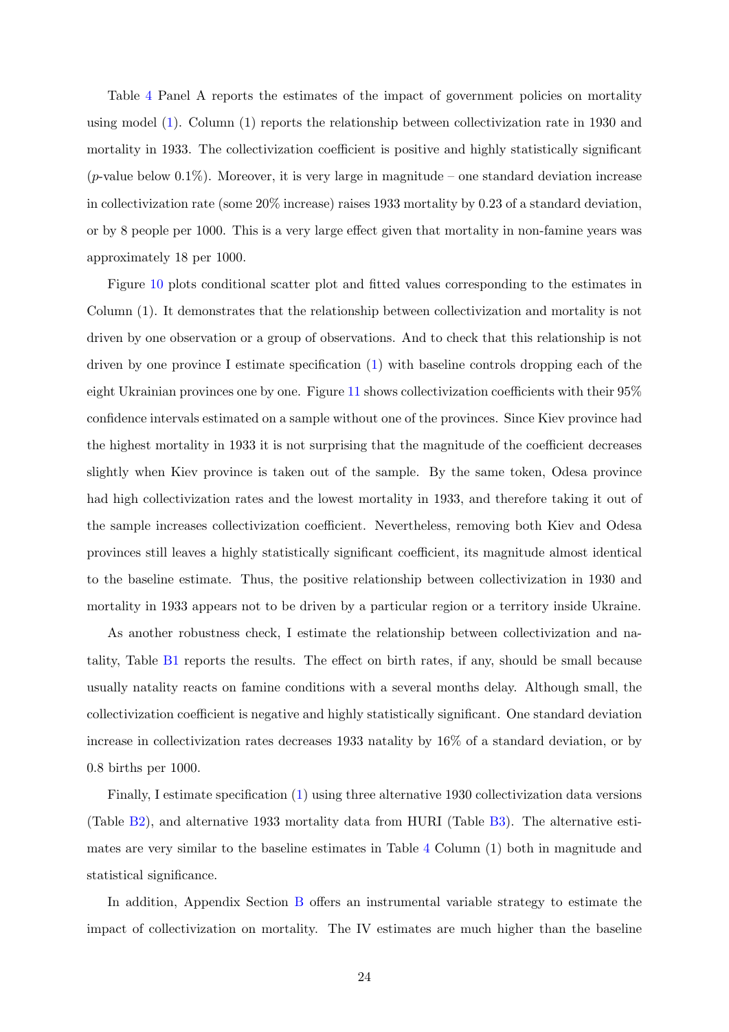Table 4 Panel A reports the estimates of the impact of government policies on mortality using model (1). Column (1) reports the relationship between collectivization rate in 1930 and mortality in 1933. The collectivization coefficient is positive and highly statistically significant ($p$-value below 0.1%). Moreover, it is very large in magnitude – one standard deviation increase in collectivization rate (some 20% increase) raises 1933 mortality by 0.23 of a standard deviation, or by 8 people per 1000. This is a very large effect given that mortality in non-famine years was approximately 18 per 1000.

Figure 10 plots conditional scatter plot and fitted values corresponding to the estimates in Column (1). It demonstrates that the relationship between collectivization and mortality is not driven by one observation or a group of observations. And to check that this relationship is not driven by one province I estimate specification (1) with baseline controls dropping each of the eight Ukrainian provinces one by one. Figure 11 shows collectivization coefficients with their 95% confidence intervals estimated on a sample without one of the provinces. Since Kiev province had the highest mortality in 1933 it is not surprising that the magnitude of the coefficient decreases slightly when Kiev province is taken out of the sample. By the same token, Odesa province had high collectivization rates and the lowest mortality in 1933, and therefore taking it out of the sample increases collectivization coefficient. Nevertheless, removing both Kiev and Odesa provinces still leaves a highly statistically significant coefficient, its magnitude almost identical to the baseline estimate. Thus, the positive relationship between collectivization in 1930 and mortality in 1933 appears not to be driven by a particular region or a territory inside Ukraine.

As another robustness check, I estimate the relationship between collectivization and natality, Table B1 reports the results. The effect on birth rates, if any, should be small because usually natality reacts on famine conditions with a several months delay. Although small, the collectivization coefficient is negative and highly statistically significant. One standard deviation increase in collectivization rates decreases 1933 natality by 16% of a standard deviation, or by 0.8 births per 1000.

Finally, I estimate specification (1) using three alternative 1930 collectivization data versions (Table B2), and alternative 1933 mortality data from HURI (Table B3). The alternative estimates are very similar to the baseline estimates in Table 4 Column (1) both in magnitude and statistical significance.

In addition, Appendix Section B offers an instrumental variable strategy to estimate the impact of collectivization on mortality. The IV estimates are much higher than the baseline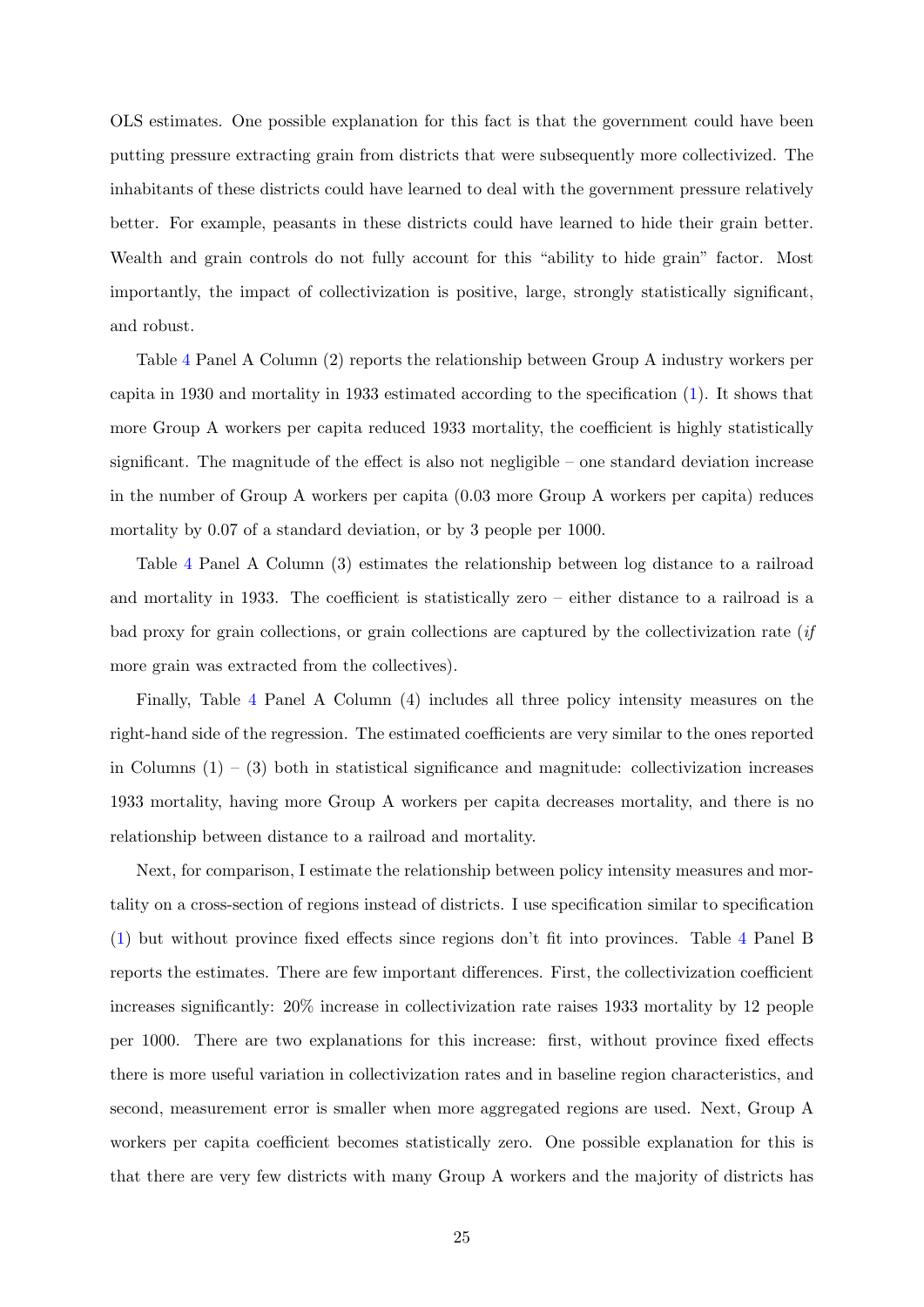OLS estimates. One possible explanation for this fact is that the government could have been putting pressure extracting grain from districts that were subsequently more collectivized. The inhabitants of these districts could have learned to deal with the government pressure relatively better. For example, peasants in these districts could have learned to hide their grain better. Wealth and grain controls do not fully account for this "ability to hide grain" factor. Most importantly, the impact of collectivization is positive, large, strongly statistically significant, and robust.

Table 4 Panel A Column (2) reports the relationship between Group A industry workers per capita in 1930 and mortality in 1933 estimated according to the specification (1). It shows that more Group A workers per capita reduced 1933 mortality, the coefficient is highly statistically significant. The magnitude of the effect is also not negligible – one standard deviation increase in the number of Group A workers per capita (0.03 more Group A workers per capita) reduces mortality by 0.07 of a standard deviation, or by 3 people per 1000.

Table 4 Panel A Column (3) estimates the relationship between log distance to a railroad and mortality in 1933. The coefficient is statistically zero – either distance to a railroad is a bad proxy for grain collections, or grain collections are captured by the collectivization rate (*if* more grain was extracted from the collectives).

Finally, Table 4 Panel A Column (4) includes all three policy intensity measures on the right-hand side of the regression. The estimated coefficients are very similar to the ones reported in Columns (1) – (3) both in statistical significance and magnitude: collectivization increases 1933 mortality, having more Group A workers per capita decreases mortality, and there is no relationship between distance to a railroad and mortality.

Next, for comparison, I estimate the relationship between policy intensity measures and mortality on a cross-section of regions instead of districts. I use specification similar to specification (1) but without province fixed effects since regions don't fit into provinces. Table 4 Panel B reports the estimates. There are few important differences. First, the collectivization coefficient increases significantly: 20% increase in collectivization rate raises 1933 mortality by 12 people per 1000. There are two explanations for this increase: first, without province fixed effects there is more useful variation in collectivization rates and in baseline region characteristics, and second, measurement error is smaller when more aggregated regions are used. Next, Group A workers per capita coefficient becomes statistically zero. One possible explanation for this is that there are very few districts with many Group A workers and the majority of districts has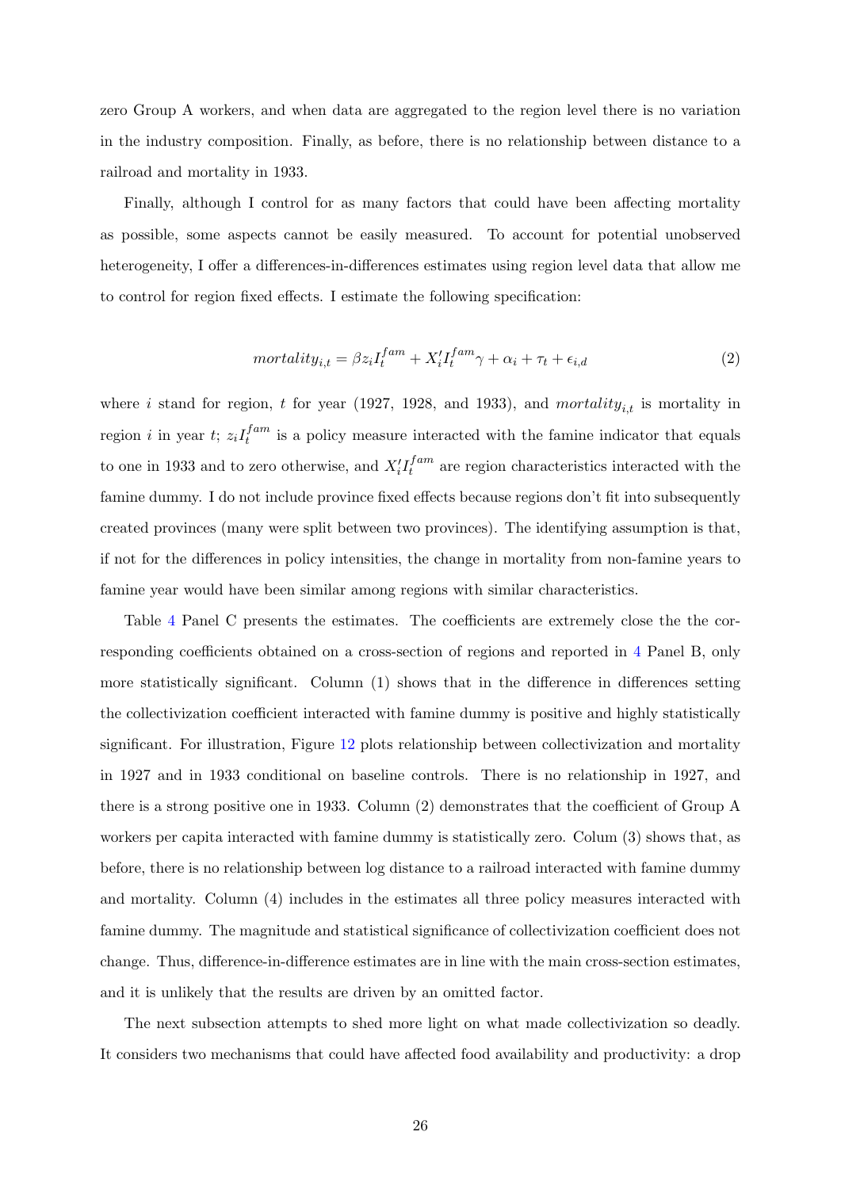zero Group A workers, and when data are aggregated to the region level there is no variation in the industry composition. Finally, as before, there is no relationship between distance to a railroad and mortality in 1933.

Finally, although I control for as many factors that could have been affecting mortality as possible, some aspects cannot be easily measured. To account for potential unobserved heterogeneity, I offer a differences-in-differences estimates using region level data that allow me to control for region fixed effects. I estimate the following specification:

$$mortality_{i,t} = \beta z_i I_t^{fam} + X_i' I_t^{fam} \gamma + \alpha_i + \tau_t + \epsilon_{i,d} \tag{2}$$

where $i$ stand for region, $t$ for year (1927, 1928, and 1933), and $mortality_{i,t}$ is mortality in region $i$ in year $t$; $z_i I_t^{fam}$ is a policy measure interacted with the famine indicator that equals to one in 1933 and to zero otherwise, and $X_i' I_t^{fam}$ are region characteristics interacted with the famine dummy. I do not include province fixed effects because regions don't fit into subsequently created provinces (many were split between two provinces). The identifying assumption is that, if not for the differences in policy intensities, the change in mortality from non-famine years to famine year would have been similar among regions with similar characteristics.

Table 4 Panel C presents the estimates. The coefficients are extremely close the the corresponding coefficients obtained on a cross-section of regions and reported in 4 Panel B, only more statistically significant. Column (1) shows that in the difference in differences setting the collectivization coefficient interacted with famine dummy is positive and highly statistically significant. For illustration, Figure 12 plots relationship between collectivization and mortality in 1927 and in 1933 conditional on baseline controls. There is no relationship in 1927, and there is a strong positive one in 1933. Column (2) demonstrates that the coefficient of Group A workers per capita interacted with famine dummy is statistically zero. Colum (3) shows that, as before, there is no relationship between log distance to a railroad interacted with famine dummy and mortality. Column (4) includes in the estimates all three policy measures interacted with famine dummy. The magnitude and statistical significance of collectivization coefficient does not change. Thus, difference-in-difference estimates are in line with the main cross-section estimates, and it is unlikely that the results are driven by an omitted factor.

The next subsection attempts to shed more light on what made collectivization so deadly. It considers two mechanisms that could have affected food availability and productivity: a drop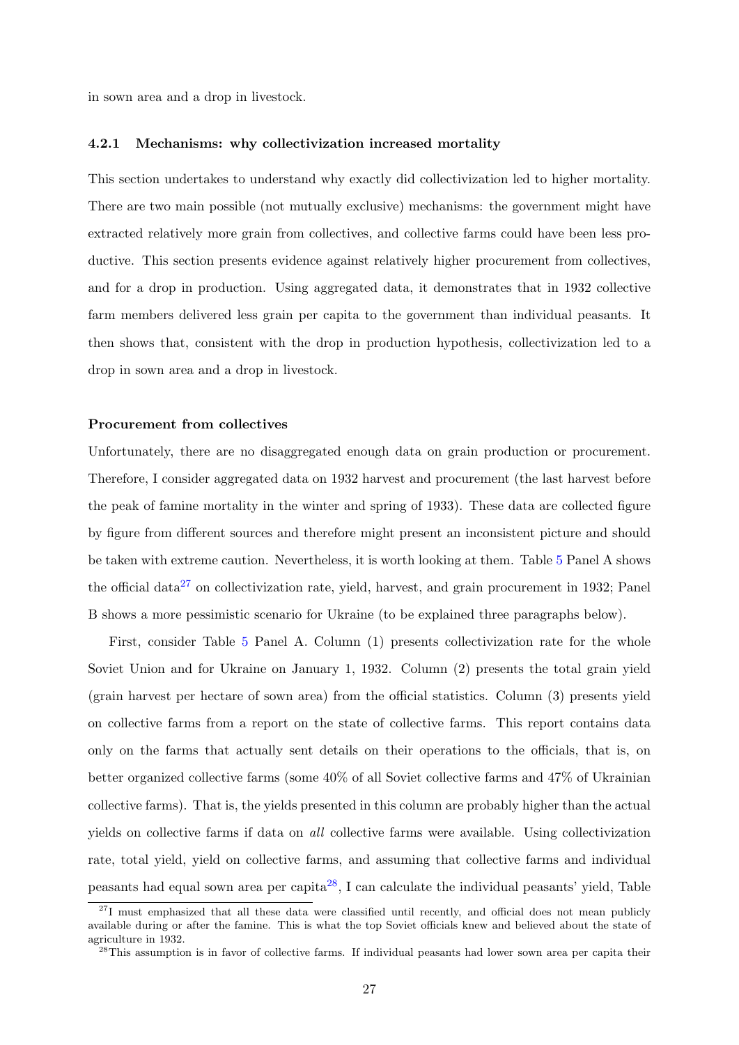in sown area and a drop in livestock.

### 4.2.1 Mechanisms: why collectivization increased mortality

This section undertakes to understand why exactly did collectivization led to higher mortality. There are two main possible (not mutually exclusive) mechanisms: the government might have extracted relatively more grain from collectives, and collective farms could have been less productive. This section presents evidence against relatively higher procurement from collectives, and for a drop in production. Using aggregated data, it demonstrates that in 1932 collective farm members delivered less grain per capita to the government than individual peasants. It then shows that, consistent with the drop in production hypothesis, collectivization led to a drop in sown area and a drop in livestock.

**Procurement from collectives**

Unfortunately, there are no disaggregated enough data on grain production or procurement. Therefore, I consider aggregated data on 1932 harvest and procurement (the last harvest before the peak of famine mortality in the winter and spring of 1933). These data are collected figure by figure from different sources and therefore might present an inconsistent picture and should be taken with extreme caution. Nevertheless, it is worth looking at them. Table 5 Panel A shows the official data[27] on collectivization rate, yield, harvest, and grain procurement in 1932; Panel B shows a more pessimistic scenario for Ukraine (to be explained three paragraphs below).

First, consider Table 5 Panel A. Column (1) presents collectivization rate for the whole Soviet Union and for Ukraine on January 1, 1932. Column (2) presents the total grain yield (grain harvest per hectare of sown area) from the official statistics. Column (3) presents yield on collective farms from a report on the state of collective farms. This report contains data only on the farms that actually sent details on their operations to the officials, that is, on better organized collective farms (some 40% of all Soviet collective farms and 47% of Ukrainian collective farms). That is, the yields presented in this column are probably higher than the actual yields on collective farms if data on *all* collective farms were available. Using collectivization rate, total yield, yield on collective farms, and assuming that collective farms and individual peasants had equal sown area per capita[28], I can calculate the individual peasants' yield, Table

[27] I must emphasized that all these data were classified until recently, and official does not mean publicly available during or after the famine. This is what the top Soviet officials knew and believed about the state of agriculture in 1932.

[28] This assumption is in favor of collective farms. If individual peasants had lower sown area per capita their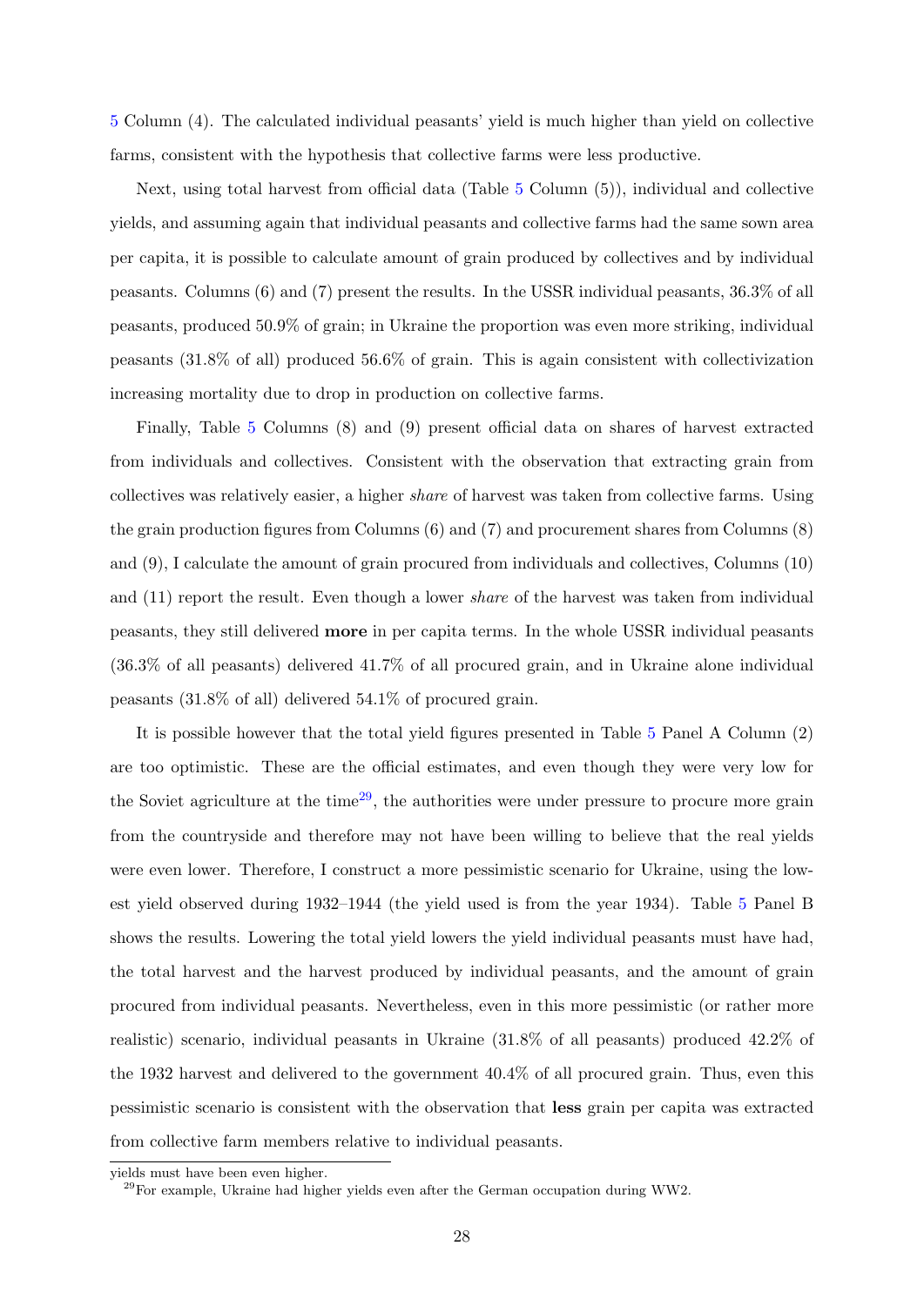5 Column (4). The calculated individual peasants' yield is much higher than yield on collective farms, consistent with the hypothesis that collective farms were less productive.

Next, using total harvest from official data (Table 5 Column (5)), individual and collective yields, and assuming again that individual peasants and collective farms had the same sown area per capita, it is possible to calculate amount of grain produced by collectives and by individual peasants. Columns (6) and (7) present the results. In the USSR individual peasants, 36.3% of all peasants, produced 50.9% of grain; in Ukraine the proportion was even more striking, individual peasants (31.8% of all) produced 56.6% of grain. This is again consistent with collectivization increasing mortality due to drop in production on collective farms.

Finally, Table 5 Columns (8) and (9) present official data on shares of harvest extracted from individuals and collectives. Consistent with the observation that extracting grain from collectives was relatively easier, a higher *share* of harvest was taken from collective farms. Using the grain production figures from Columns (6) and (7) and procurement shares from Columns (8) and (9), I calculate the amount of grain procured from individuals and collectives, Columns (10) and (11) report the result. Even though a lower *share* of the harvest was taken from individual peasants, they still delivered **more** in per capita terms. In the whole USSR individual peasants (36.3% of all peasants) delivered 41.7% of all procured grain, and in Ukraine alone individual peasants (31.8% of all) delivered 54.1% of procured grain.

It is possible however that the total yield figures presented in Table 5 Panel A Column (2) are too optimistic. These are the official estimates, and even though they were very low for the Soviet agriculture at the time[29], the authorities were under pressure to procure more grain from the countryside and therefore may not have been willing to believe that the real yields were even lower. Therefore, I construct a more pessimistic scenario for Ukraine, using the lowest yield observed during 1932–1944 (the yield used is from the year 1934). Table 5 Panel B shows the results. Lowering the total yield lowers the yield individual peasants must have had, the total harvest and the harvest produced by individual peasants, and the amount of grain procured from individual peasants. Nevertheless, even in this more pessimistic (or rather more realistic) scenario, individual peasants in Ukraine (31.8% of all peasants) produced 42.2% of the 1932 harvest and delivered to the government 40.4% of all procured grain. Thus, even this pessimistic scenario is consistent with the observation that **less** grain per capita was extracted from collective farm members relative to individual peasants.

yields must have been even higher.

[29]For example, Ukraine had higher yields even after the German occupation during WW2.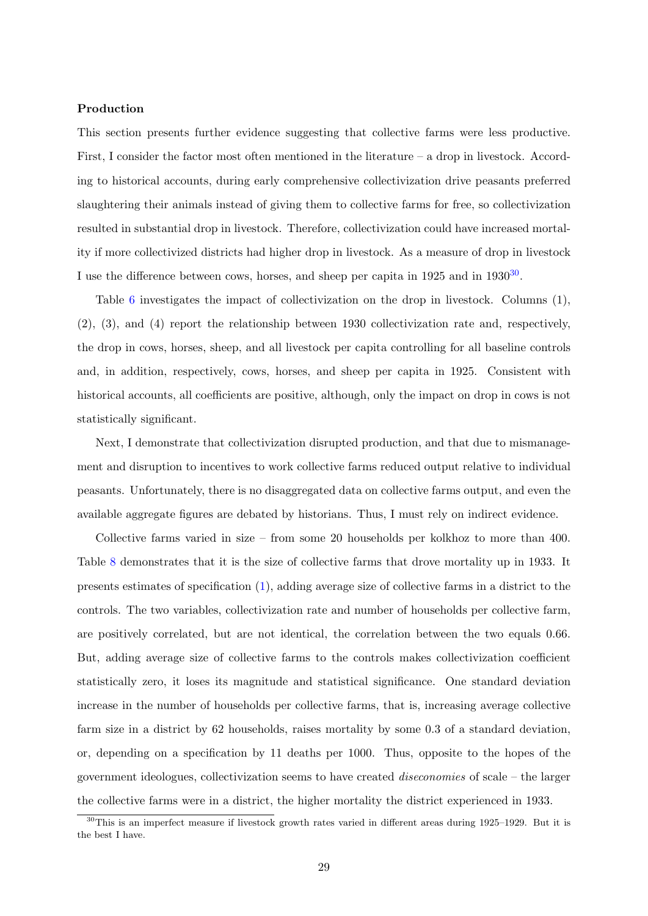**Production**

This section presents further evidence suggesting that collective farms were less productive. First, I consider the factor most often mentioned in the literature – a drop in livestock. According to historical accounts, during early comprehensive collectivization drive peasants preferred slaughtering their animals instead of giving them to collective farms for free, so collectivization resulted in substantial drop in livestock. Therefore, collectivization could have increased mortality if more collectivized districts had higher drop in livestock. As a measure of drop in livestock I use the difference between cows, horses, and sheep per capita in 1925 and in 1930[30].

Table 6 investigates the impact of collectivization on the drop in livestock. Columns (1), (2), (3), and (4) report the relationship between 1930 collectivization rate and, respectively, the drop in cows, horses, sheep, and all livestock per capita controlling for all baseline controls and, in addition, respectively, cows, horses, and sheep per capita in 1925. Consistent with historical accounts, all coefficients are positive, although, only the impact on drop in cows is not statistically significant.

Next, I demonstrate that collectivization disrupted production, and that due to mismanagement and disruption to incentives to work collective farms reduced output relative to individual peasants. Unfortunately, there is no disaggregated data on collective farms output, and even the available aggregate figures are debated by historians. Thus, I must rely on indirect evidence.

Collective farms varied in size – from some 20 households per kolkhoz to more than 400. Table 8 demonstrates that it is the size of collective farms that drove mortality up in 1933. It presents estimates of specification (1), adding average size of collective farms in a district to the controls. The two variables, collectivization rate and number of households per collective farm, are positively correlated, but are not identical, the correlation between the two equals 0.66. But, adding average size of collective farms to the controls makes collectivization coefficient statistically zero, it loses its magnitude and statistical significance. One standard deviation increase in the number of households per collective farms, that is, increasing average collective farm size in a district by 62 households, raises mortality by some 0.3 of a standard deviation, or, depending on a specification by 11 deaths per 1000. Thus, opposite to the hopes of the government ideologues, collectivization seems to have created *diseconomies* of scale – the larger the collective farms were in a district, the higher mortality the district experienced in 1933.

[30] This is an imperfect measure if livestock growth rates varied in different areas during 1925–1929. But it is the best I have.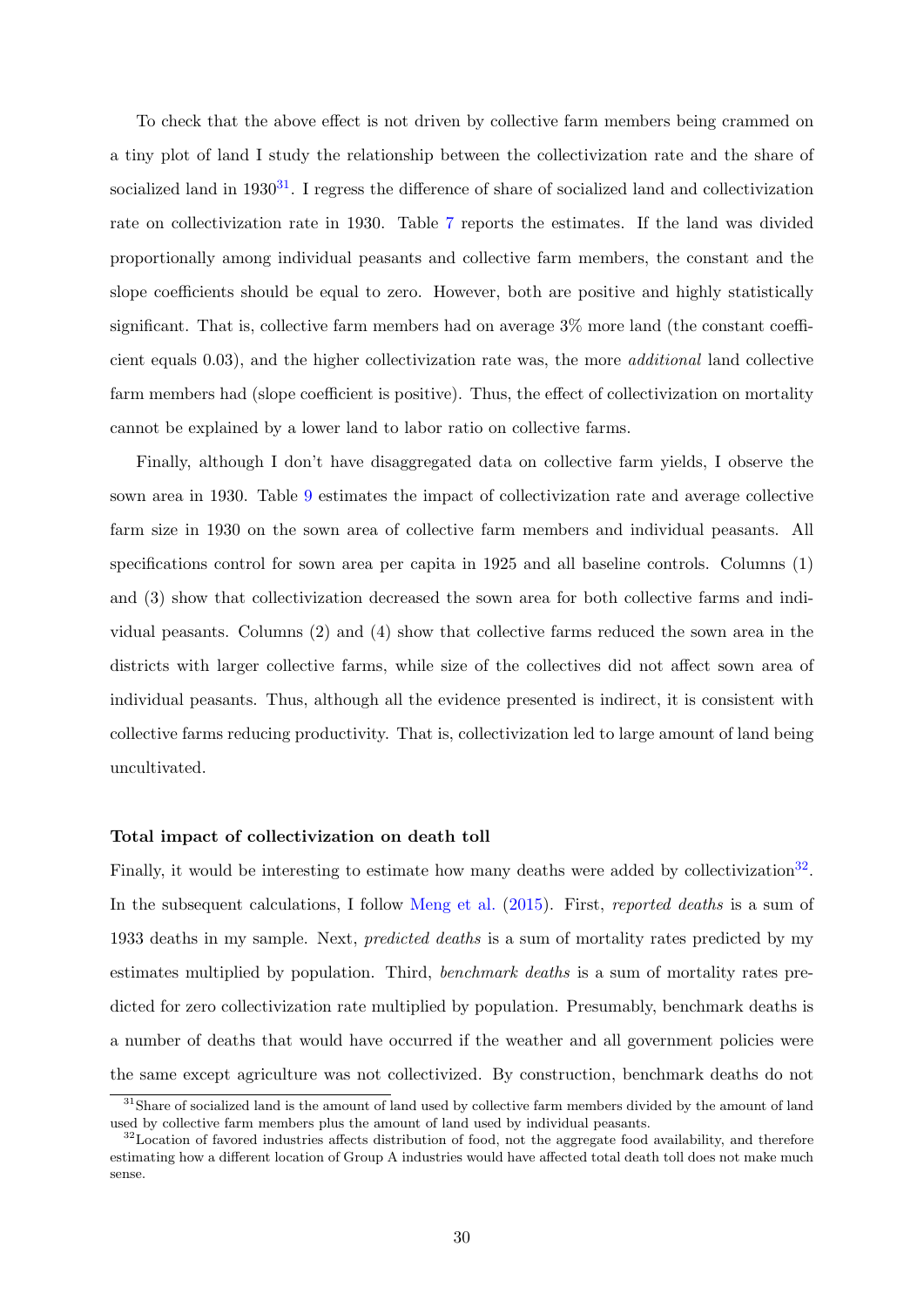To check that the above effect is not driven by collective farm members being crammed on a tiny plot of land I study the relationship between the collectivization rate and the share of socialized land in 1930[31]. I regress the difference of share of socialized land and collectivization rate on collectivization rate in 1930. Table 7 reports the estimates. If the land was divided proportionally among individual peasants and collective farm members, the constant and the slope coefficients should be equal to zero. However, both are positive and highly statistically significant. That is, collective farm members had on average 3% more land (the constant coefficient equals 0.03), and the higher collectivization rate was, the more *additional* land collective farm members had (slope coefficient is positive). Thus, the effect of collectivization on mortality cannot be explained by a lower land to labor ratio on collective farms.

Finally, although I don't have disaggregated data on collective farm yields, I observe the sown area in 1930. Table 9 estimates the impact of collectivization rate and average collective farm size in 1930 on the sown area of collective farm members and individual peasants. All specifications control for sown area per capita in 1925 and all baseline controls. Columns (1) and (3) show that collectivization decreased the sown area for both collective farms and individual peasants. Columns (2) and (4) show that collective farms reduced the sown area in the districts with larger collective farms, while size of the collectives did not affect sown area of individual peasants. Thus, although all the evidence presented is indirect, it is consistent with collective farms reducing productivity. That is, collectivization led to large amount of land being uncultivated.

#### Total impact of collectivization on death toll

Finally, it would be interesting to estimate how many deaths were added by collectivization[32]. In the subsequent calculations, I follow Meng et al. (2015). First, *reported deaths* is a sum of 1933 deaths in my sample. Next, *predicted deaths* is a sum of mortality rates predicted by my estimates multiplied by population. Third, *benchmark deaths* is a sum of mortality rates predicted for zero collectivization rate multiplied by population. Presumably, benchmark deaths is a number of deaths that would have occurred if the weather and all government policies were the same except agriculture was not collectivized. By construction, benchmark deaths do not

[31] Share of socialized land is the amount of land used by collective farm members divided by the amount of land used by collective farm members plus the amount of land used by individual peasants.

[32] Location of favored industries affects distribution of food, not the aggregate food availability, and therefore estimating how a different location of Group A industries would have affected total death toll does not make much sense.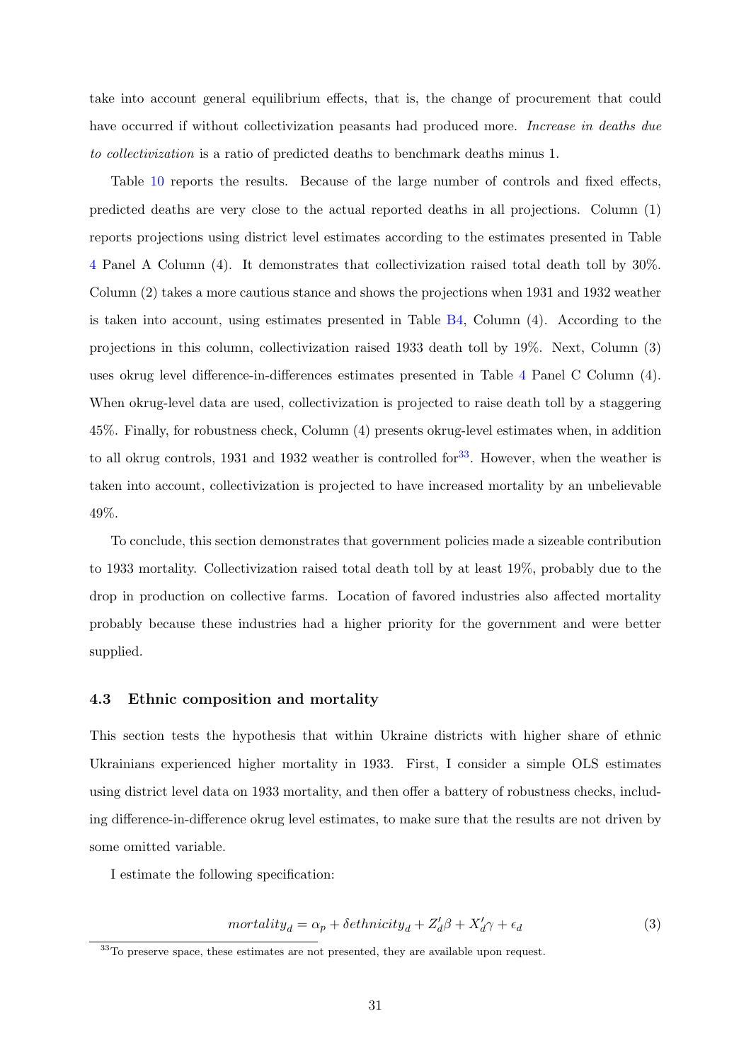take into account general equilibrium effects, that is, the change of procurement that could have occurred if without collectivization peasants had produced more. *Increase in deaths due to collectivization* is a ratio of predicted deaths to benchmark deaths minus 1.

Table 10 reports the results. Because of the large number of controls and fixed effects, predicted deaths are very close to the actual reported deaths in all projections. Column (1) reports projections using district level estimates according to the estimates presented in Table 4 Panel A Column (4). It demonstrates that collectivization raised total death toll by 30%. Column (2) takes a more cautious stance and shows the projections when 1931 and 1932 weather is taken into account, using estimates presented in Table B4, Column (4). According to the projections in this column, collectivization raised 1933 death toll by 19%. Next, Column (3) uses okrug level difference-in-differences estimates presented in Table 4 Panel C Column (4). When okrug-level data are used, collectivization is projected to raise death toll by a staggering 45%. Finally, for robustness check, Column (4) presents okrug-level estimates when, in addition to all okrug controls, 1931 and 1932 weather is controlled for[33]. However, when the weather is taken into account, collectivization is projected to have increased mortality by an unbelievable 49%.

To conclude, this section demonstrates that government policies made a sizeable contribution to 1933 mortality. Collectivization raised total death toll by at least 19%, probably due to the drop in production on collective farms. Location of favored industries also affected mortality probably because these industries had a higher priority for the government and were better supplied.

### 4.3 Ethnic composition and mortality

This section tests the hypothesis that within Ukraine districts with higher share of ethnic Ukrainians experienced higher mortality in 1933. First, I consider a simple OLS estimates using district level data on 1933 mortality, and then offer a battery of robustness checks, including difference-in-difference okrug level estimates, to make sure that the results are not driven by some omitted variable.

I estimate the following specification:

$$mortality_d = \alpha_p + \delta ethnicity_d + Z_d'\beta + X_d'\gamma + \epsilon_d \tag{3}$$

[33] To preserve space, these estimates are not presented, they are available upon request.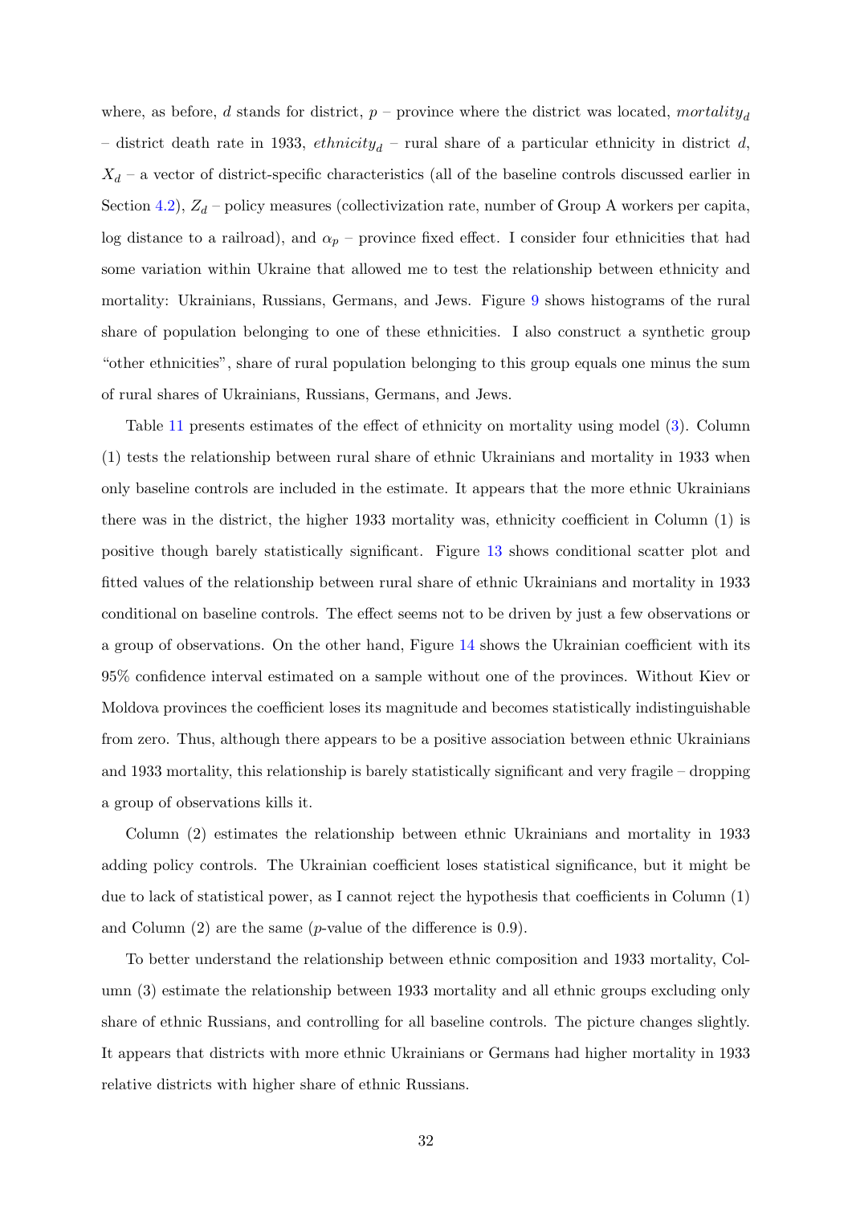where, as before, $d$ stands for district, $p$ – province where the district was located, $mortality_d$ – district death rate in 1933, $ethnicity_d$ – rural share of a particular ethnicity in district $d$, $X_d$ – a vector of district-specific characteristics (all of the baseline controls discussed earlier in Section 4.2), $Z_d$ – policy measures (collectivization rate, number of Group A workers per capita, log distance to a railroad), and $\alpha_p$ – province fixed effect. I consider four ethnicities that had some variation within Ukraine that allowed me to test the relationship between ethnicity and mortality: Ukrainians, Russians, Germans, and Jews. Figure 9 shows histograms of the rural share of population belonging to one of these ethnicities. I also construct a synthetic group "other ethnicities", share of rural population belonging to this group equals one minus the sum of rural shares of Ukrainians, Russians, Germans, and Jews.

Table 11 presents estimates of the effect of ethnicity on mortality using model (3). Column (1) tests the relationship between rural share of ethnic Ukrainians and mortality in 1933 when only baseline controls are included in the estimate. It appears that the more ethnic Ukrainians there was in the district, the higher 1933 mortality was, ethnicity coefficient in Column (1) is positive though barely statistically significant. Figure 13 shows conditional scatter plot and fitted values of the relationship between rural share of ethnic Ukrainians and mortality in 1933 conditional on baseline controls. The effect seems not to be driven by just a few observations or a group of observations. On the other hand, Figure 14 shows the Ukrainian coefficient with its 95% confidence interval estimated on a sample without one of the provinces. Without Kiev or Moldova provinces the coefficient loses its magnitude and becomes statistically indistinguishable from zero. Thus, although there appears to be a positive association between ethnic Ukrainians and 1933 mortality, this relationship is barely statistically significant and very fragile – dropping a group of observations kills it.

Column (2) estimates the relationship between ethnic Ukrainians and mortality in 1933 adding policy controls. The Ukrainian coefficient loses statistical significance, but it might be due to lack of statistical power, as I cannot reject the hypothesis that coefficients in Column (1) and Column (2) are the same ($p$-value of the difference is 0.9).

To better understand the relationship between ethnic composition and 1933 mortality, Column (3) estimate the relationship between 1933 mortality and all ethnic groups excluding only share of ethnic Russians, and controlling for all baseline controls. The picture changes slightly. It appears that districts with more ethnic Ukrainians or Germans had higher mortality in 1933 relative districts with higher share of ethnic Russians.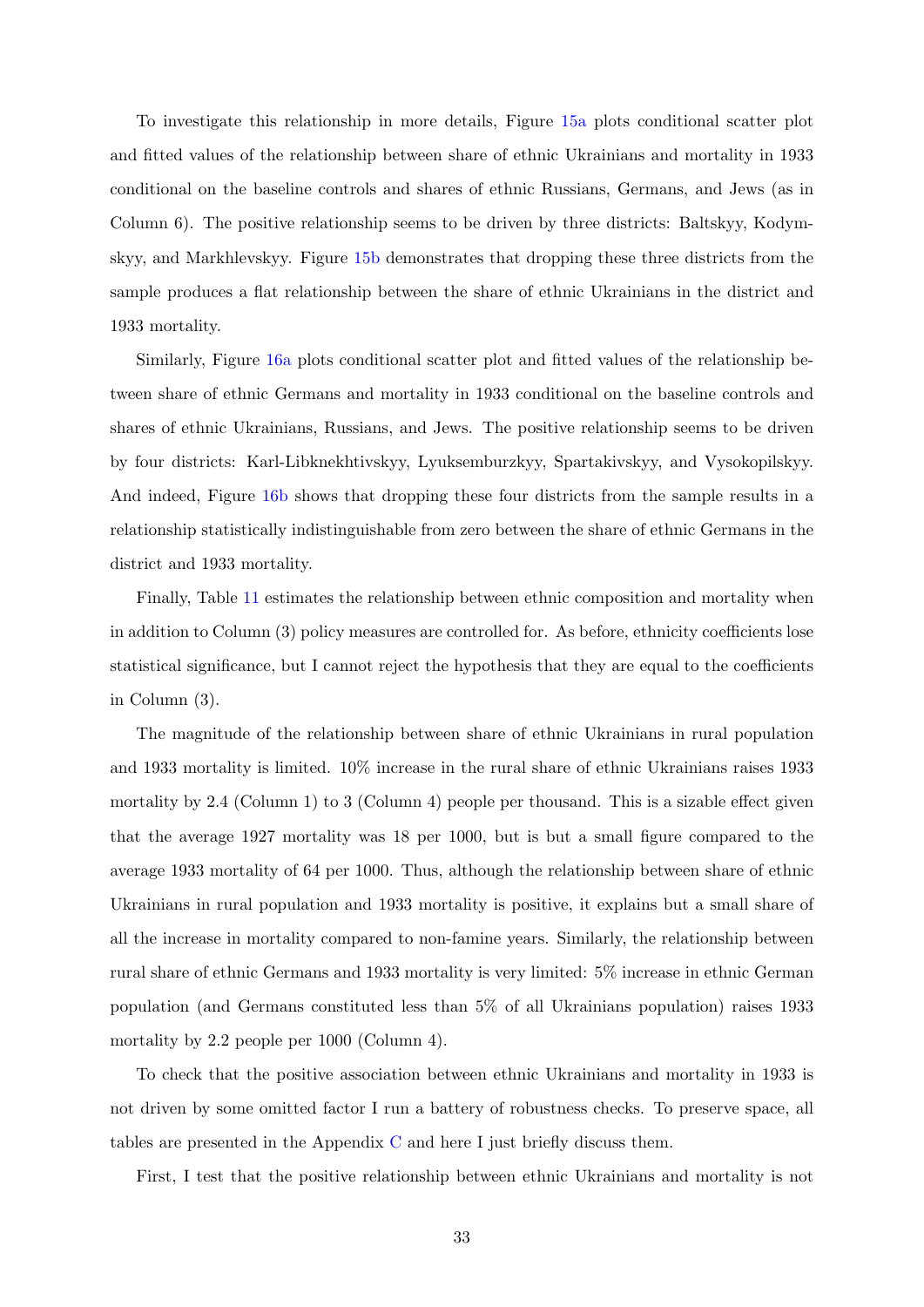To investigate this relationship in more details, Figure 15a plots conditional scatter plot and fitted values of the relationship between share of ethnic Ukrainians and mortality in 1933 conditional on the baseline controls and shares of ethnic Russians, Germans, and Jews (as in Column 6). The positive relationship seems to be driven by three districts: Baltskyy, Kodymskyy, and Markhlevskyy. Figure 15b demonstrates that dropping these three districts from the sample produces a flat relationship between the share of ethnic Ukrainians in the district and 1933 mortality.

Similarly, Figure 16a plots conditional scatter plot and fitted values of the relationship between share of ethnic Germans and mortality in 1933 conditional on the baseline controls and shares of ethnic Ukrainians, Russians, and Jews. The positive relationship seems to be driven by four districts: Karl-Libknekhtivskyy, Lyuksemburzkyy, Spartakivskyy, and Vysokopilskyy. And indeed, Figure 16b shows that dropping these four districts from the sample results in a relationship statistically indistinguishable from zero between the share of ethnic Germans in the district and 1933 mortality.

Finally, Table 11 estimates the relationship between ethnic composition and mortality when in addition to Column (3) policy measures are controlled for. As before, ethnicity coefficients lose statistical significance, but I cannot reject the hypothesis that they are equal to the coefficients in Column (3).

The magnitude of the relationship between share of ethnic Ukrainians in rural population and 1933 mortality is limited. 10% increase in the rural share of ethnic Ukrainians raises 1933 mortality by 2.4 (Column 1) to 3 (Column 4) people per thousand. This is a sizable effect given that the average 1927 mortality was 18 per 1000, but is but a small figure compared to the average 1933 mortality of 64 per 1000. Thus, although the relationship between share of ethnic Ukrainians in rural population and 1933 mortality is positive, it explains but a small share of all the increase in mortality compared to non-famine years. Similarly, the relationship between rural share of ethnic Germans and 1933 mortality is very limited: 5% increase in ethnic German population (and Germans constituted less than 5% of all Ukrainians population) raises 1933 mortality by 2.2 people per 1000 (Column 4).

To check that the positive association between ethnic Ukrainians and mortality in 1933 is not driven by some omitted factor I run a battery of robustness checks. To preserve space, all tables are presented in the Appendix C and here I just briefly discuss them.

First, I test that the positive relationship between ethnic Ukrainians and mortality is not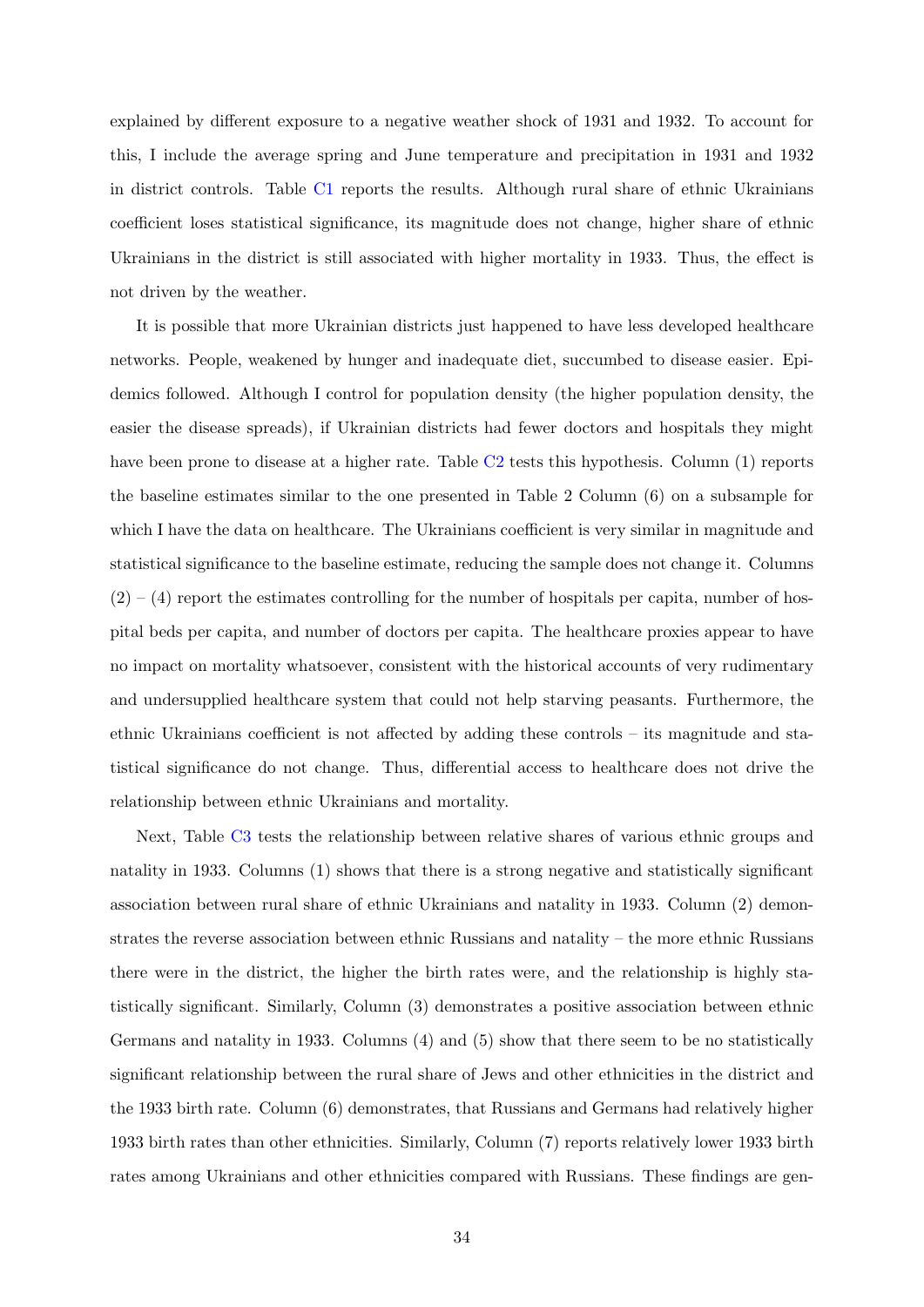explained by different exposure to a negative weather shock of 1931 and 1932. To account for this, I include the average spring and June temperature and precipitation in 1931 and 1932 in district controls. Table C1 reports the results. Although rural share of ethnic Ukrainians coefficient loses statistical significance, its magnitude does not change, higher share of ethnic Ukrainians in the district is still associated with higher mortality in 1933. Thus, the effect is not driven by the weather.

It is possible that more Ukrainian districts just happened to have less developed healthcare networks. People, weakened by hunger and inadequate diet, succumbed to disease easier. Epidemics followed. Although I control for population density (the higher population density, the easier the disease spreads), if Ukrainian districts had fewer doctors and hospitals they might have been prone to disease at a higher rate. Table C2 tests this hypothesis. Column (1) reports the baseline estimates similar to the one presented in Table 2 Column (6) on a subsample for which I have the data on healthcare. The Ukrainians coefficient is very similar in magnitude and statistical significance to the baseline estimate, reducing the sample does not change it. Columns (2) – (4) report the estimates controlling for the number of hospitals per capita, number of hospital beds per capita, and number of doctors per capita. The healthcare proxies appear to have no impact on mortality whatsoever, consistent with the historical accounts of very rudimentary and undersupplied healthcare system that could not help starving peasants. Furthermore, the ethnic Ukrainians coefficient is not affected by adding these controls – its magnitude and statistical significance do not change. Thus, differential access to healthcare does not drive the relationship between ethnic Ukrainians and mortality.

Next, Table C3 tests the relationship between relative shares of various ethnic groups and natality in 1933. Columns (1) shows that there is a strong negative and statistically significant association between rural share of ethnic Ukrainians and natality in 1933. Column (2) demonstrates the reverse association between ethnic Russians and natality – the more ethnic Russians there were in the district, the higher the birth rates were, and the relationship is highly statistically significant. Similarly, Column (3) demonstrates a positive association between ethnic Germans and natality in 1933. Columns (4) and (5) show that there seem to be no statistically significant relationship between the rural share of Jews and other ethnicities in the district and the 1933 birth rate. Column (6) demonstrates, that Russians and Germans had relatively higher 1933 birth rates than other ethnicities. Similarly, Column (7) reports relatively lower 1933 birth rates among Ukrainians and other ethnicities compared with Russians. These findings are gen-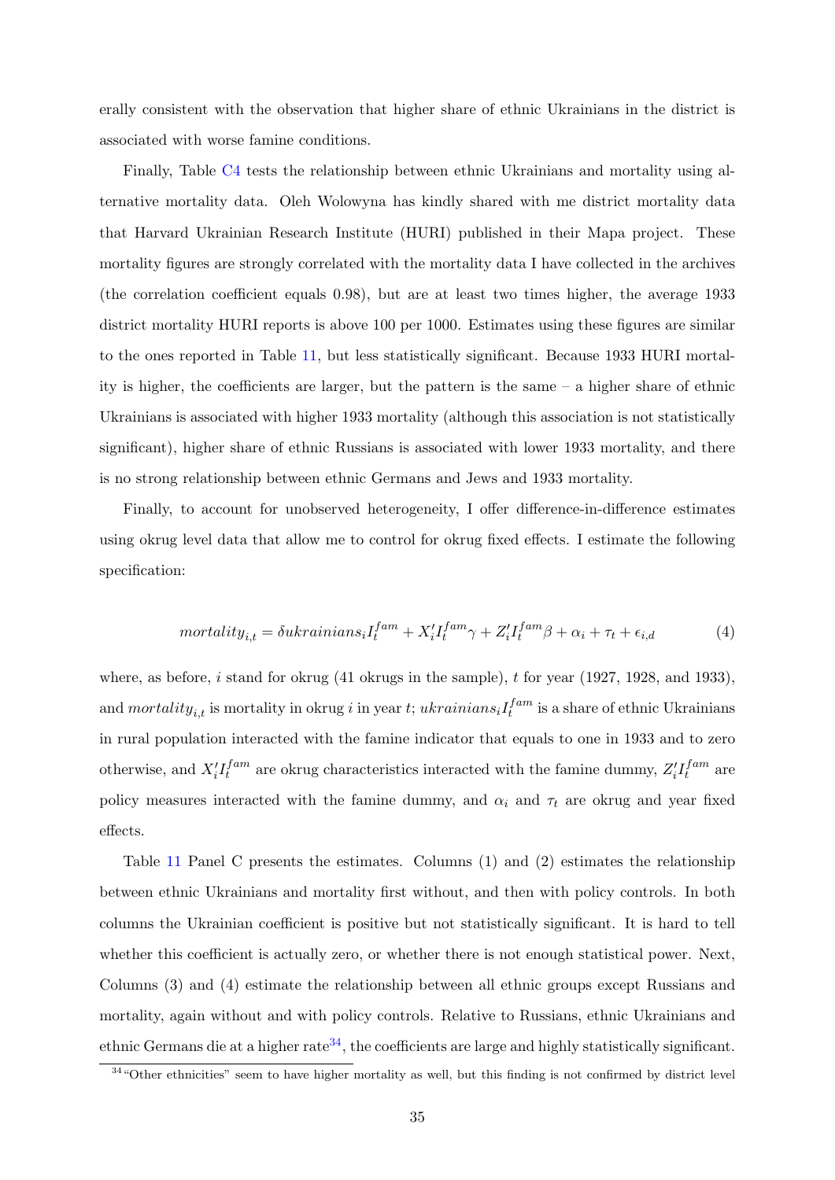erally consistent with the observation that higher share of ethnic Ukrainians in the district is associated with worse famine conditions.

Finally, Table C4 tests the relationship between ethnic Ukrainians and mortality using alternative mortality data. Oleh Wolowyna has kindly shared with me district mortality data that Harvard Ukrainian Research Institute (HURI) published in their Mapa project. These mortality figures are strongly correlated with the mortality data I have collected in the archives (the correlation coefficient equals 0.98), but are at least two times higher, the average 1933 district mortality HURI reports is above 100 per 1000. Estimates using these figures are similar to the ones reported in Table 11, but less statistically significant. Because 1933 HURI mortality is higher, the coefficients are larger, but the pattern is the same – a higher share of ethnic Ukrainians is associated with higher 1933 mortality (although this association is not statistically significant), higher share of ethnic Russians is associated with lower 1933 mortality, and there is no strong relationship between ethnic Germans and Jews and 1933 mortality.

Finally, to account for unobserved heterogeneity, I offer difference-in-difference estimates using okrug level data that allow me to control for okrug fixed effects. I estimate the following specification:

$$mortality_{i,t} = \delta ukrainians_i I_t^{fam} + X_i' I_t^{fam} \gamma + Z_i' I_t^{fam} \beta + \alpha_i + \tau_t + \epsilon_{i,d} \tag{4}$$

where, as before, $i$ stand for okrug (41 okrugs in the sample), $t$ for year (1927, 1928, and 1933), and $mortality_{i,t}$ is mortality in okrug $i$ in year $t$; $ukrainians_i I_t^{fam}$ is a share of ethnic Ukrainians in rural population interacted with the famine indicator that equals to one in 1933 and to zero otherwise, and $X_i' I_t^{fam}$ are okrug characteristics interacted with the famine dummy, $Z_i' I_t^{fam}$ are policy measures interacted with the famine dummy, and $\alpha_i$ and $\tau_t$ are okrug and year fixed effects.

Table 11 Panel C presents the estimates. Columns (1) and (2) estimates the relationship between ethnic Ukrainians and mortality first without, and then with policy controls. In both columns the Ukrainian coefficient is positive but not statistically significant. It is hard to tell whether this coefficient is actually zero, or whether there is not enough statistical power. Next, Columns (3) and (4) estimate the relationship between all ethnic groups except Russians and mortality, again without and with policy controls. Relative to Russians, ethnic Ukrainians and ethnic Germans die at a higher rate[34], the coefficients are large and highly statistically significant.

[34] "Other ethnicities" seem to have higher mortality as well, but this finding is not confirmed by district level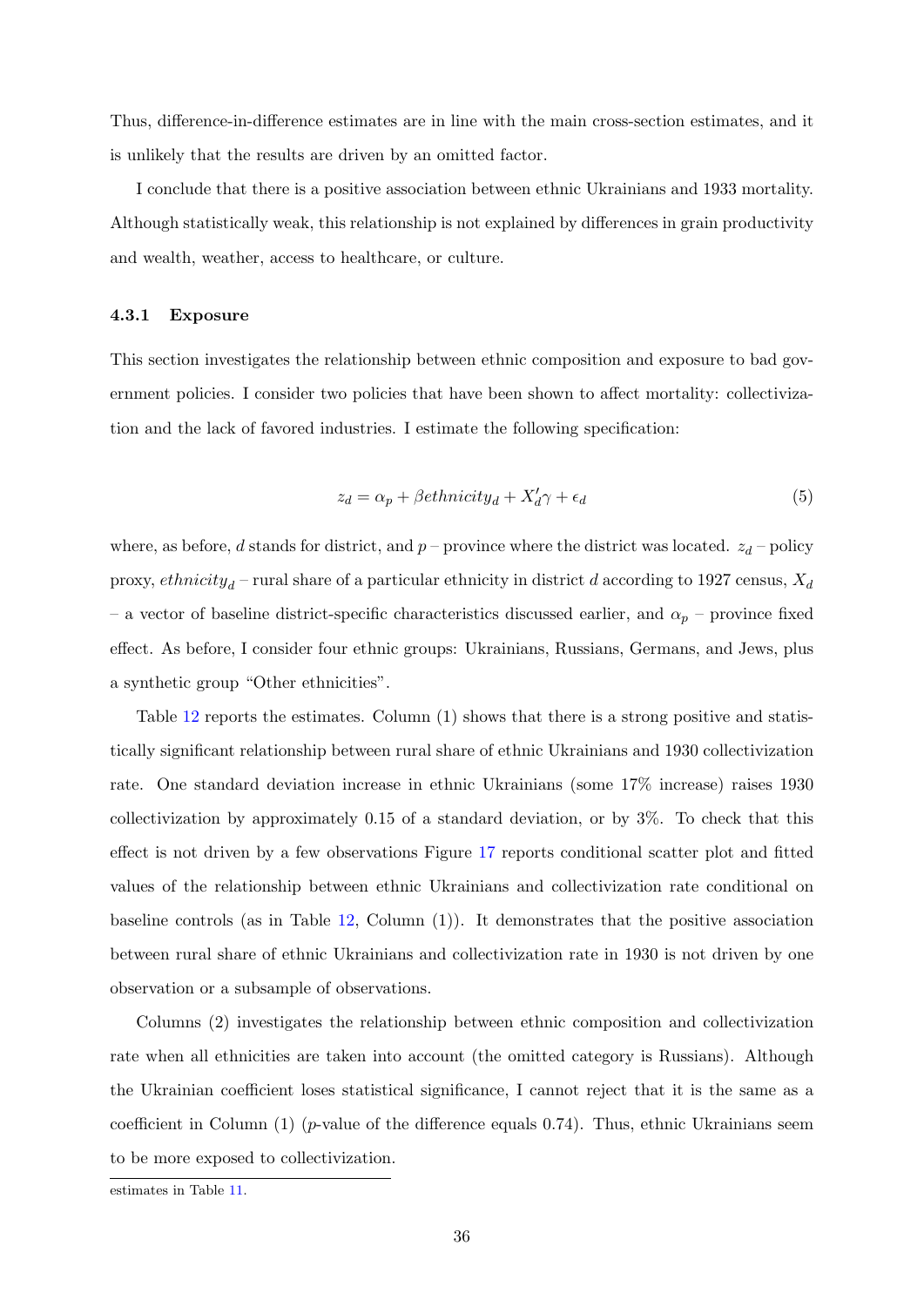Thus, difference-in-difference estimates are in line with the main cross-section estimates, and it is unlikely that the results are driven by an omitted factor.

I conclude that there is a positive association between ethnic Ukrainians and 1933 mortality. Although statistically weak, this relationship is not explained by differences in grain productivity and wealth, weather, access to healthcare, or culture.

#### 4.3.1 Exposure

This section investigates the relationship between ethnic composition and exposure to bad government policies. I consider two policies that have been shown to affect mortality: collectivization and the lack of favored industries. I estimate the following specification:

$$z_d = \alpha_p + \beta ethnicity_d + X_d'\gamma + \epsilon_d \tag{5}$$

where, as before, $d$ stands for district, and $p$ – province where the district was located. $z_d$ – policy proxy, $ethnicity_d$ – rural share of a particular ethnicity in district $d$ according to 1927 census, $X_d$ – a vector of baseline district-specific characteristics discussed earlier, and $\alpha_p$ – province fixed effect. As before, I consider four ethnic groups: Ukrainians, Russians, Germans, and Jews, plus a synthetic group "Other ethnicities".

Table 12 reports the estimates. Column (1) shows that there is a strong positive and statistically significant relationship between rural share of ethnic Ukrainians and 1930 collectivization rate. One standard deviation increase in ethnic Ukrainians (some 17% increase) raises 1930 collectivization by approximately 0.15 of a standard deviation, or by 3%. To check that this effect is not driven by a few observations Figure 17 reports conditional scatter plot and fitted values of the relationship between ethnic Ukrainians and collectivization rate conditional on baseline controls (as in Table 12, Column (1)). It demonstrates that the positive association between rural share of ethnic Ukrainians and collectivization rate in 1930 is not driven by one observation or a subsample of observations.

Columns (2) investigates the relationship between ethnic composition and collectivization rate when all ethnicities are taken into account (the omitted category is Russians). Although the Ukrainian coefficient loses statistical significance, I cannot reject that it is the same as a coefficient in Column (1) ($p$-value of the difference equals 0.74). Thus, ethnic Ukrainians seem to be more exposed to collectivization.

estimates in Table 11.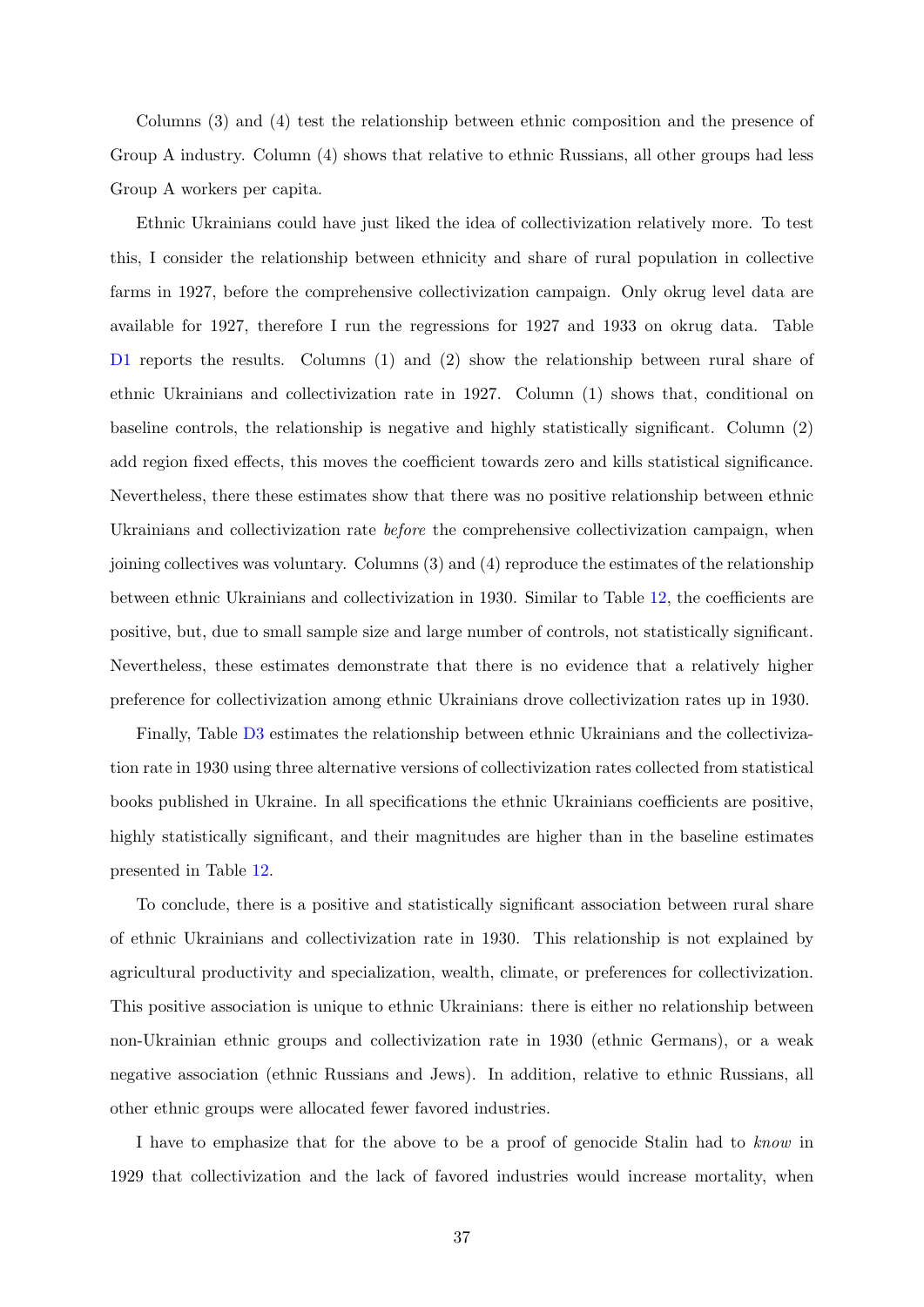Columns (3) and (4) test the relationship between ethnic composition and the presence of Group A industry. Column (4) shows that relative to ethnic Russians, all other groups had less Group A workers per capita.

Ethnic Ukrainians could have just liked the idea of collectivization relatively more. To test this, I consider the relationship between ethnicity and share of rural population in collective farms in 1927, before the comprehensive collectivization campaign. Only okrug level data are available for 1927, therefore I run the regressions for 1927 and 1933 on okrug data. Table D1 reports the results. Columns (1) and (2) show the relationship between rural share of ethnic Ukrainians and collectivization rate in 1927. Column (1) shows that, conditional on baseline controls, the relationship is negative and highly statistically significant. Column (2) add region fixed effects, this moves the coefficient towards zero and kills statistical significance. Nevertheless, there these estimates show that there was no positive relationship between ethnic Ukrainians and collectivization rate *before* the comprehensive collectivization campaign, when joining collectives was voluntary. Columns (3) and (4) reproduce the estimates of the relationship between ethnic Ukrainians and collectivization in 1930. Similar to Table 12, the coefficients are positive, but, due to small sample size and large number of controls, not statistically significant. Nevertheless, these estimates demonstrate that there is no evidence that a relatively higher preference for collectivization among ethnic Ukrainians drove collectivization rates up in 1930.

Finally, Table D3 estimates the relationship between ethnic Ukrainians and the collectivization rate in 1930 using three alternative versions of collectivization rates collected from statistical books published in Ukraine. In all specifications the ethnic Ukrainians coefficients are positive, highly statistically significant, and their magnitudes are higher than in the baseline estimates presented in Table 12.

To conclude, there is a positive and statistically significant association between rural share of ethnic Ukrainians and collectivization rate in 1930. This relationship is not explained by agricultural productivity and specialization, wealth, climate, or preferences for collectivization. This positive association is unique to ethnic Ukrainians: there is either no relationship between non-Ukrainian ethnic groups and collectivization rate in 1930 (ethnic Germans), or a weak negative association (ethnic Russians and Jews). In addition, relative to ethnic Russians, all other ethnic groups were allocated fewer favored industries.

I have to emphasize that for the above to be a proof of genocide Stalin had to *know* in 1929 that collectivization and the lack of favored industries would increase mortality, when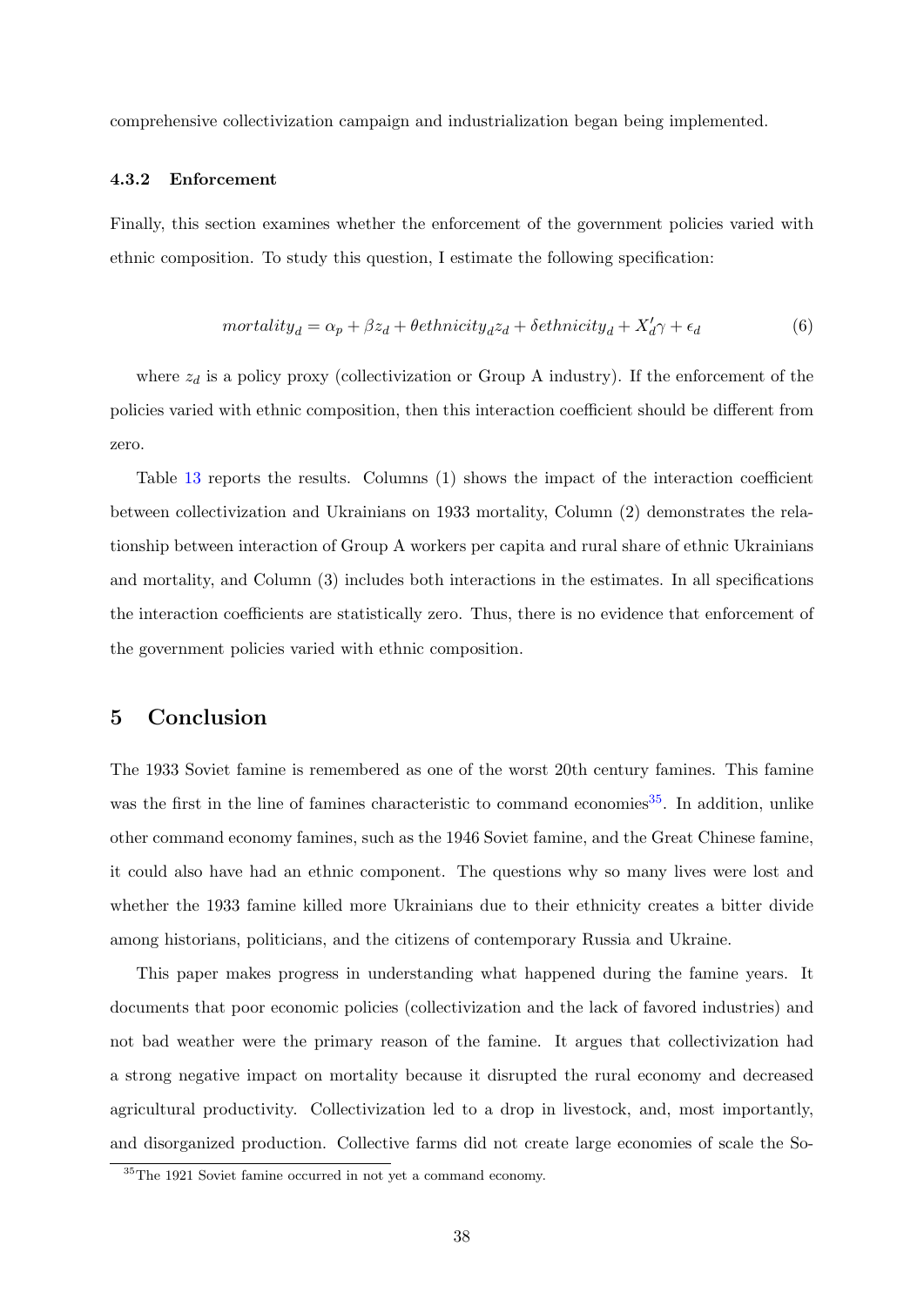comprehensive collectivization campaign and industrialization began being implemented.

#### 4.3.2 Enforcement

Finally, this section examines whether the enforcement of the government policies varied with ethnic composition. To study this question, I estimate the following specification:

$$mortality_d = \alpha_p + \beta z_d + \theta ethnicity_d z_d + \delta ethnicity_d + X_d'\gamma + \epsilon_d \tag{6}$$

where $z_d$ is a policy proxy (collectivization or Group A industry). If the enforcement of the policies varied with ethnic composition, then this interaction coefficient should be different from zero.

Table 13 reports the results. Columns (1) shows the impact of the interaction coefficient between collectivization and Ukrainians on 1933 mortality, Column (2) demonstrates the relationship between interaction of Group A workers per capita and rural share of ethnic Ukrainians and mortality, and Column (3) includes both interactions in the estimates. In all specifications the interaction coefficients are statistically zero. Thus, there is no evidence that enforcement of the government policies varied with ethnic composition.

## 5 Conclusion

The 1933 Soviet famine is remembered as one of the worst 20th century famines. This famine was the first in the line of famines characteristic to command economies[35]. In addition, unlike other command economy famines, such as the 1946 Soviet famine, and the Great Chinese famine, it could also have had an ethnic component. The questions why so many lives were lost and whether the 1933 famine killed more Ukrainians due to their ethnicity creates a bitter divide among historians, politicians, and the citizens of contemporary Russia and Ukraine.

This paper makes progress in understanding what happened during the famine years. It documents that poor economic policies (collectivization and the lack of favored industries) and not bad weather were the primary reason of the famine. It argues that collectivization had a strong negative impact on mortality because it disrupted the rural economy and decreased agricultural productivity. Collectivization led to a drop in livestock, and, most importantly, and disorganized production. Collective farms did not create large economies of scale the So-

[35] The 1921 Soviet famine occurred in not yet a command economy.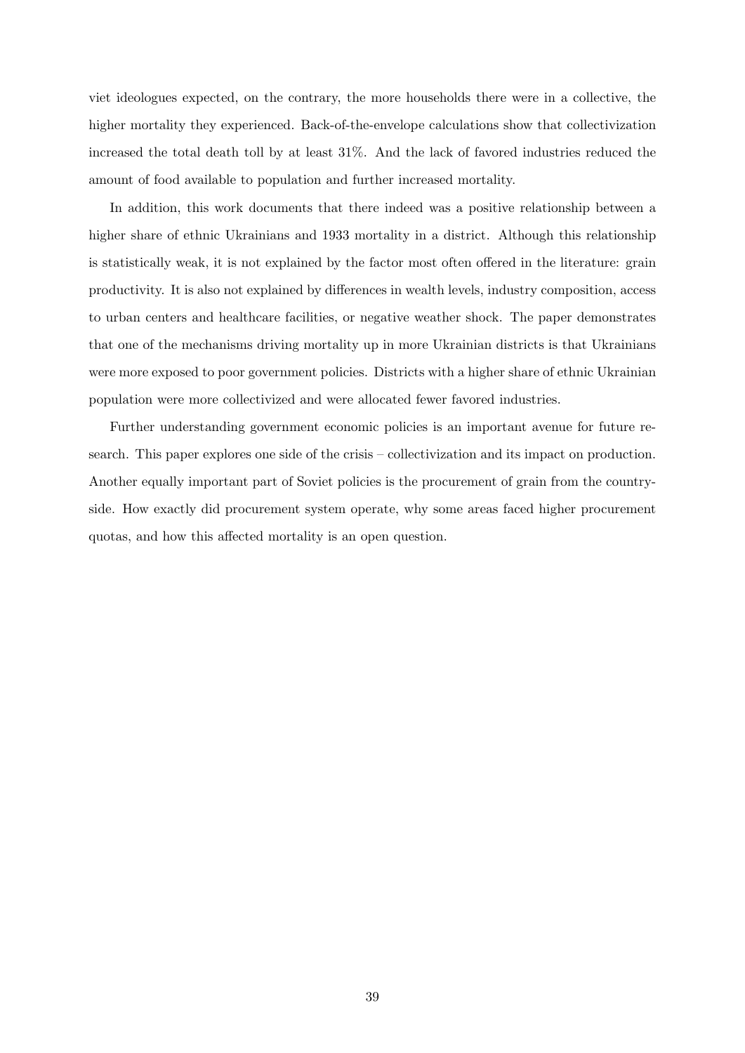viet ideologues expected, on the contrary, the more households there were in a collective, the higher mortality they experienced. Back-of-the-envelope calculations show that collectivization increased the total death toll by at least 31%. And the lack of favored industries reduced the amount of food available to population and further increased mortality.

In addition, this work documents that there indeed was a positive relationship between a higher share of ethnic Ukrainians and 1933 mortality in a district. Although this relationship is statistically weak, it is not explained by the factor most often offered in the literature: grain productivity. It is also not explained by differences in wealth levels, industry composition, access to urban centers and healthcare facilities, or negative weather shock. The paper demonstrates that one of the mechanisms driving mortality up in more Ukrainian districts is that Ukrainians were more exposed to poor government policies. Districts with a higher share of ethnic Ukrainian population were more collectivized and were allocated fewer favored industries.

Further understanding government economic policies is an important avenue for future research. This paper explores one side of the crisis – collectivization and its impact on production. Another equally important part of Soviet policies is the procurement of grain from the countryside. How exactly did procurement system operate, why some areas faced higher procurement quotas, and how this affected mortality is an open question.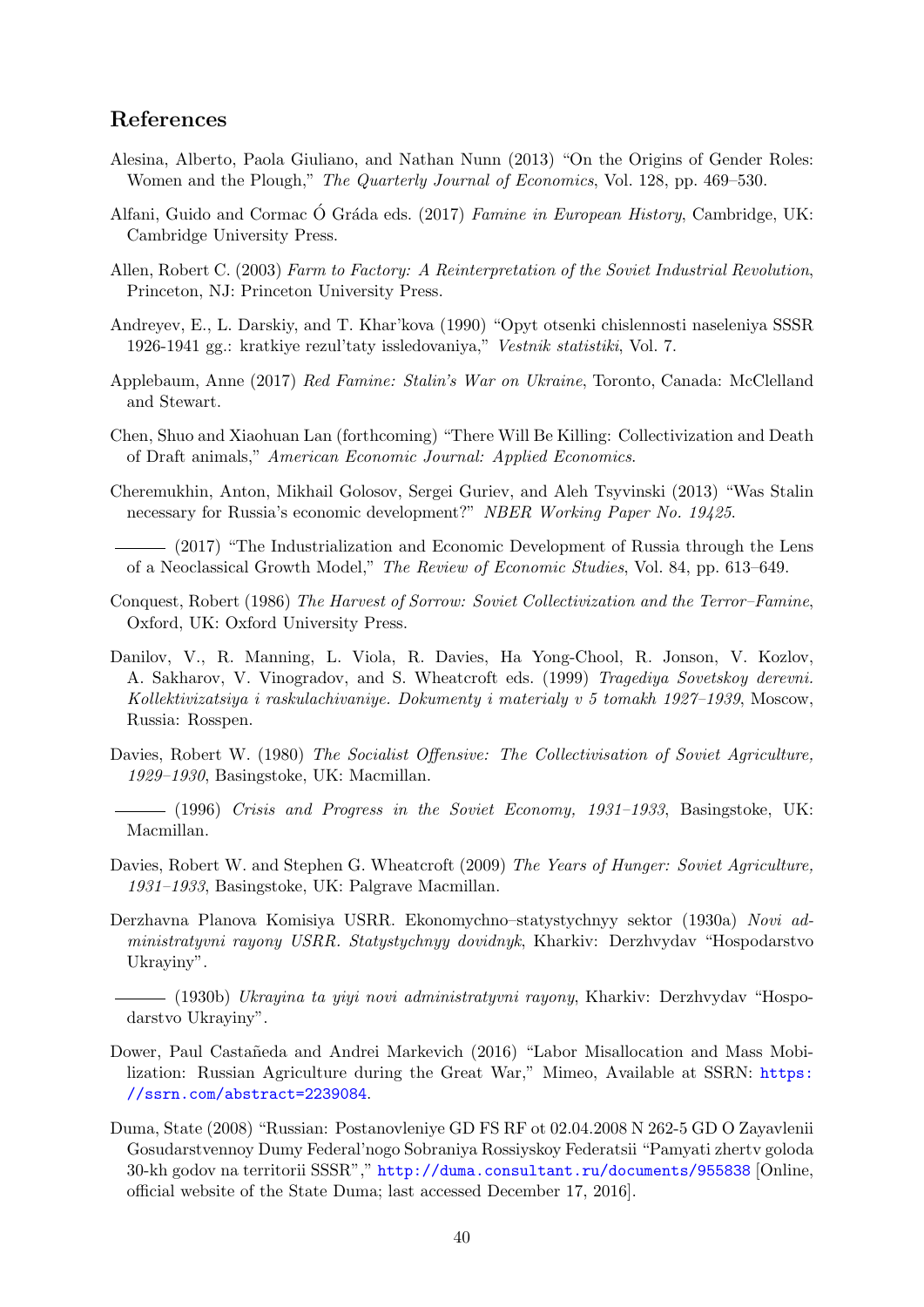## References

Alesina, Alberto, Paola Giuliano, and Nathan Nunn (2013) "On the Origins of Gender Roles: Women and the Plough," *The Quarterly Journal of Economics*, Vol. 128, pp. 469–530.

Alfani, Guido and Cormac Ó Gráda eds. (2017) *Famine in European History*, Cambridge, UK: Cambridge University Press.

Allen, Robert C. (2003) *Farm to Factory: A Reinterpretation of the Soviet Industrial Revolution*, Princeton, NJ: Princeton University Press.

Andreyev, E., L. Darskiy, and T. Khar'kova (1990) "Opyt otsenki chislennosti naseleniya SSSR 1926-1941 gg.: kratkiye rezul'taty issledovaniya," *Vestnik statistiki*, Vol. 7.

Applebaum, Anne (2017) *Red Famine: Stalin's War on Ukraine*, Toronto, Canada: McClelland and Stewart.

Chen, Shuo and Xiaohuan Lan (forthcoming) "There Will Be Killing: Collectivization and Death of Draft animals," *American Economic Journal: Applied Economics*.

Cheremukhin, Anton, Mikhail Golosov, Sergei Guriev, and Aleh Tsyvinski (2013) "Was Stalin necessary for Russia's economic development?" *NBER Working Paper No. 19425*.

——— (2017) "The Industrialization and Economic Development of Russia through the Lens of a Neoclassical Growth Model," *The Review of Economic Studies*, Vol. 84, pp. 613–649.

Conquest, Robert (1986) *The Harvest of Sorrow: Soviet Collectivization and the Terror–Famine*, Oxford, UK: Oxford University Press.

Danilov, V., R. Manning, L. Viola, R. Davies, Ha Yong-Chool, R. Jonson, V. Kozlov, A. Sakharov, V. Vinogradov, and S. Wheatcroft eds. (1999) *Tragediya Sovetskoy derevni. Kollektivizatsiya i raskulachivaniye. Dokumenty i materialy v 5 tomakh 1927–1939*, Moscow, Russia: Rosspen.

Davies, Robert W. (1980) *The Socialist Offensive: The Collectivisation of Soviet Agriculture, 1929–1930*, Basingstoke, UK: Macmillan.

——— (1996) *Crisis and Progress in the Soviet Economy, 1931–1933*, Basingstoke, UK: Macmillan.

Davies, Robert W. and Stephen G. Wheatcroft (2009) *The Years of Hunger: Soviet Agriculture, 1931–1933*, Basingstoke, UK: Palgrave Macmillan.

Derzhavna Planova Komisiya USRR. Ekonomychno–statystychnyy sektor (1930a) *Novi administratyvni rayony USRR. Statystychnyy dovidnyk*, Kharkiv: Derzhvydav "Hospodarstvo Ukrayiny".

——— (1930b) *Ukrayina ta yiyi novi administratyvni rayony*, Kharkiv: Derzhvydav "Hospodarstvo Ukrayiny".

Dower, Paul Castañeda and Andrei Markevich (2016) "Labor Misallocation and Mass Mobilization: Russian Agriculture during the Great War," Mimeo, Available at SSRN: https://ssrn.com/abstract=2239084.

Duma, State (2008) "Russian: Postanovleniye GD FS RF ot 02.04.2008 N 262-5 GD O Zayavlenii Gosudarstvennoy Dumy Federal'nogo Sobraniya Rossiyskoy Federatsii "Pamyati zhertv goloda 30-kh godov na territorii SSSR"," http://duma.consultant.ru/documents/955838 [Online, official website of the State Duma; last accessed December 17, 2016].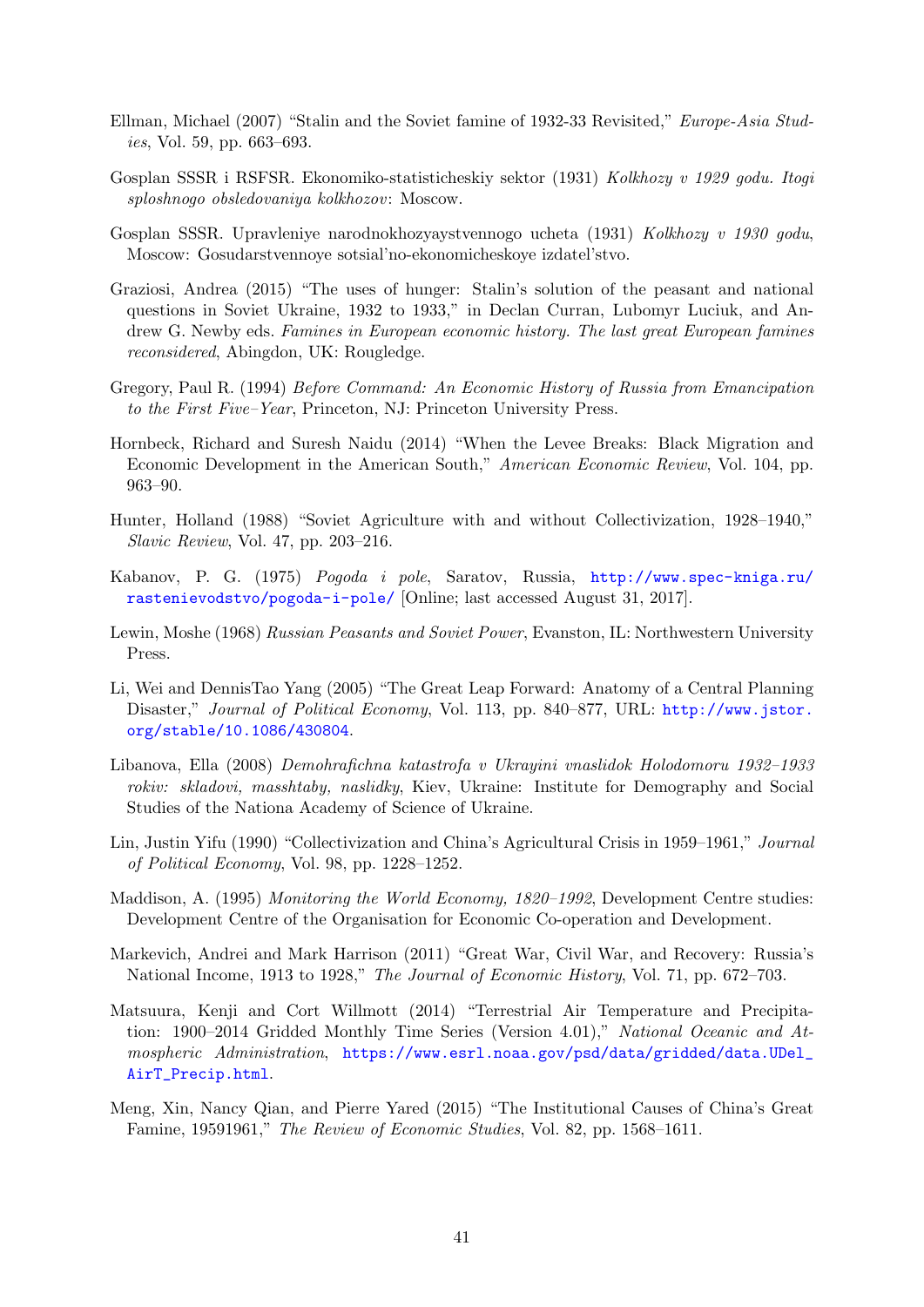Ellman, Michael (2007) "Stalin and the Soviet famine of 1932-33 Revisited," *Europe-Asia Studies*, Vol. 59, pp. 663–693.

Gosplan SSSR i RSFSR. Ekonomiko-statisticheskiy sektor (1931) *Kolkhozy v 1929 godu. Itogi sploshnogo obsledovaniya kolkhozov*: Moscow.

Gosplan SSSR. Upravleniye narodnokhozyaystvennogo ucheta (1931) *Kolkhozy v 1930 godu*, Moscow: Gosudarstvennoye sotsial'no-ekonomicheskoye izdatel'stvo.

Graziosi, Andrea (2015) "The uses of hunger: Stalin's solution of the peasant and national questions in Soviet Ukraine, 1932 to 1933," in Declan Curran, Lubomyr Luciuk, and Andrew G. Newby eds. *Famines in European economic history. The last great European famines reconsidered*, Abingdon, UK: Rougledge.

Gregory, Paul R. (1994) *Before Command: An Economic History of Russia from Emancipation to the First Five–Year*, Princeton, NJ: Princeton University Press.

Hornbeck, Richard and Suresh Naidu (2014) "When the Levee Breaks: Black Migration and Economic Development in the American South," *American Economic Review*, Vol. 104, pp. 963–90.

Hunter, Holland (1988) "Soviet Agriculture with and without Collectivization, 1928–1940," *Slavic Review*, Vol. 47, pp. 203–216.

Kabanov, P. G. (1975) *Pogoda i pole*, Saratov, Russia, http://www.spec-kniga.ru/rastenievodstvo/pogoda-i-pole/ [Online; last accessed August 31, 2017].

Lewin, Moshe (1968) *Russian Peasants and Soviet Power*, Evanston, IL: Northwestern University Press.

Li, Wei and DennisTao Yang (2005) "The Great Leap Forward: Anatomy of a Central Planning Disaster," *Journal of Political Economy*, Vol. 113, pp. 840–877, URL: http://www.jstor.org/stable/10.1086/430804.

Libanova, Ella (2008) *Demohrafichna katastrofa v Ukrayini vnaslidok Holodomoru 1932–1933 rokiv: skladovi, masshtaby, naslidky*, Kiev, Ukraine: Institute for Demography and Social Studies of the Nationa Academy of Science of Ukraine.

Lin, Justin Yifu (1990) "Collectivization and China's Agricultural Crisis in 1959–1961," *Journal of Political Economy*, Vol. 98, pp. 1228–1252.

Maddison, A. (1995) *Monitoring the World Economy, 1820–1992*, Development Centre studies: Development Centre of the Organisation for Economic Co-operation and Development.

Markevich, Andrei and Mark Harrison (2011) "Great War, Civil War, and Recovery: Russia's National Income, 1913 to 1928," *The Journal of Economic History*, Vol. 71, pp. 672–703.

Matsuura, Kenji and Cort Willmott (2014) "Terrestrial Air Temperature and Precipitation: 1900–2014 Gridded Monthly Time Series (Version 4.01)," *National Oceanic and Atmospheric Administration*, https://www.esrl.noaa.gov/psd/data/gridded/data.UDel_AirT_Precip.html.

Meng, Xin, Nancy Qian, and Pierre Yared (2015) "The Institutional Causes of China's Great Famine, 19591961," *The Review of Economic Studies*, Vol. 82, pp. 1568–1611.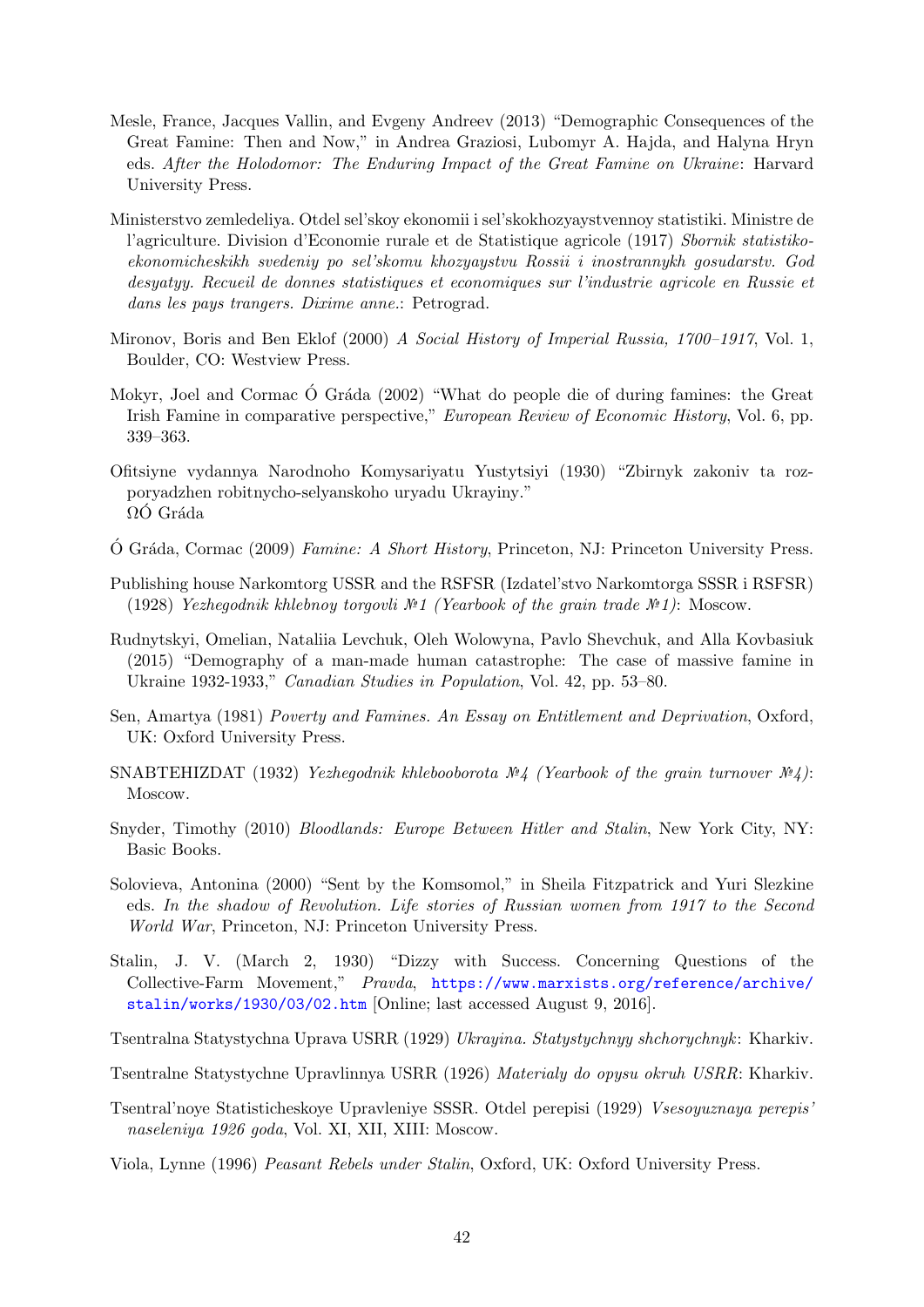Mesle, France, Jacques Vallin, and Evgeny Andreev (2013) "Demographic Consequences of the Great Famine: Then and Now," in Andrea Graziosi, Lubomyr A. Hajda, and Halyna Hryn eds. *After the Holodomor: The Enduring Impact of the Great Famine on Ukraine*: Harvard University Press.

Ministerstvo zemledeliya. Otdel sel'skoy ekonomii i sel'skokhozyaystvennoy statistiki. Ministre de l'agriculture. Division d'Economie rurale et de Statistique agricole (1917) *Sbornik statistiko-ekonomicheskikh svedeniy po sel'skomu khozyaystvu Rossii i inostrannykh gosudarstv. God desyatyy. Recueil de donnes statistiques et economiques sur l'industrie agricole en Russie et dans les pays trangers. Dixime anne.*: Petrograd.

Mironov, Boris and Ben Eklof (2000) *A Social History of Imperial Russia, 1700–1917*, Vol. 1, Boulder, CO: Westview Press.

Mokyr, Joel and Cormac Ó Gráda (2002) "What do people die of during famines: the Great Irish Famine in comparative perspective," *European Review of Economic History*, Vol. 6, pp. 339–363.

Ofitsiyne vydannya Narodnoho Komysariyatu Yustytsiyi (1930) "Zbirnyk zakoniv ta rozporyadzhen robitnycho-selyanskoho uryadu Ukrayiny."
ΩÓ Gráda

Ó Gráda, Cormac (2009) *Famine: A Short History*, Princeton, NJ: Princeton University Press.

Publishing house Narkomtorg USSR and the RSFSR (Izdatel'stvo Narkomtorga SSSR i RSFSR) (1928) *Yezhegodnik khlebnoy torgovli №1 (Yearbook of the grain trade №1)*: Moscow.

Rudnytskyi, Omelian, Nataliia Levchuk, Oleh Wolowyna, Pavlo Shevchuk, and Alla Kovbasiuk (2015) "Demography of a man-made human catastrophe: The case of massive famine in Ukraine 1932-1933," *Canadian Studies in Population*, Vol. 42, pp. 53–80.

Sen, Amartya (1981) *Poverty and Famines. An Essay on Entitlement and Deprivation*, Oxford, UK: Oxford University Press.

SNABTEHIZDAT (1932) *Yezhegodnik khlebooborota №4 (Yearbook of the grain turnover №4)*: Moscow.

Snyder, Timothy (2010) *Bloodlands: Europe Between Hitler and Stalin*, New York City, NY: Basic Books.

Solovieva, Antonina (2000) "Sent by the Komsomol," in Sheila Fitzpatrick and Yuri Slezkine eds. *In the shadow of Revolution. Life stories of Russian women from 1917 to the Second World War*, Princeton, NJ: Princeton University Press.

Stalin, J. V. (March 2, 1930) "Dizzy with Success. Concerning Questions of the Collective-Farm Movement," *Pravda*, https://www.marxists.org/reference/archive/stalin/works/1930/03/02.htm [Online; last accessed August 9, 2016].

Tsentralna Statystychna Uprava USRR (1929) *Ukrayina. Statystychnyy shchorychnyk*: Kharkiv.

Tsentralne Statystychne Upravlinnya USRR (1926) *Materialy do opysu okruh USRR*: Kharkiv.

Tsentral'noye Statisticheskoye Upravleniye SSSR. Otdel perepisi (1929) *Vsesoyuznaya perepis' naseleniya 1926 goda*, Vol. XI, XII, XIII: Moscow.

Viola, Lynne (1996) *Peasant Rebels under Stalin*, Oxford, UK: Oxford University Press.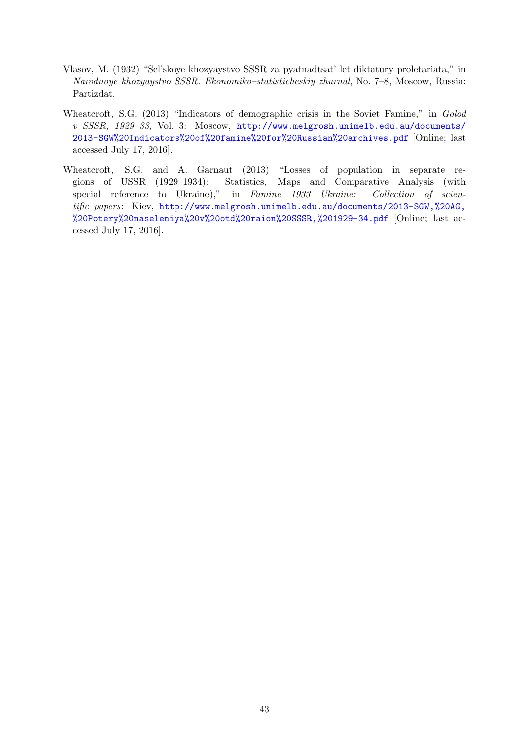Vlasov, M. (1932) "Sel'skoye khozyaystvo SSSR za pyatnadtsat' let diktatury proletariata," in *Narodnoye khozyaystvo SSSR. Ekonomiko–statisticheskiy zhurnal*, No. 7–8, Moscow, Russia: Partizdat.

Wheatcroft, S.G. (2013) "Indicators of demographic crisis in the Soviet Famine," in *Golod v SSSR, 1929–33*, Vol. 3: Moscow, http://www.melgrosh.unimelb.edu.au/documents/2013-SGW%20Indicators%20of%20famine%20for%20Russian%20archives.pdf [Online; last accessed July 17, 2016].

Wheatcroft, S.G. and A. Garnaut (2013) "Losses of population in separate regions of USSR (1929–1934): Statistics, Maps and Comparative Analysis (with special reference to Ukraine)," in *Famine 1933 Ukraine: Collection of scientific papers*: Kiev, http://www.melgrosh.unimelb.edu.au/documents/2013-SGW,%20AG,%20Potery%20naseleniya%20v%20otd%20raion%20SSSR,%201929-34.pdf [Online; last accessed July 17, 2016].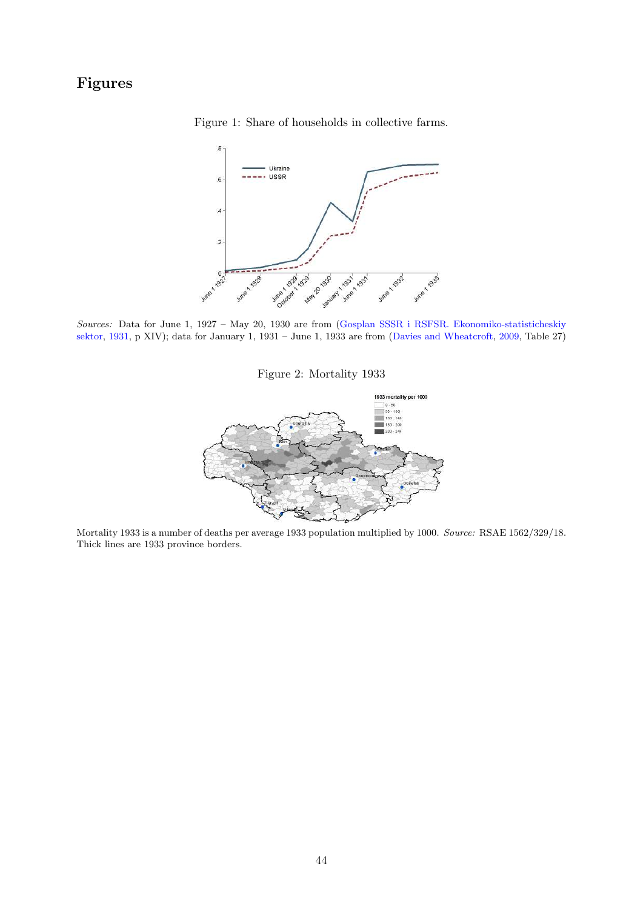# Figures

Figure 1: Share of households in collective farms.

*Sources:* Data for June 1, 1927 – May 20, 1930 are from (Gosplan SSSR i RSFSR. Ekonomiko-statisticheskiy sektor, 1931, p XIV); data for January 1, 1931 – June 1, 1933 are from (Davies and Wheatcroft, 2009, Table 27)

Figure 2: Mortality 1933

Mortality 1933 is a number of deaths per average 1933 population multiplied by 1000. *Source:* RSAE 1562/329/18. Thick lines are 1933 province borders.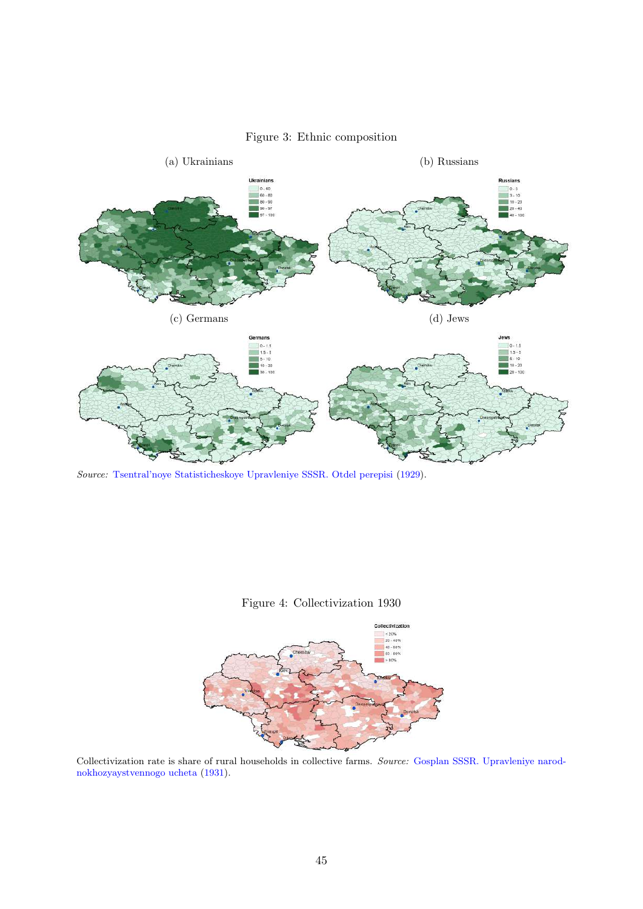Figure 3: Ethnic composition

(a) Ukrainians

(b) Russians

(c) Germans

(d) Jews

*Source:* Tsentral'noye Statisticheskoye Upravleniye SSSR. Otdel perepisi (1929).

Figure 4: Collectivization 1930

Collectivization rate is share of rural households in collective farms. *Source:* Gosplan SSSR. Upravleniye narodnokhozyaystvennogo ucheta (1931).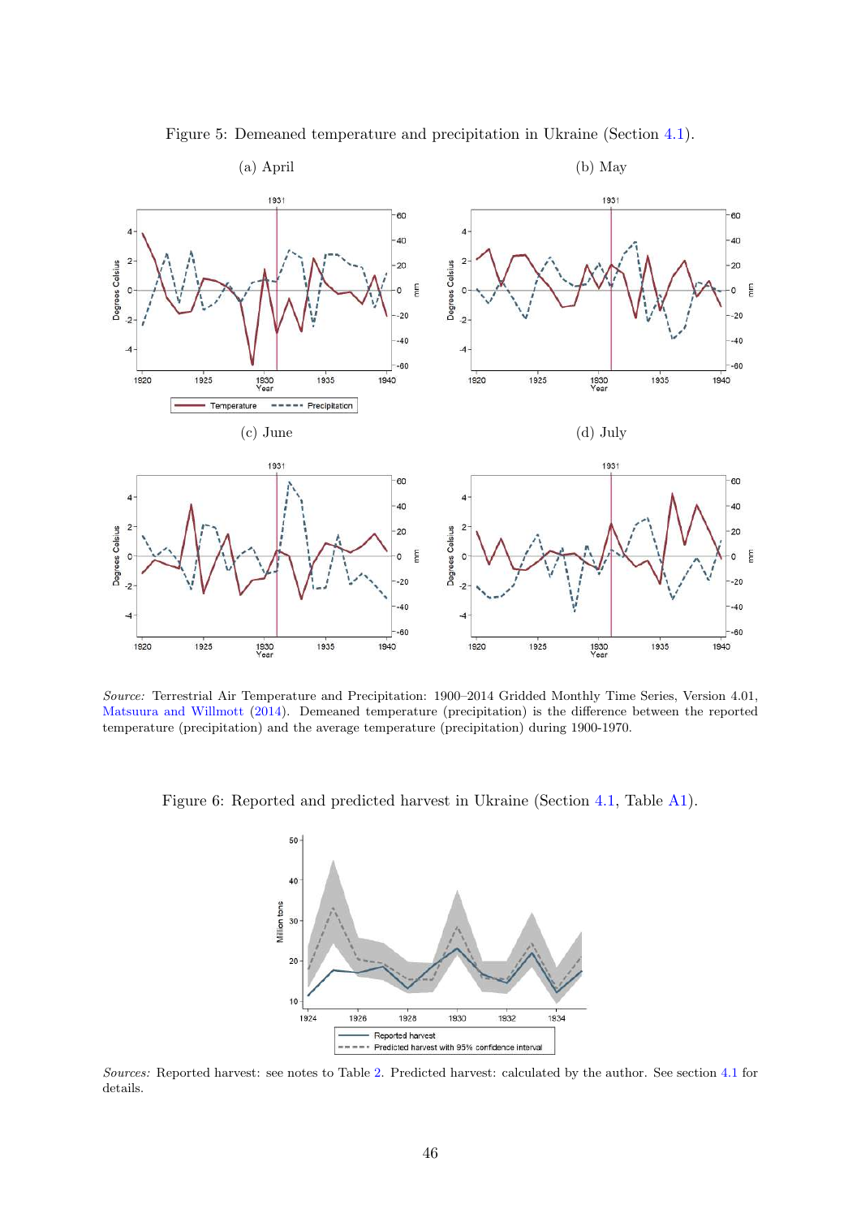Figure 5: Demeaned temperature and precipitation in Ukraine (Section 4.1).

(a) April

(b) May

(c) June

(d) July

*Source:* Terrestrial Air Temperature and Precipitation: 1900–2014 Gridded Monthly Time Series, Version 4.01, Matsuura and Willmott (2014). Demeaned temperature (precipitation) is the difference between the reported temperature (precipitation) and the average temperature (precipitation) during 1900-1970.

Figure 6: Reported and predicted harvest in Ukraine (Section 4.1, Table A1).

*Sources:* Reported harvest: see notes to Table 2. Predicted harvest: calculated by the author. See section 4.1 for details.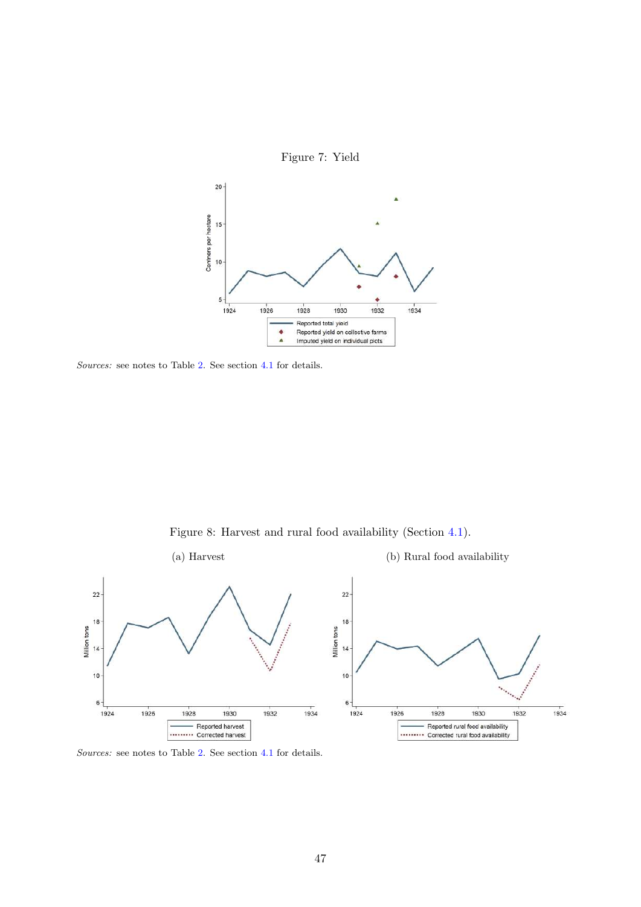Figure 7: Yield

*Sources:* see notes to Table 2. See section 4.1 for details.

Figure 8: Harvest and rural food availability (Section 4.1).

(a) Harvest

(b) Rural food availability

*Sources:* see notes to Table 2. See section 4.1 for details.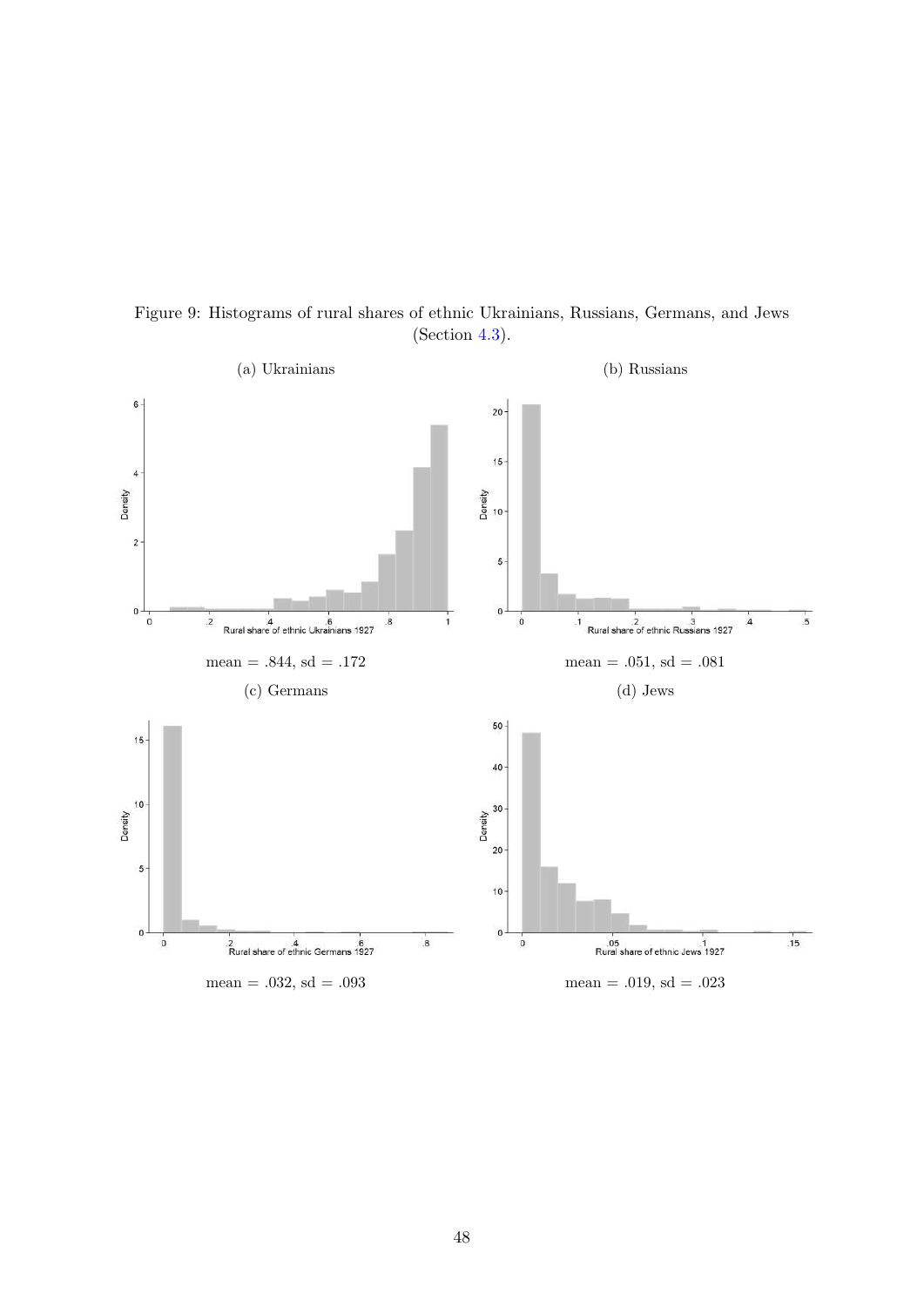Figure 9: Histograms of rural shares of ethnic Ukrainians, Russians, Germans, and Jews (Section 4.3).

(a) Ukrainians

mean = .844, sd = .172

(b) Russians

mean = .051, sd = .081

(c) Germans

mean = .032, sd = .093

(d) Jews

mean = .019, sd = .023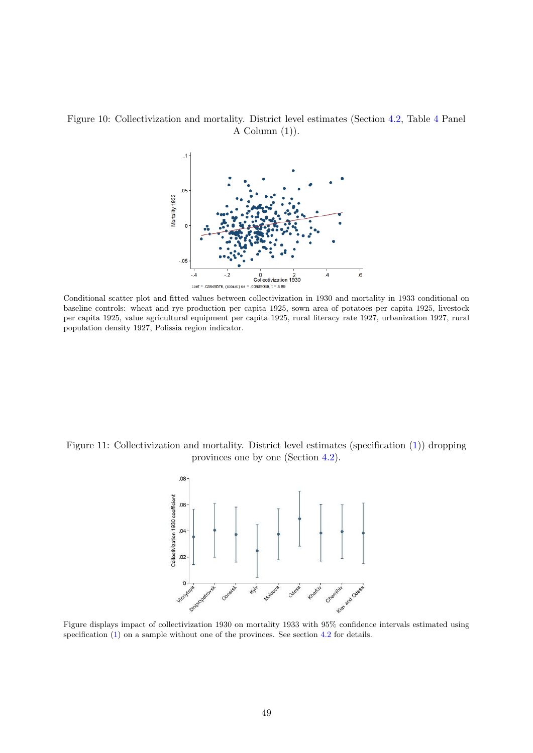Figure 10: Collectivization and mortality. District level estimates (Section 4.2, Table 4 Panel A Column (1)).

Conditional scatter plot and fitted values between collectivization in 1930 and mortality in 1933 conditional on baseline controls: wheat and rye production per capita 1925, sown area of potatoes per capita 1925, livestock per capita 1925, value agricultural equipment per capita 1925, rural literacy rate 1927, urbanization 1927, rural population density 1927, Polissia region indicator.

Figure 11: Collectivization and mortality. District level estimates (specification (1)) dropping provinces one by one (Section 4.2).

Figure displays impact of collectivization 1930 on mortality 1933 with 95% confidence intervals estimated using specification (1) on a sample without one of the provinces. See section 4.2 for details.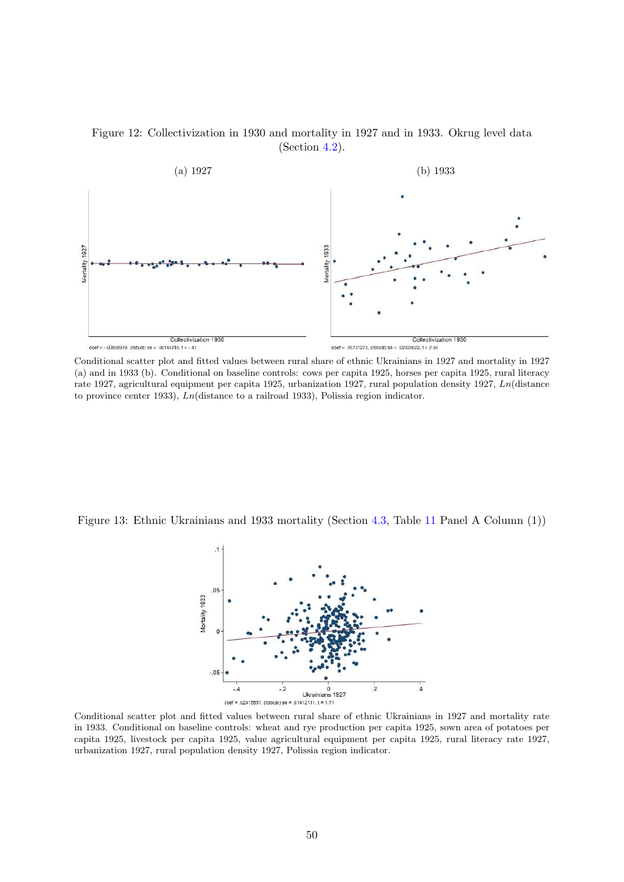Figure 12: Collectivization in 1930 and mortality in 1927 and in 1933. Okrug level data (Section 4.2).

(a) 1927

(b) 1933

coef = -.00058979, (robust) se = .00144716, t = -.41

coef = .05731273, (robust) se = .02020622, t = 2.84

Conditional scatter plot and fitted values between rural share of ethnic Ukrainians in 1927 and mortality in 1927 (a) and in 1933 (b). Conditional on baseline controls: cows per capita 1925, horses per capita 1925, rural literacy rate 1927, agricultural equipment per capita 1925, urbanization 1927, rural population density 1927, *Ln*(distance to province center 1933), *Ln*(distance to a railroad 1933), Polissia region indicator.

Figure 13: Ethnic Ukrainians and 1933 mortality (Section 4.3, Table 11 Panel A Column (1))

coef = .02415557, (robust) se = .01412111, t = 1.71

Conditional scatter plot and fitted values between rural share of ethnic Ukrainians in 1927 and mortality rate in 1933. Conditional on baseline controls: wheat and rye production per capita 1925, sown area of potatoes per capita 1925, livestock per capita 1925, value agricultural equipment per capita 1925, rural literacy rate 1927, urbanization 1927, rural population density 1927, Polissia region indicator.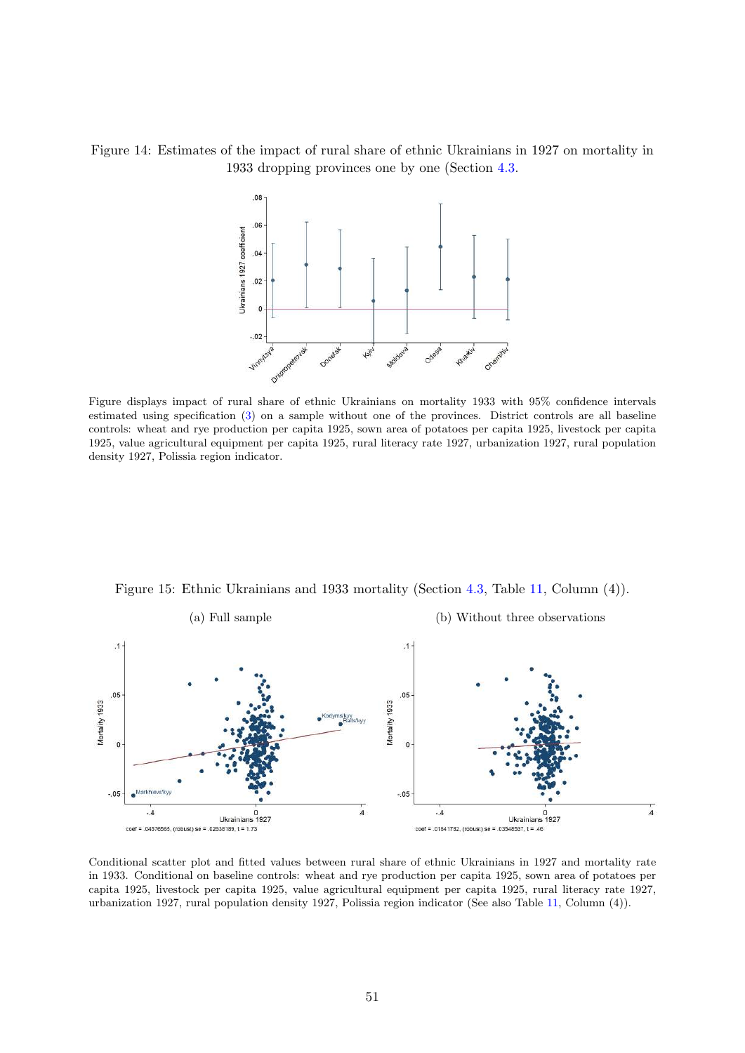Figure 14: Estimates of the impact of rural share of ethnic Ukrainians in 1927 on mortality in 1933 dropping provinces one by one (Section 4.3.

Figure displays impact of rural share of ethnic Ukrainians on mortality 1933 with 95% confidence intervals estimated using specification (3) on a sample without one of the provinces. District controls are all baseline controls: wheat and rye production per capita 1925, sown area of potatoes per capita 1925, livestock per capita 1925, value agricultural equipment per capita 1925, rural literacy rate 1927, urbanization 1927, rural population density 1927, Polissia region indicator.

Figure 15: Ethnic Ukrainians and 1933 mortality (Section 4.3, Table 11, Column (4)).

(a) Full sample

(b) Without three observations

Conditional scatter plot and fitted values between rural share of ethnic Ukrainians in 1927 and mortality rate in 1933. Conditional on baseline controls: wheat and rye production per capita 1925, sown area of potatoes per capita 1925, livestock per capita 1925, value agricultural equipment per capita 1925, rural literacy rate 1927, urbanization 1927, rural population density 1927, Polissia region indicator (See also Table 11, Column (4)).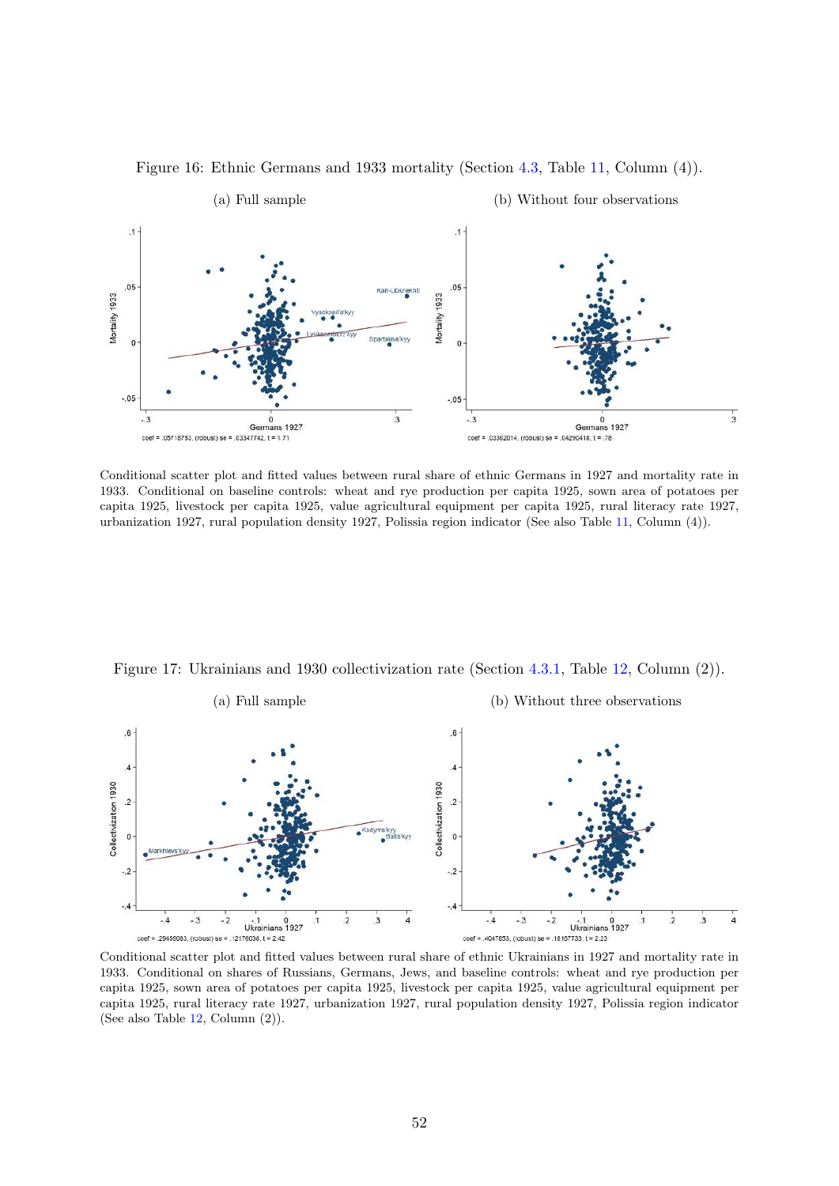Figure 16: Ethnic Germans and 1933 mortality (Section 4.3, Table 11, Column (4)).

(a) Full sample

(b) Without four observations

Conditional scatter plot and fitted values between rural share of ethnic Germans in 1927 and mortality rate in 1933. Conditional on baseline controls: wheat and rye production per capita 1925, sown area of potatoes per capita 1925, livestock per capita 1925, value agricultural equipment per capita 1925, rural literacy rate 1927, urbanization 1927, rural population density 1927, Polissia region indicator (See also Table 11, Column (4)).

Figure 17: Ukrainians and 1930 collectivization rate (Section 4.3.1, Table 12, Column (2)).

(a) Full sample

(b) Without three observations

Conditional scatter plot and fitted values between rural share of ethnic Ukrainians in 1927 and mortality rate in 1933. Conditional on shares of Russians, Germans, Jews, and baseline controls: wheat and rye production per capita 1925, sown area of potatoes per capita 1925, livestock per capita 1925, value agricultural equipment per capita 1925, rural literacy rate 1927, urbanization 1927, rural population density 1927, Polissia region indicator (See also Table 12, Column (2)).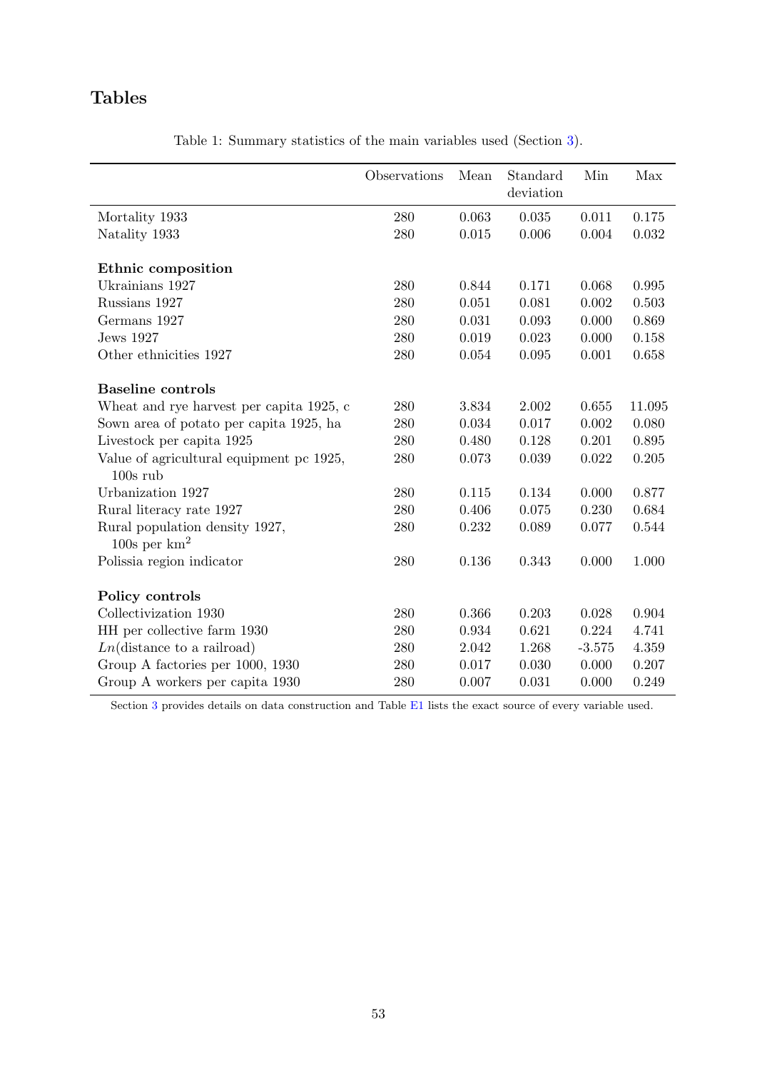# Tables

Table 1: Summary statistics of the main variables used (Section 3).

| | Observations | Mean | Standard deviation | Min | Max |
|---|---|---|---|---|---|
| Mortality 1933 | 280 | 0.063 | 0.035 | 0.011 | 0.175 |
| Natality 1933 | 280 | 0.015 | 0.006 | 0.004 | 0.032 |
| **Ethnic composition** | | | | | |
| Ukrainians 1927 | 280 | 0.844 | 0.171 | 0.068 | 0.995 |
| Russians 1927 | 280 | 0.051 | 0.081 | 0.002 | 0.503 |
| Germans 1927 | 280 | 0.031 | 0.093 | 0.000 | 0.869 |
| Jews 1927 | 280 | 0.019 | 0.023 | 0.000 | 0.158 |
| Other ethnicities 1927 | 280 | 0.054 | 0.095 | 0.001 | 0.658 |
| **Baseline controls** | | | | | |
| Wheat and rye harvest per capita 1925, c | 280 | 3.834 | 2.002 | 0.655 | 11.095 |
| Sown area of potato per capita 1925, ha | 280 | 0.034 | 0.017 | 0.002 | 0.080 |
| Livestock per capita 1925 | 280 | 0.480 | 0.128 | 0.201 | 0.895 |
| Value of agricultural equipment pc 1925, 100s rub | 280 | 0.073 | 0.039 | 0.022 | 0.205 |
| Urbanization 1927 | 280 | 0.115 | 0.134 | 0.000 | 0.877 |
| Rural literacy rate 1927 | 280 | 0.406 | 0.075 | 0.230 | 0.684 |
| Rural population density 1927, 100s per km$^2$ | 280 | 0.232 | 0.089 | 0.077 | 0.544 |
| Polissia region indicator | 280 | 0.136 | 0.343 | 0.000 | 1.000 |
| **Policy controls** | | | | | |
| Collectivization 1930 | 280 | 0.366 | 0.203 | 0.028 | 0.904 |
| HH per collective farm 1930 | 280 | 0.934 | 0.621 | 0.224 | 4.741 |
| $Ln$(distance to a railroad) | 280 | 2.042 | 1.268 | -3.575 | 4.359 |
| Group A factories per 1000, 1930 | 280 | 0.017 | 0.030 | 0.000 | 0.207 |
| Group A workers per capita 1930 | 280 | 0.007 | 0.031 | 0.000 | 0.249 |

Section 3 provides details on data construction and Table E1 lists the exact source of every variable used.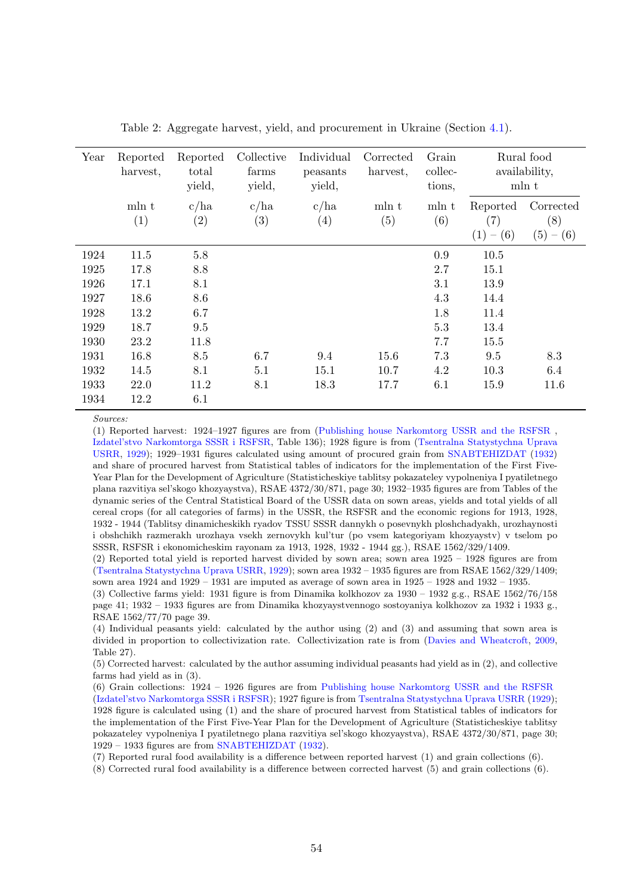Table 2: Aggregate harvest, yield, and procurement in Ukraine (Section 4.1).

| Year | Reported harvest, mln t (1) | Reported total yield, c/ha (2) | Collective farms yield, c/ha (3) | Individual peasants yield, c/ha (4) | Corrected harvest, mln t (5) | Grain collections, mln t (6) | Rural food availability, mln t | |
|---|---|---|---|---|---|---|---|---|
| | | | | | | | Reported (7) (1) − (6) | Corrected (8) (5) − (6) |
| 1924 | 11.5 | 5.8 | | | | 0.9 | 10.5 | |
| 1925 | 17.8 | 8.8 | | | | 2.7 | 15.1 | |
| 1926 | 17.1 | 8.1 | | | | 3.1 | 13.9 | |
| 1927 | 18.6 | 8.6 | | | | 4.3 | 14.4 | |
| 1928 | 13.2 | 6.7 | | | | 1.8 | 11.4 | |
| 1929 | 18.7 | 9.5 | | | | 5.3 | 13.4 | |
| 1930 | 23.2 | 11.8 | | | | 7.7 | 15.5 | |
| 1931 | 16.8 | 8.5 | 6.7 | 9.4 | 15.6 | 7.3 | 9.5 | 8.3 |
| 1932 | 14.5 | 8.1 | 5.1 | 15.1 | 10.7 | 4.2 | 10.3 | 6.4 |
| 1933 | 22.0 | 11.2 | 8.1 | 18.3 | 17.7 | 6.1 | 15.9 | 11.6 |
| 1934 | 12.2 | 6.1 | | | | | | |

*Sources:*

(1) Reported harvest: 1924–1927 figures are from (Publishing house Narkomtorg USSR and the RSFSR , Izdatel'stvo Narkomtorga SSSR i RSFSR, Table 136); 1928 figure is from (Tsentralna Statystychna Uprava USRR, 1929); 1929–1931 figures calculated using amount of procured grain from SNABTEHIZDAT (1932) and share of procured harvest from Statistical tables of indicators for the implementation of the First Five-Year Plan for the Development of Agriculture (Statisticheskiye tablitsy pokazateley vypolneniya I pyatiletnego plana razvitiya sel'skogo khozyaystva), RSAE 4372/30/871, page 30; 1932–1935 figures are from Tables of the dynamic series of the Central Statistical Board of the USSR data on sown areas, yields and total yields of all cereal crops (for all categories of farms) in the USSR, the RSFSR and the economic regions for 1913, 1928, 1932 - 1944 (Tablitsy dinamicheskikh ryadov TSSU SSSR dannykh o posevnykh ploshchadyakh, urozhaynosti i obshchikh razmerakh urozhaya vsekh zernovykh kul'tur (po vsem kategoriyam khozyaystv) v tselom po SSSR, RSFSR i ekonomicheskim rayonam za 1913, 1928, 1932 - 1944 gg.), RSAE 1562/329/1409.

(2) Reported total yield is reported harvest divided by sown area; sown area 1925 – 1928 figures are from (Tsentralna Statystychna Uprava USRR, 1929); sown area 1932 – 1935 figures are from RSAE 1562/329/1409; sown area 1924 and 1929 – 1931 are imputed as average of sown area in 1925 – 1928 and 1932 – 1935.

(3) Collective farms yield: 1931 figure is from Dinamika kolkhozov za 1930 – 1932 g.g., RSAE 1562/76/158 page 41; 1932 – 1933 figures are from Dinamika khozyaystvennogo sostoyaniya kolkhozov za 1932 i 1933 g., RSAE 1562/77/70 page 39.

(4) Individual peasants yield: calculated by the author using (2) and (3) and assuming that sown area is divided in proportion to collectivization rate. Collectivization rate is from (Davies and Wheatcroft, 2009, Table 27).

(5) Corrected harvest: calculated by the author assuming individual peasants had yield as in (2), and collective farms had yield as in (3).

(6) Grain collections: 1924 – 1926 figures are from Publishing house Narkomtorg USSR and the RSFSR (Izdatel'stvo Narkomtorga SSSR i RSFSR); 1927 figure is from Tsentralna Statystychna Uprava USRR (1929); 1928 figure is calculated using (1) and the share of procured harvest from Statistical tables of indicators for the implementation of the First Five-Year Plan for the Development of Agriculture (Statisticheskiye tablitsy pokazateley vypolneniya I pyatiletnego plana razvitiya sel'skogo khozyaystva), RSAE 4372/30/871, page 30; 1929 – 1933 figures are from SNABTEHIZDAT (1932).

(7) Reported rural food availability is a difference between reported harvest (1) and grain collections (6).

(8) Corrected rural food availability is a difference between corrected harvest (5) and grain collections (6).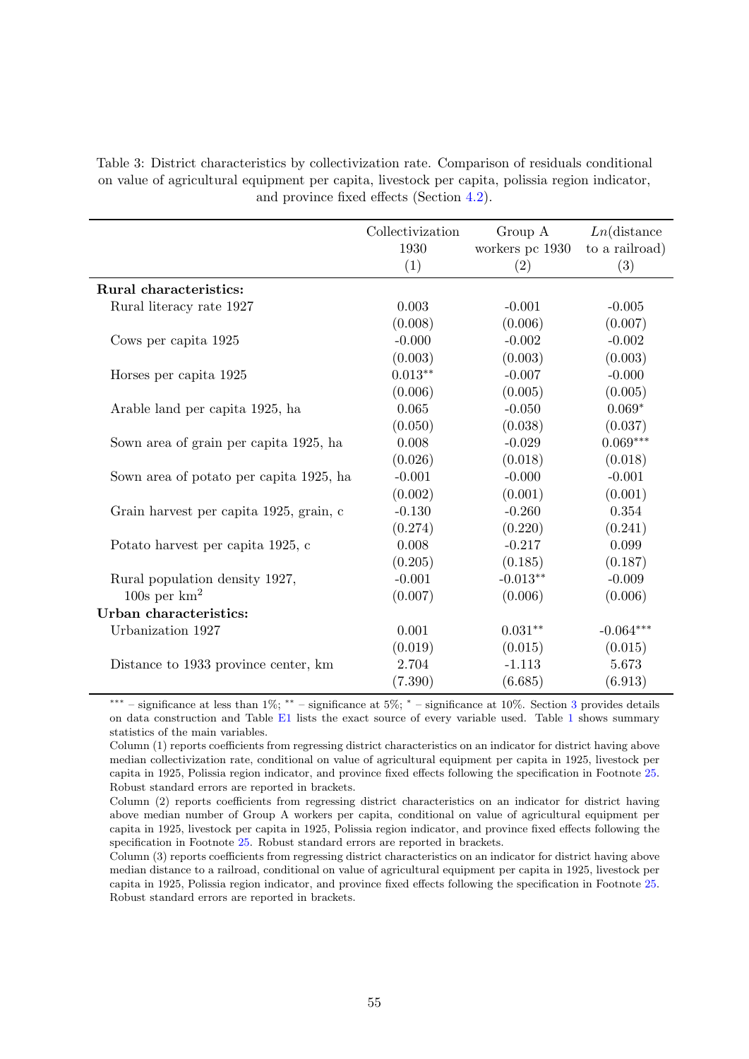Table 3: District characteristics by collectivization rate. Comparison of residuals conditional on value of agricultural equipment per capita, livestock per capita, polissia region indicator, and province fixed effects (Section 4.2).

| | Collectivization 1930 (1) | Group A workers pc 1930 (2) | *Ln*(distance to a railroad) (3) |
|---|---|---|---|
| **Rural characteristics:** | | | |
| Rural literacy rate 1927 | 0.003 | -0.001 | -0.005 |
| | (0.008) | (0.006) | (0.007) |
| Cows per capita 1925 | -0.000 | -0.002 | -0.002 |
| | (0.003) | (0.003) | (0.003) |
| Horses per capita 1925 | 0.013** | -0.007 | -0.000 |
| | (0.006) | (0.005) | (0.005) |
| Arable land per capita 1925, ha | 0.065 | -0.050 | 0.069* |
| | (0.050) | (0.038) | (0.037) |
| Sown area of grain per capita 1925, ha | 0.008 | -0.029 | 0.069*** |
| | (0.026) | (0.018) | (0.018) |
| Sown area of potato per capita 1925, ha | -0.001 | -0.000 | -0.001 |
| | (0.002) | (0.001) | (0.001) |
| Grain harvest per capita 1925, grain, c | -0.130 | -0.260 | 0.354 |
| | (0.274) | (0.220) | (0.241) |
| Potato harvest per capita 1925, c | 0.008 | -0.217 | 0.099 |
| | (0.205) | (0.185) | (0.187) |
| Rural population density 1927, 100s per km$^2$ | -0.001 | -0.013** | -0.009 |
| | (0.007) | (0.006) | (0.006) |
| **Urban characteristics:** | | | |
| Urbanization 1927 | 0.001 | 0.031** | -0.064*** |
| | (0.019) | (0.015) | (0.015) |
| Distance to 1933 province center, km | 2.704 | -1.113 | 5.673 |
| | (7.390) | (6.685) | (6.913) |

*** – significance at less than 1%; ** – significance at 5%; * – significance at 10%. Section 3 provides details on data construction and Table E1 lists the exact source of every variable used. Table 1 shows summary statistics of the main variables.

Column (1) reports coefficients from regressing district characteristics on an indicator for district having above median collectivization rate, conditional on value of agricultural equipment per capita in 1925, livestock per capita in 1925, Polissia region indicator, and province fixed effects following the specification in Footnote 25. Robust standard errors are reported in brackets.

Column (2) reports coefficients from regressing district characteristics on an indicator for district having above median number of Group A workers per capita, conditional on value of agricultural equipment per capita in 1925, livestock per capita in 1925, Polissia region indicator, and province fixed effects following the specification in Footnote 25. Robust standard errors are reported in brackets.

Column (3) reports coefficients from regressing district characteristics on an indicator for district having above median distance to a railroad, conditional on value of agricultural equipment per capita in 1925, livestock per capita in 1925, Polissia region indicator, and province fixed effects following the specification in Footnote 25. Robust standard errors are reported in brackets.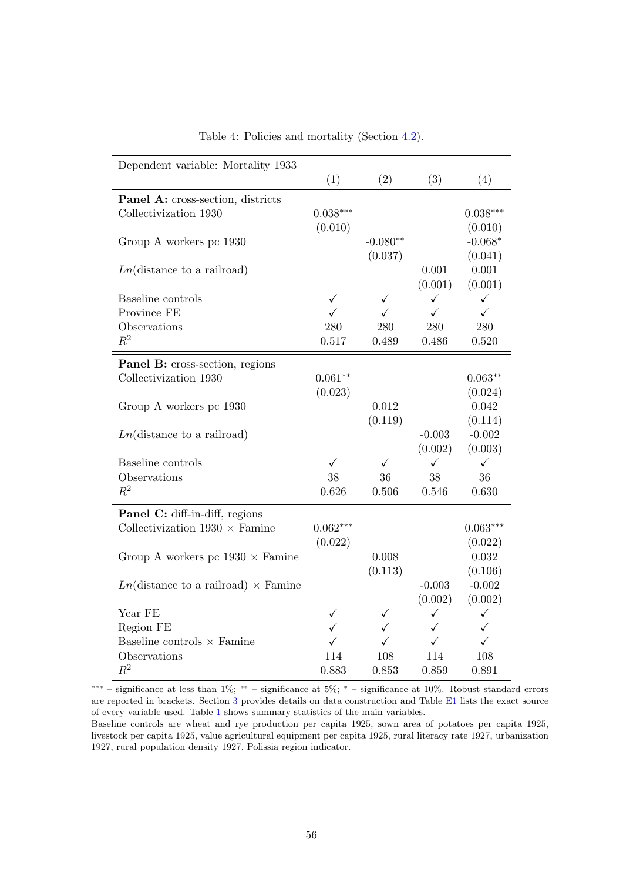Table 4: Policies and mortality (Section 4.2).

| Dependent variable: Mortality 1933 | (1) | (2) | (3) | (4) |
|---|---|---|---|---|
| **Panel A:** cross-section, districts | | | | |
| Collectivization 1930 | 0.038*** | | | 0.038*** |
| | (0.010) | | | (0.010) |
| Group A workers pc 1930 | | -0.080** | | -0.068* |
| | | (0.037) | | (0.041) |
| *Ln*(distance to a railroad) | | | 0.001 | 0.001 |
| | | | (0.001) | (0.001) |
| Baseline controls | ✓ | ✓ | ✓ | ✓ |
| Province FE | ✓ | ✓ | ✓ | ✓ |
| Observations | 280 | 280 | 280 | 280 |
| $R^2$ | 0.517 | 0.489 | 0.486 | 0.520 |
| **Panel B:** cross-section, regions | | | | |
| Collectivization 1930 | 0.061** | | | 0.063** |
| | (0.023) | | | (0.024) |
| Group A workers pc 1930 | | 0.012 | | 0.042 |
| | | (0.119) | | (0.114) |
| *Ln*(distance to a railroad) | | | -0.003 | -0.002 |
| | | | (0.002) | (0.003) |
| Baseline controls | ✓ | ✓ | ✓ | ✓ |
| Observations | 38 | 36 | 38 | 36 |
| $R^2$ | 0.626 | 0.506 | 0.546 | 0.630 |
| **Panel C:** diff-in-diff, regions | | | | |
| Collectivization 1930 × Famine | 0.062*** | | | 0.063*** |
| | (0.022) | | | (0.022) |
| Group A workers pc 1930 × Famine | | 0.008 | | 0.032 |
| | | (0.113) | | (0.106) |
| *Ln*(distance to a railroad) × Famine | | | -0.003 | -0.002 |
| | | | (0.002) | (0.002) |
| Year FE | ✓ | ✓ | ✓ | ✓ |
| Region FE | ✓ | ✓ | ✓ | ✓ |
| Baseline controls × Famine | ✓ | ✓ | ✓ | ✓ |
| Observations | 114 | 108 | 114 | 108 |
| $R^2$ | 0.883 | 0.853 | 0.859 | 0.891 |

*** – significance at less than 1%; ** – significance at 5%; * – significance at 10%. Robust standard errors are reported in brackets. Section 3 provides details on data construction and Table E1 lists the exact source of every variable used. Table 1 shows summary statistics of the main variables.
Baseline controls are wheat and rye production per capita 1925, sown area of potatoes per capita 1925, livestock per capita 1925, value agricultural equipment per capita 1925, rural literacy rate 1927, urbanization 1927, rural population density 1927, Polissia region indicator.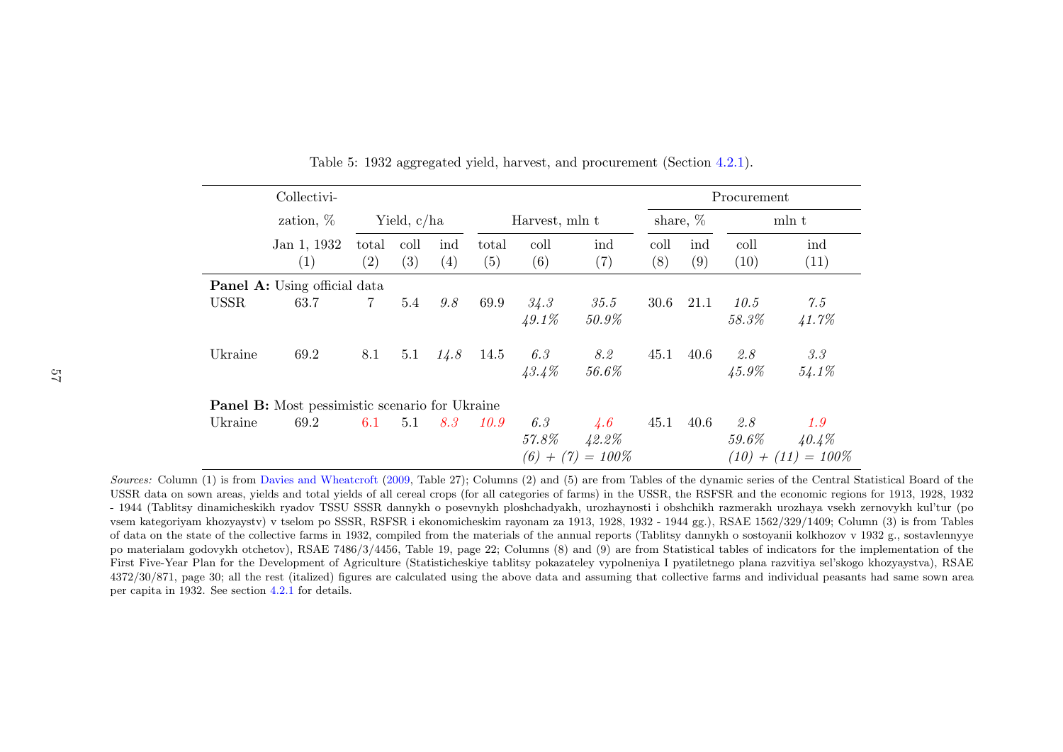Table 5: 1932 aggregated yield, harvest, and procurement (Section 4.2.1).

| | Collectivization, % | Yield, c/ha | | | Harvest, mln t | | | Procurement share, % | | Procurement mln t | |
|---|---|---|---|---|---|---|---|---|---|---|---|
| | Jan 1, 1932 | total | coll | ind | total | coll | ind | coll | ind | coll | ind |
| | (1) | (2) | (3) | (4) | (5) | (6) | (7) | (8) | (9) | (10) | (11) |
| **Panel A:** Using official data | | | | | | | | | | | |
| USSR | 63.7 | 7 | 5.4 | *9.8* | 69.9 | *34.3* | *35.5* | 30.6 | 21.1 | *10.5* | *7.5* |
| | | | | | | *49.1%* | *50.9%* | | | *58.3%* | *41.7%* |
| Ukraine | 69.2 | 8.1 | 5.1 | *14.8* | 14.5 | *6.3* | *8.2* | 45.1 | 40.6 | *2.8* | *3.3* |
| | | | | | | *43.4%* | *56.6%* | | | *45.9%* | *54.1%* |
| **Panel B:** Most pessimistic scenario for Ukraine | | | | | | | | | | | |
| Ukraine | 69.2 | 6.1 | 5.1 | *8.3* | *10.9* | *6.3* | *4.6* | 45.1 | 40.6 | *2.8* | *1.9* |
| | | | | | | *57.8%* | *42.2%* | | | *59.6%* | *40.4%* |
| | | | | | | *(6) + (7) = 100%* | | | | *(10) + (11) = 100%* | |

*Sources:* Column (1) is from Davies and Wheatcroft (2009, Table 27); Columns (2) and (5) are from Tables of the dynamic series of the Central Statistical Board of the USSR data on sown areas, yields and total yields of all cereal crops (for all categories of farms) in the USSR, the RSFSR and the economic regions for 1913, 1928, 1932 - 1944 (Tablitsy dinamicheskikh ryadov TSSU SSSR dannykh o posevnykh ploshchadyakh, urozhaynosti i obshchikh razmerakh urozhaya vsekh zernovykh kul'tur (po vsem kategoriyam khozyaystv) v tselom po SSSR, RSFSR i ekonomicheskim rayonam za 1913, 1928, 1932 - 1944 gg.), RSAE 1562/329/1409; Column (3) is from Tables of data on the state of the collective farms in 1932, compiled from the materials of the annual reports (Tablitsy dannykh o sostoyanii kolkhozov v 1932 g., sostavlennyye po materialam godovykh otchetov), RSAE 7486/3/4456, Table 19, page 22; Columns (8) and (9) are from Statistical tables of indicators for the implementation of the First Five-Year Plan for the Development of Agriculture (Statisticheskiye tablitsy pokazateley vypolneniya I pyatiletnego plana razvitiya sel'skogo khozyaystva), RSAE 4372/30/871, page 30; all the rest (italized) figures are calculated using the above data and assuming that collective farms and individual peasants had same sown area per capita in 1932. See section 4.2.1 for details.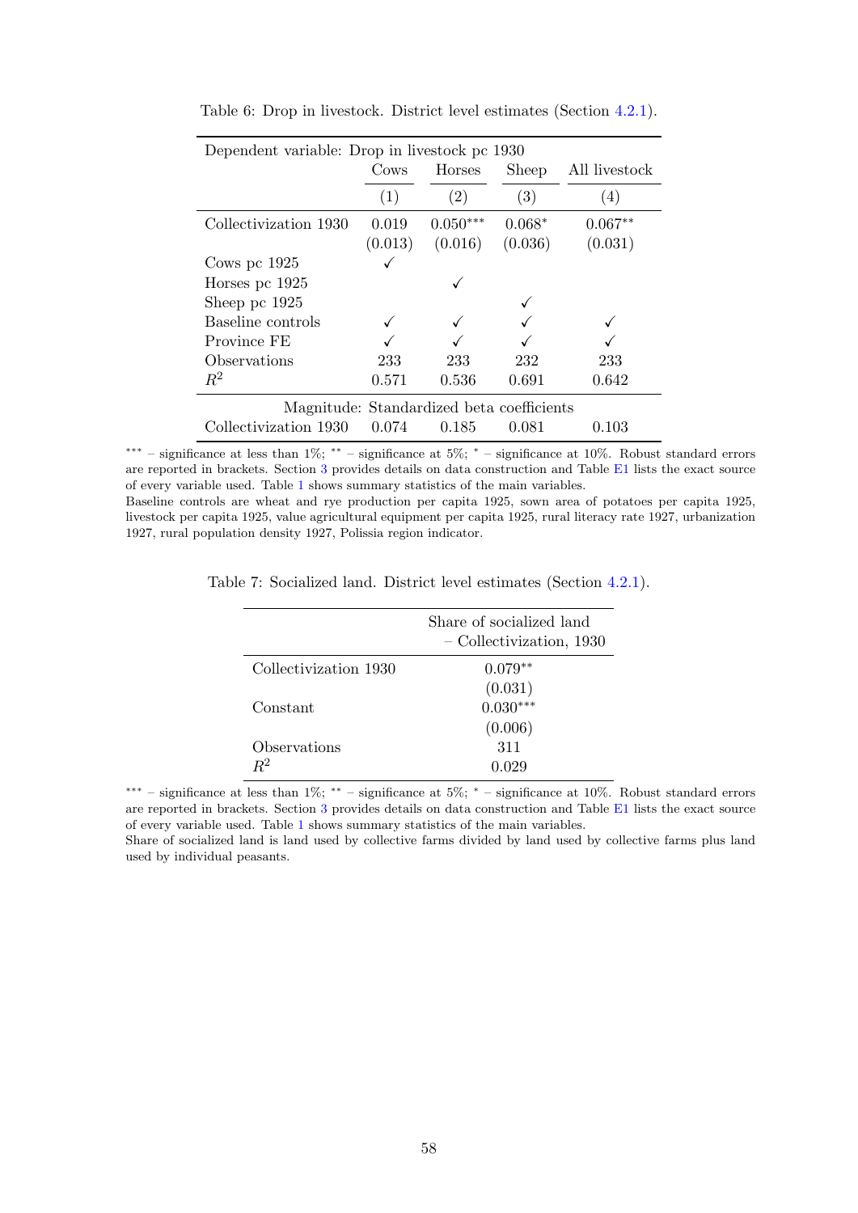Table 6: Drop in livestock. District level estimates (Section 4.2.1).

| Dependent variable: Drop in livestock pc 1930 | Cows | Horses | Sheep | All livestock |
|---|---|---|---|---|
| | (1) | (2) | (3) | (4) |
| Collectivization 1930 | 0.019 | 0.050*** | 0.068* | 0.067** |
| | (0.013) | (0.016) | (0.036) | (0.031) |
| Cows pc 1925 | ✓ | | | |
| Horses pc 1925 | | ✓ | | |
| Sheep pc 1925 | | | ✓ | |
| Baseline controls | ✓ | ✓ | ✓ | ✓ |
| Province FE | ✓ | ✓ | ✓ | ✓ |
| Observations | 233 | 233 | 232 | 233 |
| $R^2$ | 0.571 | 0.536 | 0.691 | 0.642 |
| Magnitude: Standardized beta coefficients | | | | |
| Collectivization 1930 | 0.074 | 0.185 | 0.081 | 0.103 |

*** – significance at less than 1%; ** – significance at 5%; * – significance at 10%. Robust standard errors are reported in brackets. Section 3 provides details on data construction and Table E1 lists the exact source of every variable used. Table 1 shows summary statistics of the main variables.
Baseline controls are wheat and rye production per capita 1925, sown area of potatoes per capita 1925, livestock per capita 1925, value agricultural equipment per capita 1925, rural literacy rate 1927, urbanization 1927, rural population density 1927, Polissia region indicator.

Table 7: Socialized land. District level estimates (Section 4.2.1).

| | Share of socialized land – Collectivization, 1930 |
|---|---|
| Collectivization 1930 | 0.079** |
| | (0.031) |
| Constant | 0.030*** |
| | (0.006) |
| Observations | 311 |
| $R^2$ | 0.029 |

*** – significance at less than 1%; ** – significance at 5%; * – significance at 10%. Robust standard errors are reported in brackets. Section 3 provides details on data construction and Table E1 lists the exact source of every variable used. Table 1 shows summary statistics of the main variables.
Share of socialized land is land used by collective farms divided by land used by collective farms plus land used by individual peasants.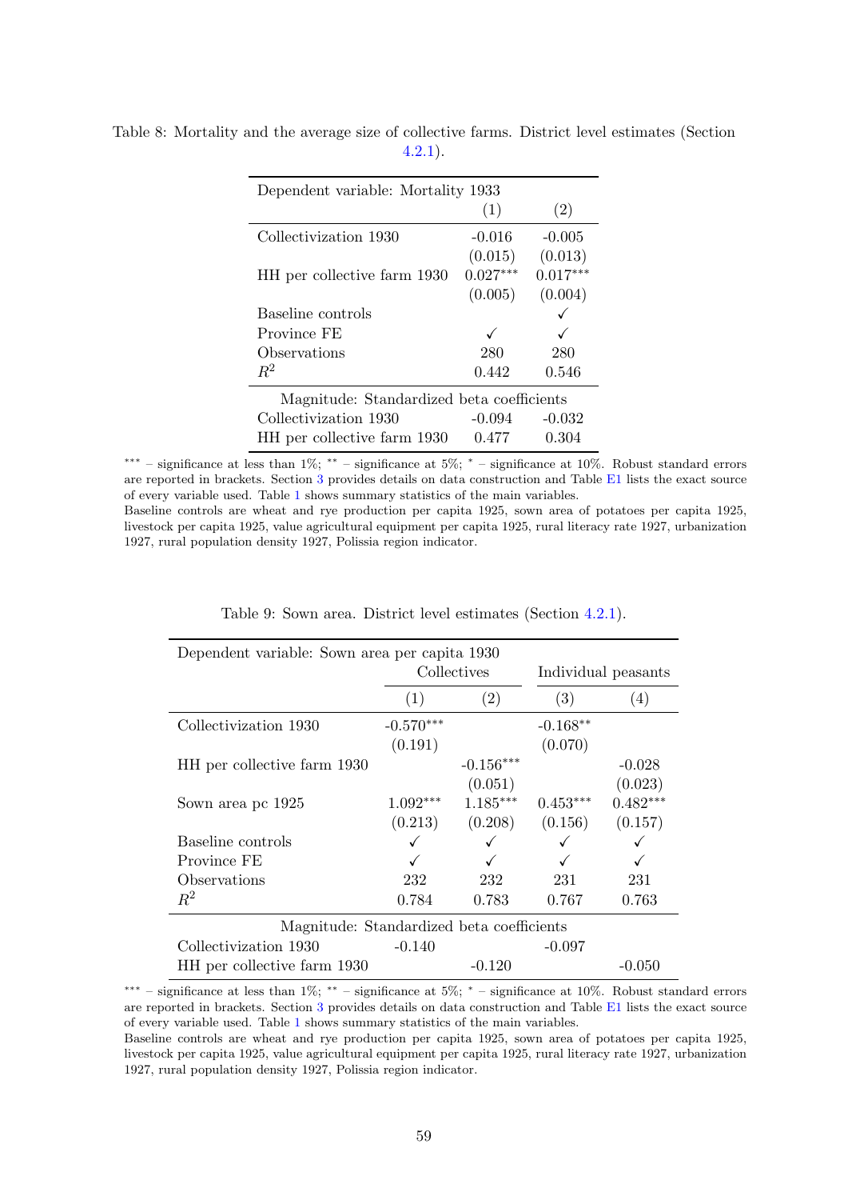Table 8: Mortality and the average size of collective farms. District level estimates (Section 4.2.1).

| Dependent variable: Mortality 1933 | | |
|---|---|---|
| | (1) | (2) |
| Collectivization 1930 | -0.016 | -0.005 |
| | (0.015) | (0.013) |
| HH per collective farm 1930 | 0.027*** | 0.017*** |
| | (0.005) | (0.004) |
| Baseline controls | | ✓ |
| Province FE | ✓ | ✓ |
| Observations | 280 | 280 |
| $R^2$ | 0.442 | 0.546 |
| Magnitude: Standardized beta coefficients | | |
| Collectivization 1930 | -0.094 | -0.032 |
| HH per collective farm 1930 | 0.477 | 0.304 |

*** – significance at less than 1%; ** – significance at 5%; * – significance at 10%. Robust standard errors are reported in brackets. Section 3 provides details on data construction and Table E1 lists the exact source of every variable used. Table 1 shows summary statistics of the main variables.
Baseline controls are wheat and rye production per capita 1925, sown area of potatoes per capita 1925, livestock per capita 1925, value agricultural equipment per capita 1925, rural literacy rate 1927, urbanization 1927, rural population density 1927, Polissia region indicator.

Table 9: Sown area. District level estimates (Section 4.2.1).

| Dependent variable: Sown area per capita 1930 | Collectives | | Individual peasants | |
|---|---|---|---|---|
| | (1) | (2) | (3) | (4) |
| Collectivization 1930 | -0.570*** | | -0.168** | |
| | (0.191) | | (0.070) | |
| HH per collective farm 1930 | | -0.156*** | | -0.028 |
| | | (0.051) | | (0.023) |
| Sown area pc 1925 | 1.092*** | 1.185*** | 0.453*** | 0.482*** |
| | (0.213) | (0.208) | (0.156) | (0.157) |
| Baseline controls | ✓ | ✓ | ✓ | ✓ |
| Province FE | ✓ | ✓ | ✓ | ✓ |
| Observations | 232 | 232 | 231 | 231 |
| $R^2$ | 0.784 | 0.783 | 0.767 | 0.763 |
| Magnitude: Standardized beta coefficients | | | | |
| Collectivization 1930 | -0.140 | | -0.097 | |
| HH per collective farm 1930 | | -0.120 | | -0.050 |

*** – significance at less than 1%; ** – significance at 5%; * – significance at 10%. Robust standard errors are reported in brackets. Section 3 provides details on data construction and Table E1 lists the exact source of every variable used. Table 1 shows summary statistics of the main variables.
Baseline controls are wheat and rye production per capita 1925, sown area of potatoes per capita 1925, livestock per capita 1925, value agricultural equipment per capita 1925, rural literacy rate 1927, urbanization 1927, rural population density 1927, Polissia region indicator.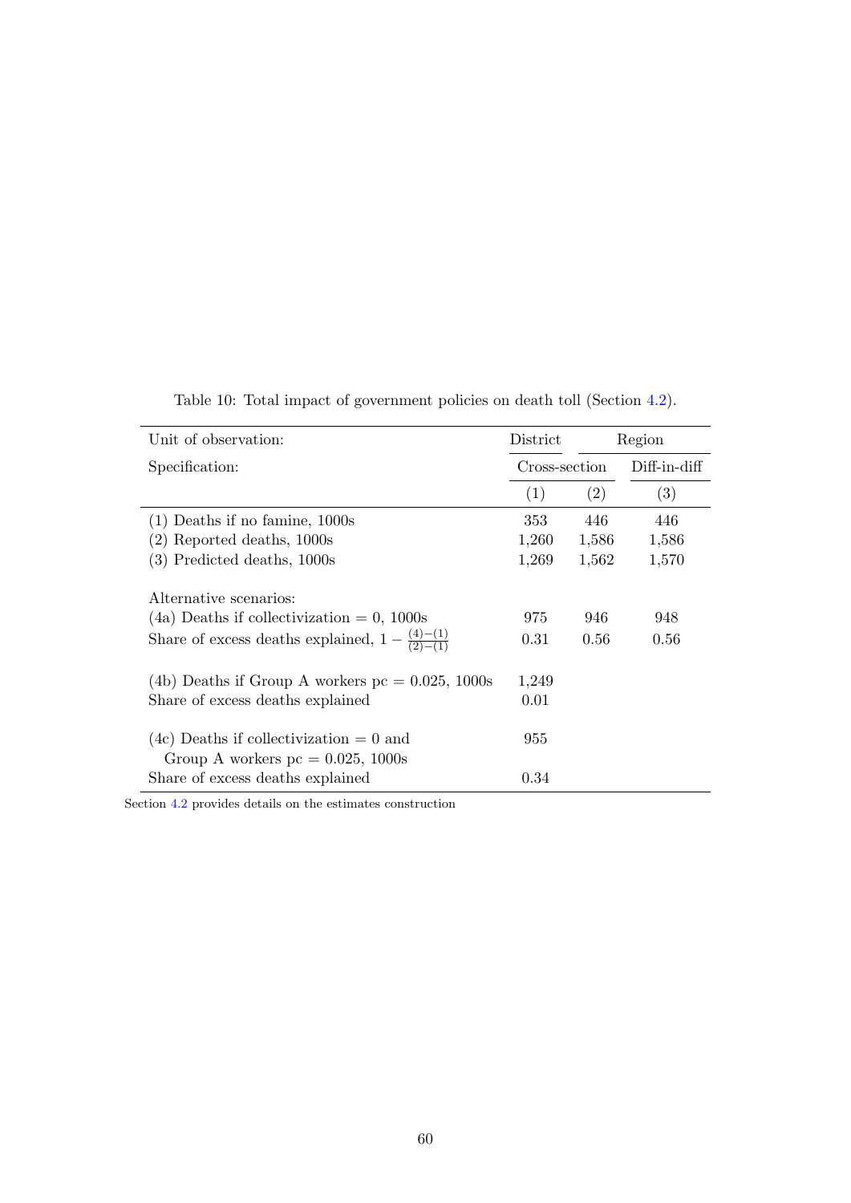Table 10: Total impact of government policies on death toll (Section 4.2).

| Unit of observation: | District | Region | |
|---|---|---|---|
| Specification: | Cross-section | | Diff-in-diff |
| | (1) | (2) | (3) |
| (1) Deaths if no famine, 1000s | 353 | 446 | 446 |
| (2) Reported deaths, 1000s | 1,260 | 1,586 | 1,586 |
| (3) Predicted deaths, 1000s | 1,269 | 1,562 | 1,570 |
| Alternative scenarios: | | | |
| (4a) Deaths if collectivization = 0, 1000s | 975 | 946 | 948 |
| Share of excess deaths explained, $1 - \frac{(4)-(1)}{(2)-(1)}$ | 0.31 | 0.56 | 0.56 |
| (4b) Deaths if Group A workers pc = 0.025, 1000s | 1,249 | | |
| Share of excess deaths explained | 0.01 | | |
| (4c) Deaths if collectivization = 0 and Group A workers pc = 0.025, 1000s | 955 | | |
| Share of excess deaths explained | 0.34 | | |

Section 4.2 provides details on the estimates construction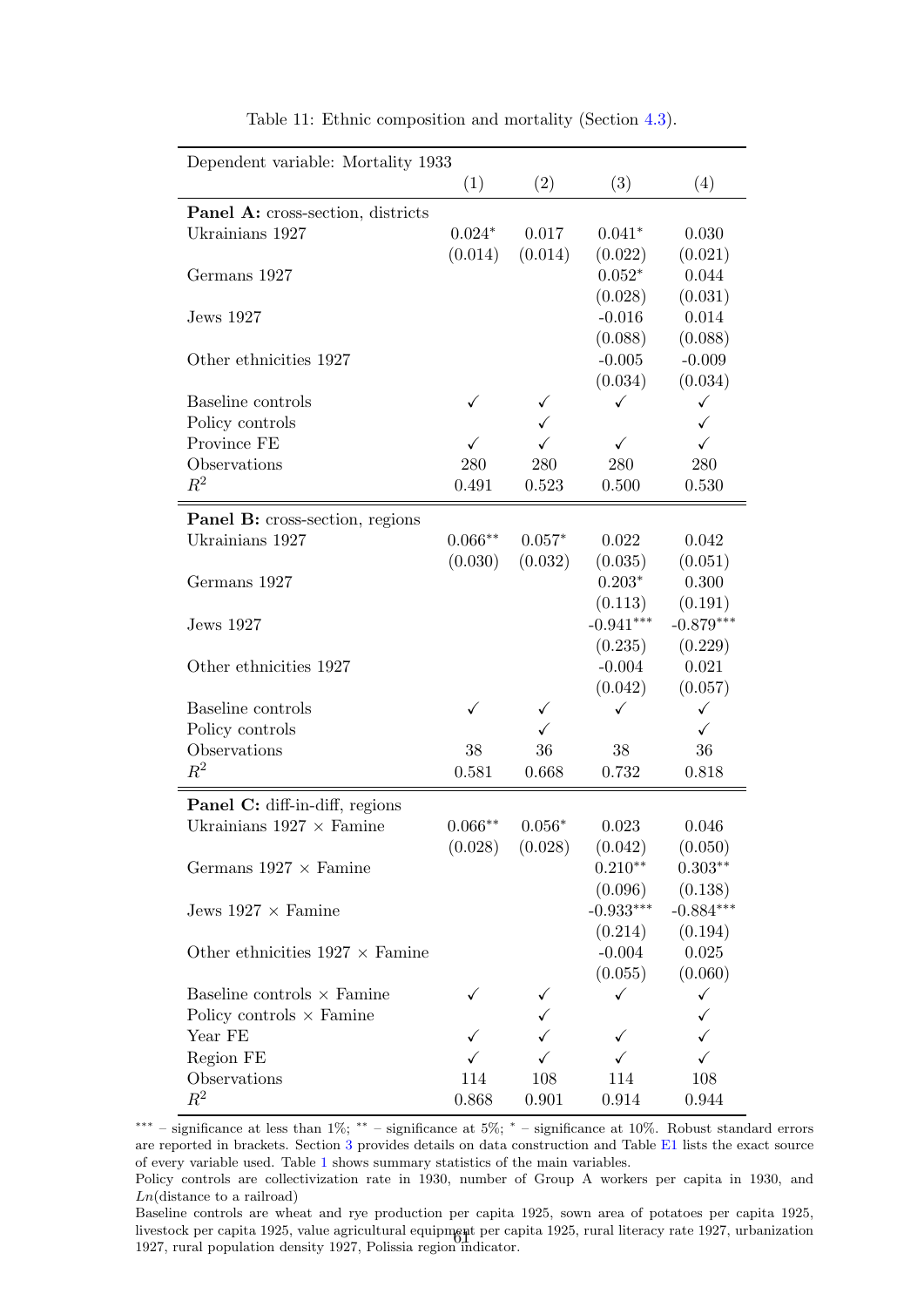Table 11: Ethnic composition and mortality (Section 4.3).

| Dependent variable: Mortality 1933 | (1) | (2) | (3) | (4) |
|---|---|---|---|---|
| **Panel A:** cross-section, districts | | | | |
| Ukrainians 1927 | 0.024* | 0.017 | 0.041* | 0.030 |
| | (0.014) | (0.014) | (0.022) | (0.021) |
| Germans 1927 | | | 0.052* | 0.044 |
| | | | (0.028) | (0.031) |
| Jews 1927 | | | -0.016 | 0.014 |
| | | | (0.088) | (0.088) |
| Other ethnicities 1927 | | | -0.005 | -0.009 |
| | | | (0.034) | (0.034) |
| Baseline controls | ✓ | ✓ | ✓ | ✓ |
| Policy controls | | ✓ | | ✓ |
| Province FE | ✓ | ✓ | ✓ | ✓ |
| Observations | 280 | 280 | 280 | 280 |
| $R^2$ | 0.491 | 0.523 | 0.500 | 0.530 |
| **Panel B:** cross-section, regions | | | | |
| Ukrainians 1927 | 0.066** | 0.057* | 0.022 | 0.042 |
| | (0.030) | (0.032) | (0.035) | (0.051) |
| Germans 1927 | | | 0.203* | 0.300 |
| | | | (0.113) | (0.191) |
| Jews 1927 | | | -0.941*** | -0.879*** |
| | | | (0.235) | (0.229) |
| Other ethnicities 1927 | | | -0.004 | 0.021 |
| | | | (0.042) | (0.057) |
| Baseline controls | ✓ | ✓ | ✓ | ✓ |
| Policy controls | | ✓ | | ✓ |
| Observations | 38 | 36 | 38 | 36 |
| $R^2$ | 0.581 | 0.668 | 0.732 | 0.818 |
| **Panel C:** diff-in-diff, regions | | | | |
| Ukrainians 1927 × Famine | 0.066** | 0.056* | 0.023 | 0.046 |
| | (0.028) | (0.028) | (0.042) | (0.050) |
| Germans 1927 × Famine | | | 0.210** | 0.303** |
| | | | (0.096) | (0.138) |
| Jews 1927 × Famine | | | -0.933*** | -0.884*** |
| | | | (0.214) | (0.194) |
| Other ethnicities 1927 × Famine | | | -0.004 | 0.025 |
| | | | (0.055) | (0.060) |
| Baseline controls × Famine | ✓ | ✓ | ✓ | ✓ |
| Policy controls × Famine | | ✓ | | ✓ |
| Year FE | ✓ | ✓ | ✓ | ✓ |
| Region FE | ✓ | ✓ | ✓ | ✓ |
| Observations | 114 | 108 | 114 | 108 |
| $R^2$ | 0.868 | 0.901 | 0.914 | 0.944 |

*** – significance at less than 1%; ** – significance at 5%; * – significance at 10%. Robust standard errors are reported in brackets. Section 3 provides details on data construction and Table E1 lists the exact source of every variable used. Table 1 shows summary statistics of the main variables.

Policy controls are collectivization rate in 1930, number of Group A workers per capita in 1930, and $Ln$(distance to a railroad)

Baseline controls are wheat and rye production per capita 1925, sown area of potatoes per capita 1925, livestock per capita 1925, value agricultural equipment per capita 1925, rural literacy rate 1927, urbanization 1927, rural population density 1927, Polissia region indicator.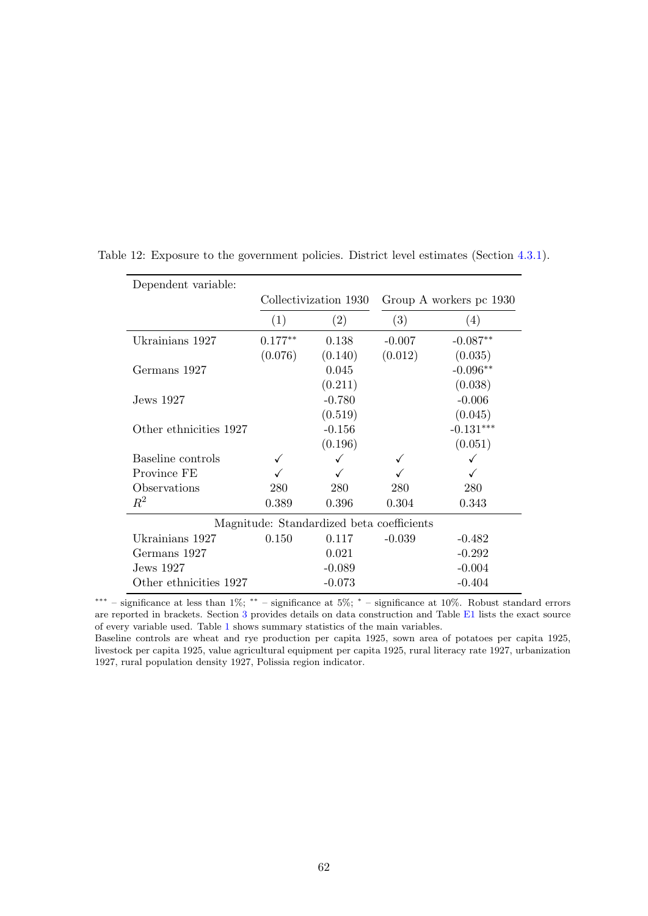Table 12: Exposure to the government policies. District level estimates (Section 4.3.1).

| Dependent variable: | Collectivization 1930 | | Group A workers pc 1930 | |
|---|---|---|---|---|
| | (1) | (2) | (3) | (4) |
| Ukrainians 1927 | 0.177** | 0.138 | -0.007 | -0.087** |
| | (0.076) | (0.140) | (0.012) | (0.035) |
| Germans 1927 | | 0.045 | | -0.096** |
| | | (0.211) | | (0.038) |
| Jews 1927 | | -0.780 | | -0.006 |
| | | (0.519) | | (0.045) |
| Other ethnicities 1927 | | -0.156 | | -0.131*** |
| | | (0.196) | | (0.051) |
| Baseline controls | ✓ | ✓ | ✓ | ✓ |
| Province FE | ✓ | ✓ | ✓ | ✓ |
| Observations | 280 | 280 | 280 | 280 |
| $R^2$ | 0.389 | 0.396 | 0.304 | 0.343 |
| *Magnitude: Standardized beta coefficients* | | | | |
| Ukrainians 1927 | 0.150 | 0.117 | -0.039 | -0.482 |
| Germans 1927 | | 0.021 | | -0.292 |
| Jews 1927 | | -0.089 | | -0.004 |
| Other ethnicities 1927 | | -0.073 | | -0.404 |

*** – significance at less than 1%; ** – significance at 5%; * – significance at 10%. Robust standard errors are reported in brackets. Section 3 provides details on data construction and Table E1 lists the exact source of every variable used. Table 1 shows summary statistics of the main variables.
Baseline controls are wheat and rye production per capita 1925, sown area of potatoes per capita 1925, livestock per capita 1925, value agricultural equipment per capita 1925, rural literacy rate 1927, urbanization 1927, rural population density 1927, Polissia region indicator.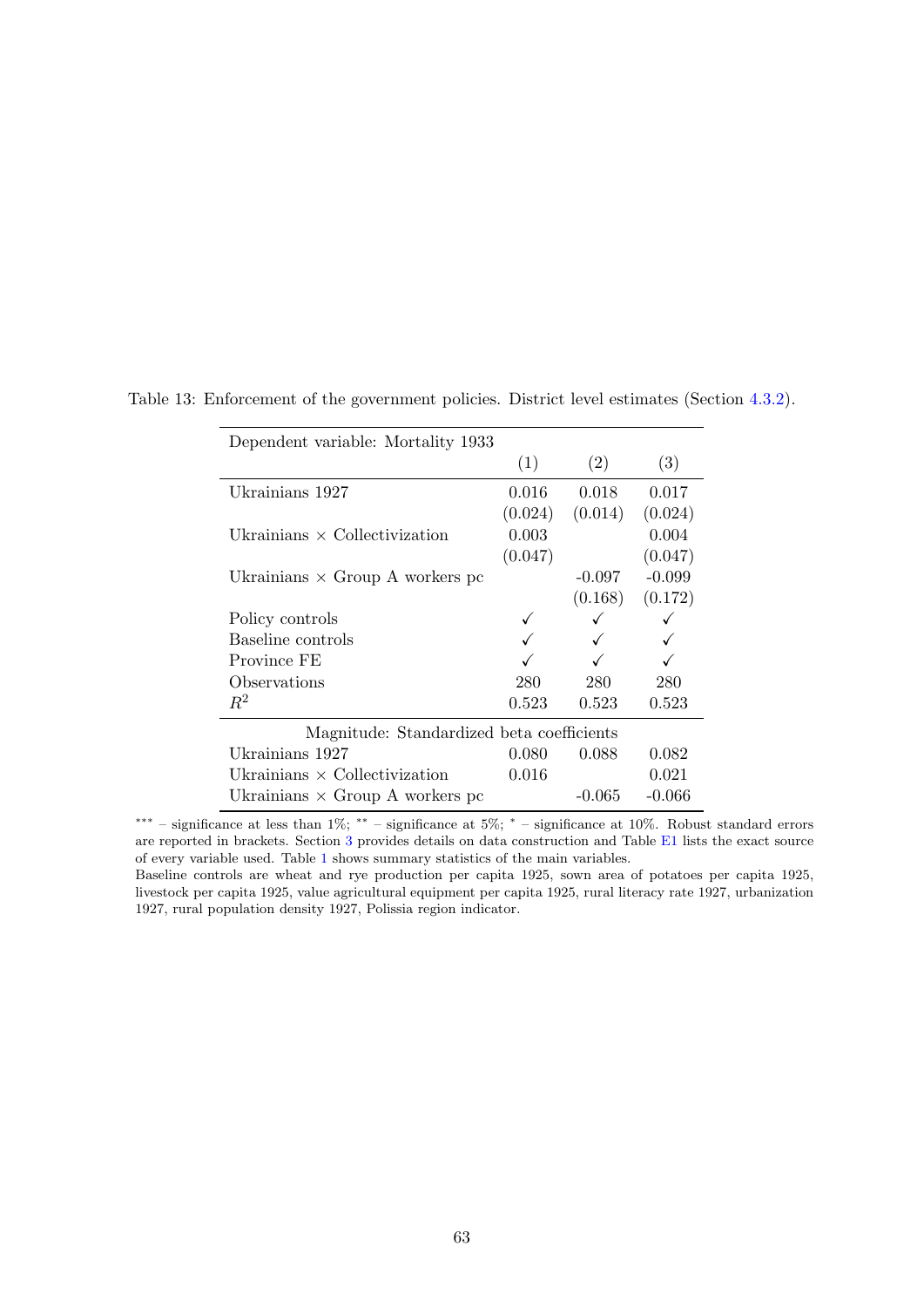Table 13: Enforcement of the government policies. District level estimates (Section 4.3.2).

| Dependent variable: Mortality 1933 | (1) | (2) | (3) |
|---|---|---|---|
| Ukrainians 1927 | 0.016 | 0.018 | 0.017 |
| | (0.024) | (0.014) | (0.024) |
| Ukrainians × Collectivization | 0.003 | | 0.004 |
| | (0.047) | | (0.047) |
| Ukrainians × Group A workers pc | | -0.097 | -0.099 |
| | | (0.168) | (0.172) |
| Policy controls | ✓ | ✓ | ✓ |
| Baseline controls | ✓ | ✓ | ✓ |
| Province FE | ✓ | ✓ | ✓ |
| Observations | 280 | 280 | 280 |
| $R^2$ | 0.523 | 0.523 | 0.523 |
| *Magnitude: Standardized beta coefficients* | | | |
| Ukrainians 1927 | 0.080 | 0.088 | 0.082 |
| Ukrainians × Collectivization | 0.016 | | 0.021 |
| Ukrainians × Group A workers pc | | -0.065 | -0.066 |

$^{***}$ – significance at less than 1%; $^{**}$ – significance at 5%; $^{*}$ – significance at 10%. Robust standard errors are reported in brackets. Section 3 provides details on data construction and Table E1 lists the exact source of every variable used. Table 1 shows summary statistics of the main variables.

Baseline controls are wheat and rye production per capita 1925, sown area of potatoes per capita 1925, livestock per capita 1925, value agricultural equipment per capita 1925, rural literacy rate 1927, urbanization 1927, rural population density 1927, Polissia region indicator.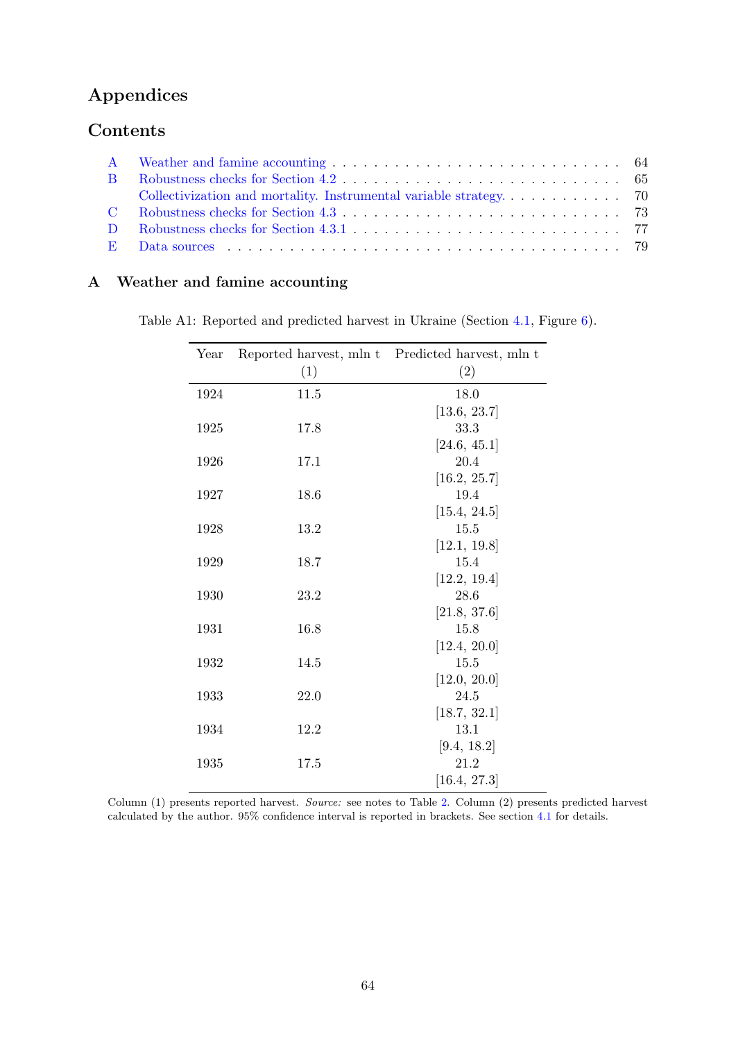# Appendices

## Contents

| | | |
|---|---|---|
| A | Weather and famine accounting | 64 |
| B | Robustness checks for Section 4.2 | 65 |
| | Collectivization and mortality. Instrumental variable strategy. | 70 |
| C | Robustness checks for Section 4.3 | 73 |
| D | Robustness checks for Section 4.3.1 | 77 |
| E | Data sources | 79 |

## A Weather and famine accounting

Table A1: Reported and predicted harvest in Ukraine (Section 4.1, Figure 6).

| Year | Reported harvest, mln t (1) | Predicted harvest, mln t (2) |
|---|---|---|
| 1924 | 11.5 | 18.0 |
| | | [13.6, 23.7] |
| 1925 | 17.8 | 33.3 |
| | | [24.6, 45.1] |
| 1926 | 17.1 | 20.4 |
| | | [16.2, 25.7] |
| 1927 | 18.6 | 19.4 |
| | | [15.4, 24.5] |
| 1928 | 13.2 | 15.5 |
| | | [12.1, 19.8] |
| 1929 | 18.7 | 15.4 |
| | | [12.2, 19.4] |
| 1930 | 23.2 | 28.6 |
| | | [21.8, 37.6] |
| 1931 | 16.8 | 15.8 |
| | | [12.4, 20.0] |
| 1932 | 14.5 | 15.5 |
| | | [12.0, 20.0] |
| 1933 | 22.0 | 24.5 |
| | | [18.7, 32.1] |
| 1934 | 12.2 | 13.1 |
| | | [9.4, 18.2] |
| 1935 | 17.5 | 21.2 |
| | | [16.4, 27.3] |

Column (1) presents reported harvest. *Source:* see notes to Table 2. Column (2) presents predicted harvest calculated by the author. 95% confidence interval is reported in brackets. See section 4.1 for details.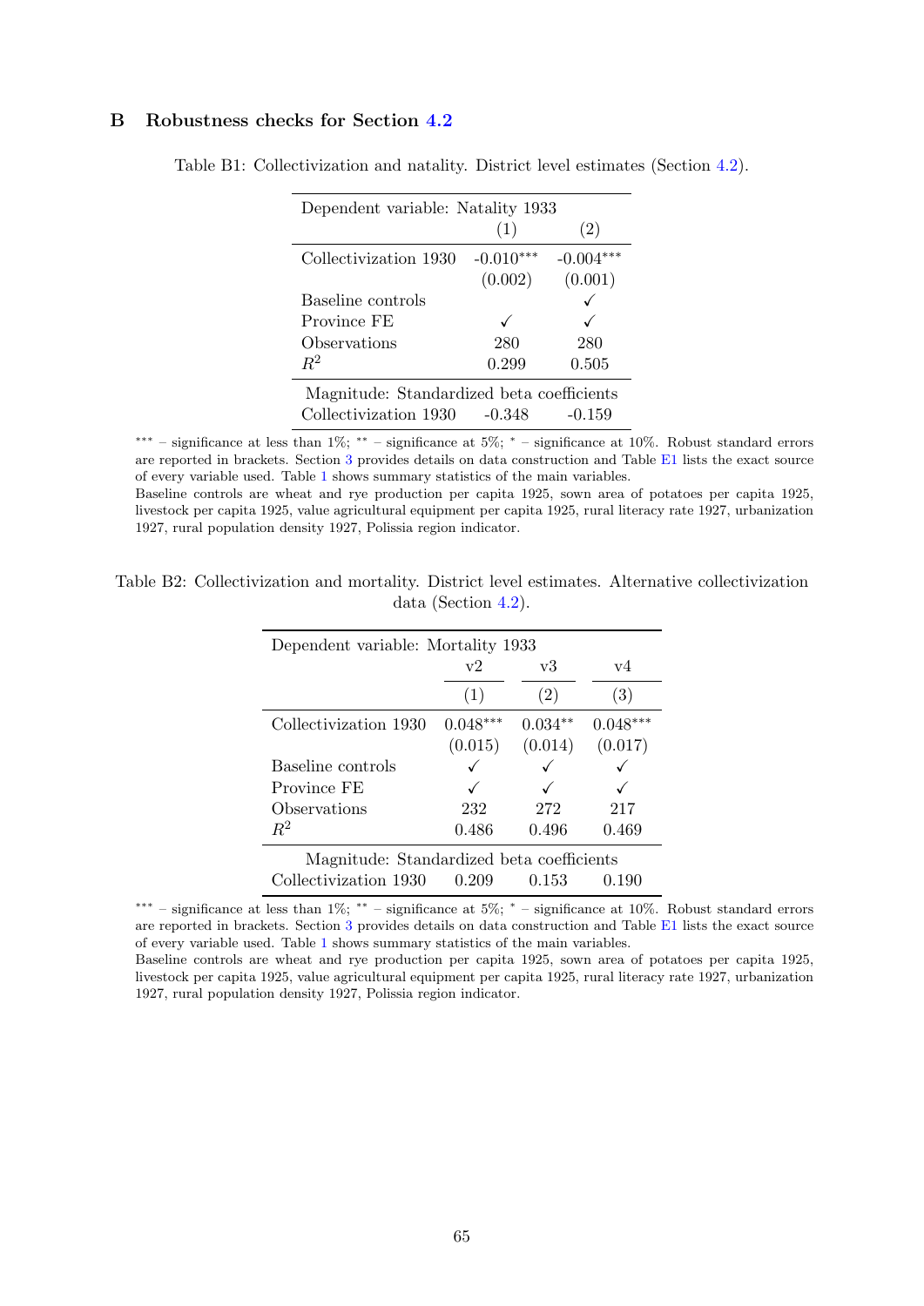## B Robustness checks for Section 4.2

Table B1: Collectivization and natality. District level estimates (Section 4.2).

| Dependent variable: Natality 1933 | (1) | (2) |
|---|---|---|
| Collectivization 1930 | -0.010*** | -0.004*** |
| | (0.002) | (0.001) |
| Baseline controls | | ✓ |
| Province FE | ✓ | ✓ |
| Observations | 280 | 280 |
| $R^2$ | 0.299 | 0.505 |
| Magnitude: Standardized beta coefficients | | |
| Collectivization 1930 | -0.348 | -0.159 |

*** – significance at less than 1%; ** – significance at 5%; * – significance at 10%. Robust standard errors are reported in brackets. Section 3 provides details on data construction and Table E1 lists the exact source of every variable used. Table 1 shows summary statistics of the main variables.
Baseline controls are wheat and rye production per capita 1925, sown area of potatoes per capita 1925, livestock per capita 1925, value agricultural equipment per capita 1925, rural literacy rate 1927, urbanization 1927, rural population density 1927, Polissia region indicator.

Table B2: Collectivization and mortality. District level estimates. Alternative collectivization data (Section 4.2).

| Dependent variable: Mortality 1933 | v2 | v3 | v4 |
|---|---|---|---|
| | (1) | (2) | (3) |
| Collectivization 1930 | 0.048*** | 0.034** | 0.048*** |
| | (0.015) | (0.014) | (0.017) |
| Baseline controls | ✓ | ✓ | ✓ |
| Province FE | ✓ | ✓ | ✓ |
| Observations | 232 | 272 | 217 |
| $R^2$ | 0.486 | 0.496 | 0.469 |
| Magnitude: Standardized beta coefficients | | | |
| Collectivization 1930 | 0.209 | 0.153 | 0.190 |

*** – significance at less than 1%; ** – significance at 5%; * – significance at 10%. Robust standard errors are reported in brackets. Section 3 provides details on data construction and Table E1 lists the exact source of every variable used. Table 1 shows summary statistics of the main variables.
Baseline controls are wheat and rye production per capita 1925, sown area of potatoes per capita 1925, livestock per capita 1925, value agricultural equipment per capita 1925, rural literacy rate 1927, urbanization 1927, rural population density 1927, Polissia region indicator.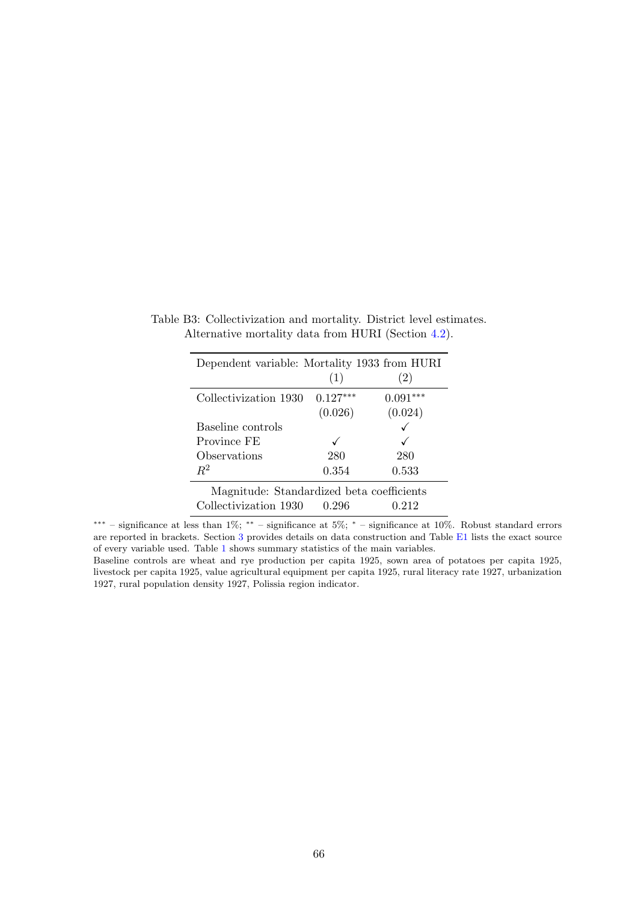Table B3: Collectivization and mortality. District level estimates. Alternative mortality data from HURI (Section 4.2).

| Dependent variable: Mortality 1933 from HURI | (1) | (2) |
|---|---|---|
| Collectivization 1930 | 0.127*** | 0.091*** |
| | (0.026) | (0.024) |
| Baseline controls | | ✓ |
| Province FE | ✓ | ✓ |
| Observations | 280 | 280 |
| $R^2$ | 0.354 | 0.533 |
| Magnitude: Standardized beta coefficients | | |
| Collectivization 1930 | 0.296 | 0.212 |

*** – significance at less than 1%; ** – significance at 5%; * – significance at 10%. Robust standard errors are reported in brackets. Section 3 provides details on data construction and Table E1 lists the exact source of every variable used. Table 1 shows summary statistics of the main variables.

Baseline controls are wheat and rye production per capita 1925, sown area of potatoes per capita 1925, livestock per capita 1925, value agricultural equipment per capita 1925, rural literacy rate 1927, urbanization 1927, rural population density 1927, Polissia region indicator.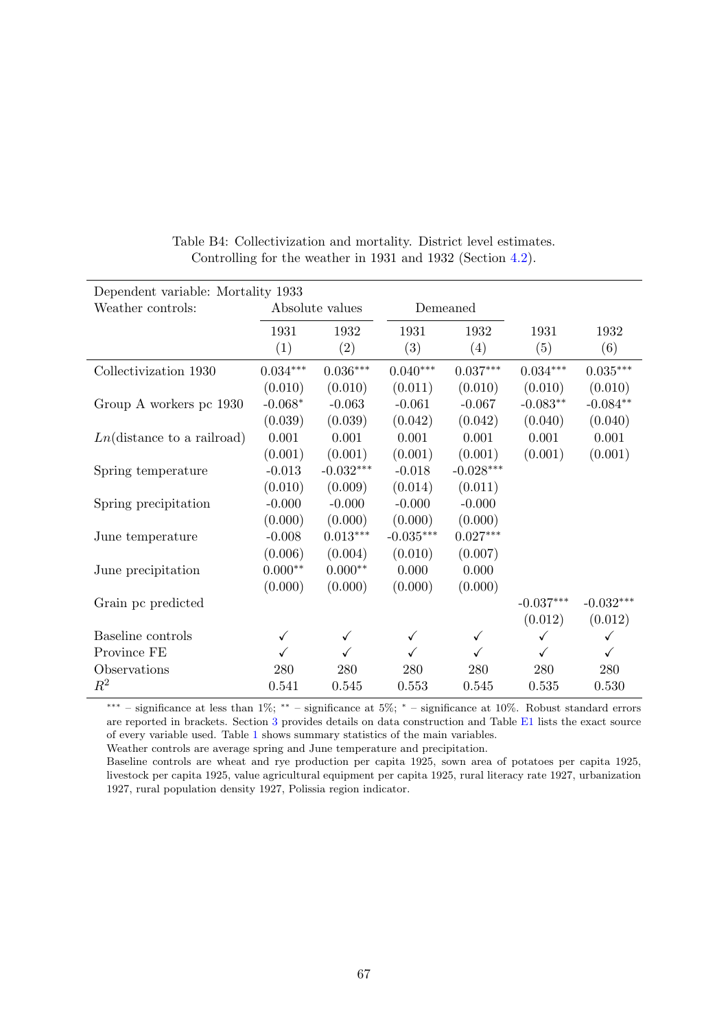Table B4: Collectivization and mortality. District level estimates. Controlling for the weather in 1931 and 1932 (Section 4.2).

| Dependent variable: Mortality 1933 | | | | | | |
|---|---|---|---|---|---|---|
| Weather controls: | Absolute values | | Demeaned | | | |
| | 1931 | 1932 | 1931 | 1932 | 1931 | 1932 |
| | (1) | (2) | (3) | (4) | (5) | (6) |
| Collectivization 1930 | 0.034*** | 0.036*** | 0.040*** | 0.037*** | 0.034*** | 0.035*** |
| | (0.010) | (0.010) | (0.011) | (0.010) | (0.010) | (0.010) |
| Group A workers pc 1930 | -0.068* | -0.063 | -0.061 | -0.067 | -0.083** | -0.084** |
| | (0.039) | (0.039) | (0.042) | (0.042) | (0.040) | (0.040) |
| $Ln$(distance to a railroad) | 0.001 | 0.001 | 0.001 | 0.001 | 0.001 | 0.001 |
| | (0.001) | (0.001) | (0.001) | (0.001) | (0.001) | (0.001) |
| Spring temperature | -0.013 | -0.032*** | -0.018 | -0.028*** | | |
| | (0.010) | (0.009) | (0.014) | (0.011) | | |
| Spring precipitation | -0.000 | -0.000 | -0.000 | -0.000 | | |
| | (0.000) | (0.000) | (0.000) | (0.000) | | |
| June temperature | -0.008 | 0.013*** | -0.035*** | 0.027*** | | |
| | (0.006) | (0.004) | (0.010) | (0.007) | | |
| June precipitation | 0.000** | 0.000** | 0.000 | 0.000 | | |
| | (0.000) | (0.000) | (0.000) | (0.000) | | |
| Grain pc predicted | | | | | -0.037*** | -0.032*** |
| | | | | | (0.012) | (0.012) |
| Baseline controls | ✓ | ✓ | ✓ | ✓ | ✓ | ✓ |
| Province FE | ✓ | ✓ | ✓ | ✓ | ✓ | ✓ |
| Observations | 280 | 280 | 280 | 280 | 280 | 280 |
| $R^2$ | 0.541 | 0.545 | 0.553 | 0.545 | 0.535 | 0.530 |

*** – significance at less than 1%; ** – significance at 5%; * – significance at 10%. Robust standard errors are reported in brackets. Section 3 provides details on data construction and Table E1 lists the exact source of every variable used. Table 1 shows summary statistics of the main variables.

Weather controls are average spring and June temperature and precipitation.

Baseline controls are wheat and rye production per capita 1925, sown area of potatoes per capita 1925, livestock per capita 1925, value agricultural equipment per capita 1925, rural literacy rate 1927, urbanization 1927, rural population density 1927, Polissia region indicator.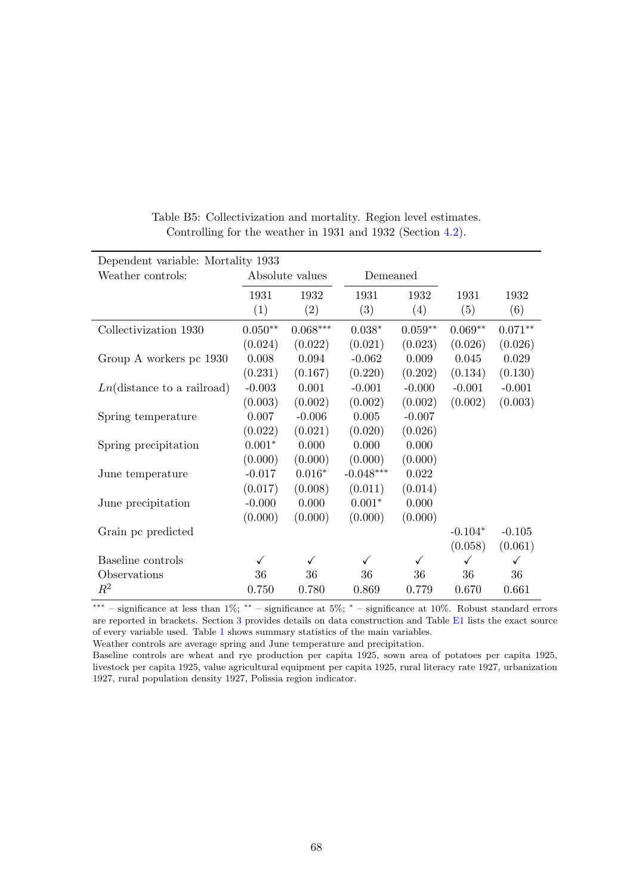Table B5: Collectivization and mortality. Region level estimates.
Controlling for the weather in 1931 and 1932 (Section 4.2).

| Dependent variable: Mortality 1933 | | | | | | |
|---|---|---|---|---|---|---|
| Weather controls: | Absolute values | | Demeaned | | | |
| | 1931 | 1932 | 1931 | 1932 | 1931 | 1932 |
| | (1) | (2) | (3) | (4) | (5) | (6) |
| Collectivization 1930 | 0.050** | 0.068*** | 0.038* | 0.059** | 0.069** | 0.071** |
| | (0.024) | (0.022) | (0.021) | (0.023) | (0.026) | (0.026) |
| Group A workers pc 1930 | 0.008 | 0.094 | -0.062 | 0.009 | 0.045 | 0.029 |
| | (0.231) | (0.167) | (0.220) | (0.202) | (0.134) | (0.130) |
| *Ln*(distance to a railroad) | -0.003 | 0.001 | -0.001 | -0.000 | -0.001 | -0.001 |
| | (0.003) | (0.002) | (0.002) | (0.002) | (0.002) | (0.003) |
| Spring temperature | 0.007 | -0.006 | 0.005 | -0.007 | | |
| | (0.022) | (0.021) | (0.020) | (0.026) | | |
| Spring precipitation | 0.001* | 0.000 | 0.000 | 0.000 | | |
| | (0.000) | (0.000) | (0.000) | (0.000) | | |
| June temperature | -0.017 | 0.016* | -0.048*** | 0.022 | | |
| | (0.017) | (0.008) | (0.011) | (0.014) | | |
| June precipitation | -0.000 | 0.000 | 0.001* | 0.000 | | |
| | (0.000) | (0.000) | (0.000) | (0.000) | | |
| Grain pc predicted | | | | | -0.104* | -0.105 |
| | | | | | (0.058) | (0.061) |
| Baseline controls | ✓ | ✓ | ✓ | ✓ | ✓ | ✓ |
| Observations | 36 | 36 | 36 | 36 | 36 | 36 |
| $R^2$ | 0.750 | 0.780 | 0.869 | 0.779 | 0.670 | 0.661 |

*** – significance at less than 1%; ** – significance at 5%; * – significance at 10%. Robust standard errors are reported in brackets. Section 3 provides details on data construction and Table E1 lists the exact source of every variable used. Table 1 shows summary statistics of the main variables.
Weather controls are average spring and June temperature and precipitation.
Baseline controls are wheat and rye production per capita 1925, sown area of potatoes per capita 1925, livestock per capita 1925, value agricultural equipment per capita 1925, rural literacy rate 1927, urbanization 1927, rural population density 1927, Polissia region indicator.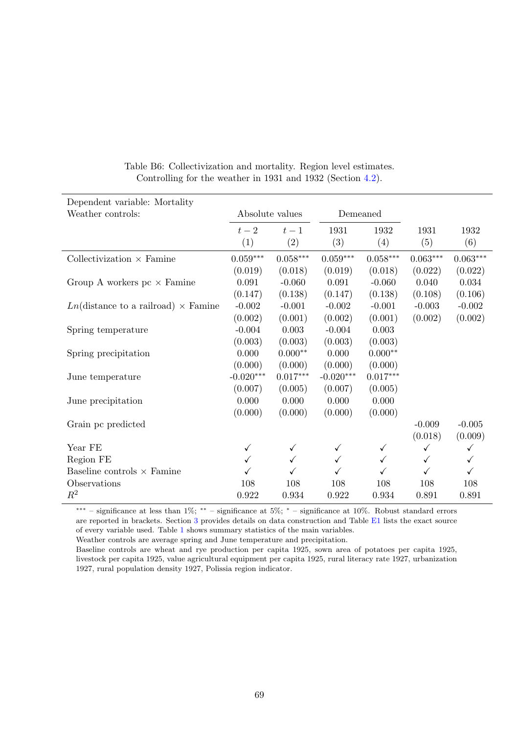Table B6: Collectivization and mortality. Region level estimates.
Controlling for the weather in 1931 and 1932 (Section 4.2).

| Dependent variable: Mortality | | | | | | |
|---|---|---|---|---|---|---|
| Weather controls: | Absolute values | | Demeaned | | | |
| | $t-2$ | $t-1$ | 1931 | 1932 | 1931 | 1932 |
| | (1) | (2) | (3) | (4) | (5) | (6) |
| Collectivization × Famine | 0.059*** | 0.058*** | 0.059*** | 0.058*** | 0.063*** | 0.063*** |
| | (0.019) | (0.018) | (0.019) | (0.018) | (0.022) | (0.022) |
| Group A workers pc × Famine | 0.091 | -0.060 | 0.091 | -0.060 | 0.040 | 0.034 |
| | (0.147) | (0.138) | (0.147) | (0.138) | (0.108) | (0.106) |
| $Ln$(distance to a railroad) × Famine | -0.002 | -0.001 | -0.002 | -0.001 | -0.003 | -0.002 |
| | (0.002) | (0.001) | (0.002) | (0.001) | (0.002) | (0.002) |
| Spring temperature | -0.004 | 0.003 | -0.004 | 0.003 | | |
| | (0.003) | (0.003) | (0.003) | (0.003) | | |
| Spring precipitation | 0.000 | 0.000** | 0.000 | 0.000** | | |
| | (0.000) | (0.000) | (0.000) | (0.000) | | |
| June temperature | -0.020*** | 0.017*** | -0.020*** | 0.017*** | | |
| | (0.007) | (0.005) | (0.007) | (0.005) | | |
| June precipitation | 0.000 | 0.000 | 0.000 | 0.000 | | |
| | (0.000) | (0.000) | (0.000) | (0.000) | | |
| Grain pc predicted | | | | | -0.009 | -0.005 |
| | | | | | (0.018) | (0.009) |
| Year FE | ✓ | ✓ | ✓ | ✓ | ✓ | ✓ |
| Region FE | ✓ | ✓ | ✓ | ✓ | ✓ | ✓ |
| Baseline controls × Famine | ✓ | ✓ | ✓ | ✓ | ✓ | ✓ |
| Observations | 108 | 108 | 108 | 108 | 108 | 108 |
| $R^2$ | 0.922 | 0.934 | 0.922 | 0.934 | 0.891 | 0.891 |

*** – significance at less than 1%; ** – significance at 5%; * – significance at 10%. Robust standard errors are reported in brackets. Section 3 provides details on data construction and Table E1 lists the exact source of every variable used. Table 1 shows summary statistics of the main variables.

Weather controls are average spring and June temperature and precipitation.

Baseline controls are wheat and rye production per capita 1925, sown area of potatoes per capita 1925, livestock per capita 1925, value agricultural equipment per capita 1925, rural literacy rate 1927, urbanization 1927, rural population density 1927, Polissia region indicator.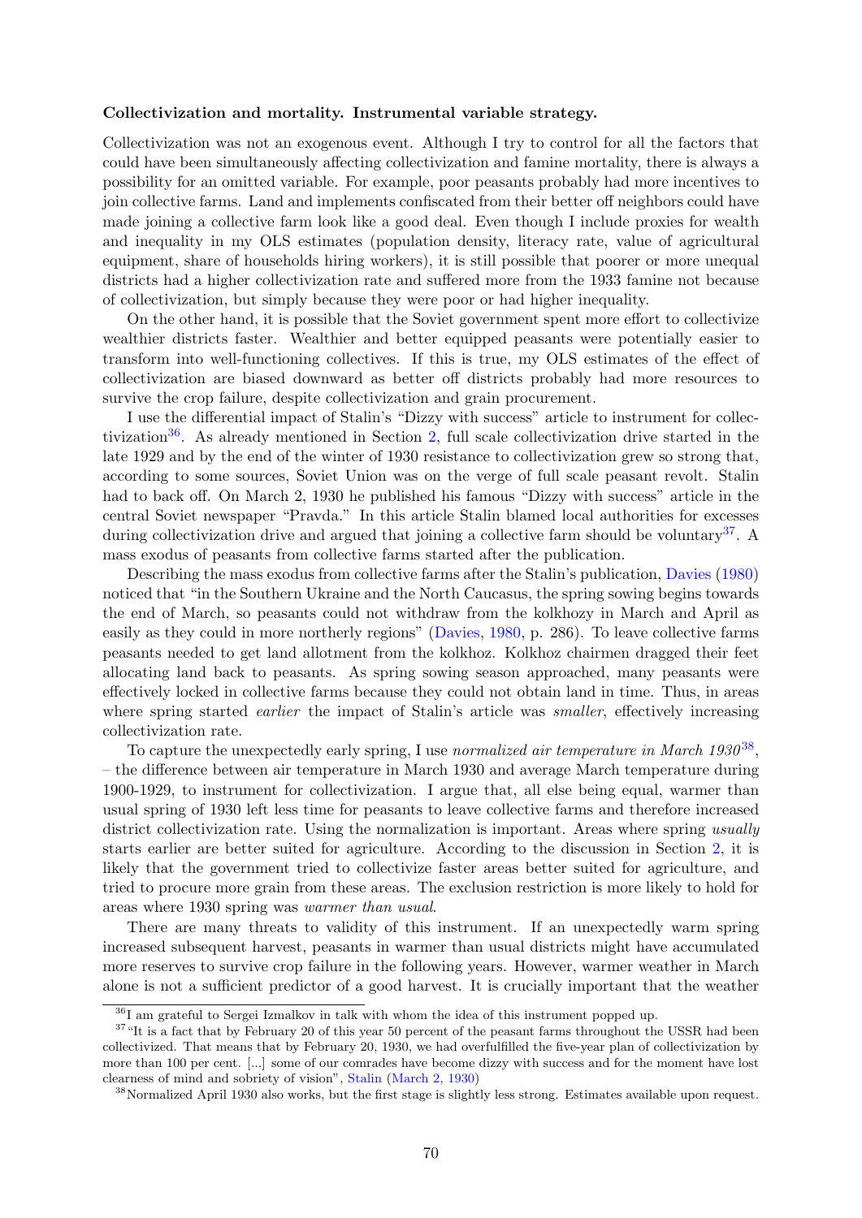**Collectivization and mortality. Instrumental variable strategy.**

Collectivization was not an exogenous event. Although I try to control for all the factors that could have been simultaneously affecting collectivization and famine mortality, there is always a possibility for an omitted variable. For example, poor peasants probably had more incentives to join collective farms. Land and implements confiscated from their better off neighbors could have made joining a collective farm look like a good deal. Even though I include proxies for wealth and inequality in my OLS estimates (population density, literacy rate, value of agricultural equipment, share of households hiring workers), it is still possible that poorer or more unequal districts had a higher collectivization rate and suffered more from the 1933 famine not because of collectivization, but simply because they were poor or had higher inequality.

On the other hand, it is possible that the Soviet government spent more effort to collectivize wealthier districts faster. Wealthier and better equipped peasants were potentially easier to transform into well-functioning collectives. If this is true, my OLS estimates of the effect of collectivization are biased downward as better off districts probably had more resources to survive the crop failure, despite collectivization and grain procurement.

I use the differential impact of Stalin's "Dizzy with success" article to instrument for collectivization[36]. As already mentioned in Section 2, full scale collectivization drive started in the late 1929 and by the end of the winter of 1930 resistance to collectivization grew so strong that, according to some sources, Soviet Union was on the verge of full scale peasant revolt. Stalin had to back off. On March 2, 1930 he published his famous "Dizzy with success" article in the central Soviet newspaper "Pravda." In this article Stalin blamed local authorities for excesses during collectivization drive and argued that joining a collective farm should be voluntary[37]. A mass exodus of peasants from collective farms started after the publication.

Describing the mass exodus from collective farms after the Stalin's publication, Davies (1980) noticed that "in the Southern Ukraine and the North Caucasus, the spring sowing begins towards the end of March, so peasants could not withdraw from the kolkhozy in March and April as easily as they could in more northerly regions" (Davies, 1980, p. 286). To leave collective farms peasants needed to get land allotment from the kolkhoz. Kolkhoz chairmen dragged their feet allocating land back to peasants. As spring sowing season approached, many peasants were effectively locked in collective farms because they could not obtain land in time. Thus, in areas where spring started *earlier* the impact of Stalin's article was *smaller*, effectively increasing collectivization rate.

To capture the unexpectedly early spring, I use *normalized air temperature in March 1930*[38], – the difference between air temperature in March 1930 and average March temperature during 1900-1929, to instrument for collectivization. I argue that, all else being equal, warmer than usual spring of 1930 left less time for peasants to leave collective farms and therefore increased district collectivization rate. Using the normalization is important. Areas where spring *usually* starts earlier are better suited for agriculture. According to the discussion in Section 2, it is likely that the government tried to collectivize faster areas better suited for agriculture, and tried to procure more grain from these areas. The exclusion restriction is more likely to hold for areas where 1930 spring was *warmer than usual*.

There are many threats to validity of this instrument. If an unexpectedly warm spring increased subsequent harvest, peasants in warmer than usual districts might have accumulated more reserves to survive crop failure in the following years. However, warmer weather in March alone is not a sufficient predictor of a good harvest. It is crucially important that the weather

[36] I am grateful to Sergei Izmalkov in talk with whom the idea of this instrument popped up.

[37] "It is a fact that by February 20 of this year 50 percent of the peasant farms throughout the USSR had been collectivized. That means that by February 20, 1930, we had overfulfilled the five-year plan of collectivization by more than 100 per cent. [...] some of our comrades have become dizzy with success and for the moment have lost clearness of mind and sobriety of vision", Stalin (March 2, 1930)

[38] Normalized April 1930 also works, but the first stage is slightly less strong. Estimates available upon request.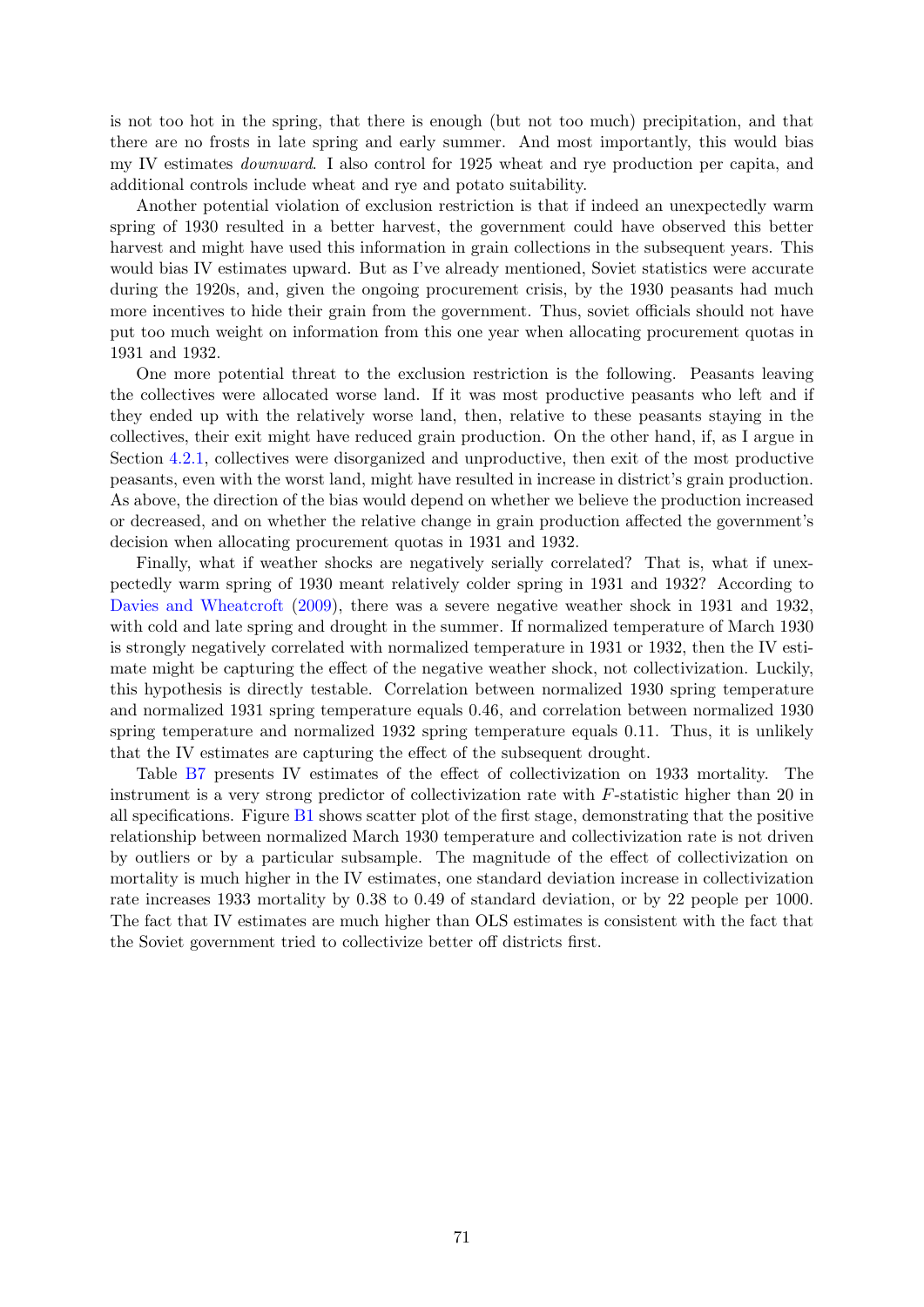is not too hot in the spring, that there is enough (but not too much) precipitation, and that there are no frosts in late spring and early summer. And most importantly, this would bias my IV estimates *downward*. I also control for 1925 wheat and rye production per capita, and additional controls include wheat and rye and potato suitability.

Another potential violation of exclusion restriction is that if indeed an unexpectedly warm spring of 1930 resulted in a better harvest, the government could have observed this better harvest and might have used this information in grain collections in the subsequent years. This would bias IV estimates upward. But as I've already mentioned, Soviet statistics were accurate during the 1920s, and, given the ongoing procurement crisis, by the 1930 peasants had much more incentives to hide their grain from the government. Thus, soviet officials should not have put too much weight on information from this one year when allocating procurement quotas in 1931 and 1932.

One more potential threat to the exclusion restriction is the following. Peasants leaving the collectives were allocated worse land. If it was most productive peasants who left and if they ended up with the relatively worse land, then, relative to these peasants staying in the collectives, their exit might have reduced grain production. On the other hand, if, as I argue in Section 4.2.1, collectives were disorganized and unproductive, then exit of the most productive peasants, even with the worst land, might have resulted in increase in district's grain production. As above, the direction of the bias would depend on whether we believe the production increased or decreased, and on whether the relative change in grain production affected the government's decision when allocating procurement quotas in 1931 and 1932.

Finally, what if weather shocks are negatively serially correlated? That is, what if unexpectedly warm spring of 1930 meant relatively colder spring in 1931 and 1932? According to Davies and Wheatcroft (2009), there was a severe negative weather shock in 1931 and 1932, with cold and late spring and drought in the summer. If normalized temperature of March 1930 is strongly negatively correlated with normalized temperature in 1931 or 1932, then the IV estimate might be capturing the effect of the negative weather shock, not collectivization. Luckily, this hypothesis is directly testable. Correlation between normalized 1930 spring temperature and normalized 1931 spring temperature equals 0.46, and correlation between normalized 1930 spring temperature and normalized 1932 spring temperature equals 0.11. Thus, it is unlikely that the IV estimates are capturing the effect of the subsequent drought.

Table B7 presents IV estimates of the effect of collectivization on 1933 mortality. The instrument is a very strong predictor of collectivization rate with $F$-statistic higher than 20 in all specifications. Figure B1 shows scatter plot of the first stage, demonstrating that the positive relationship between normalized March 1930 temperature and collectivization rate is not driven by outliers or by a particular subsample. The magnitude of the effect of collectivization on mortality is much higher in the IV estimates, one standard deviation increase in collectivization rate increases 1933 mortality by 0.38 to 0.49 of standard deviation, or by 22 people per 1000. The fact that IV estimates are much higher than OLS estimates is consistent with the fact that the Soviet government tried to collectivize better off districts first.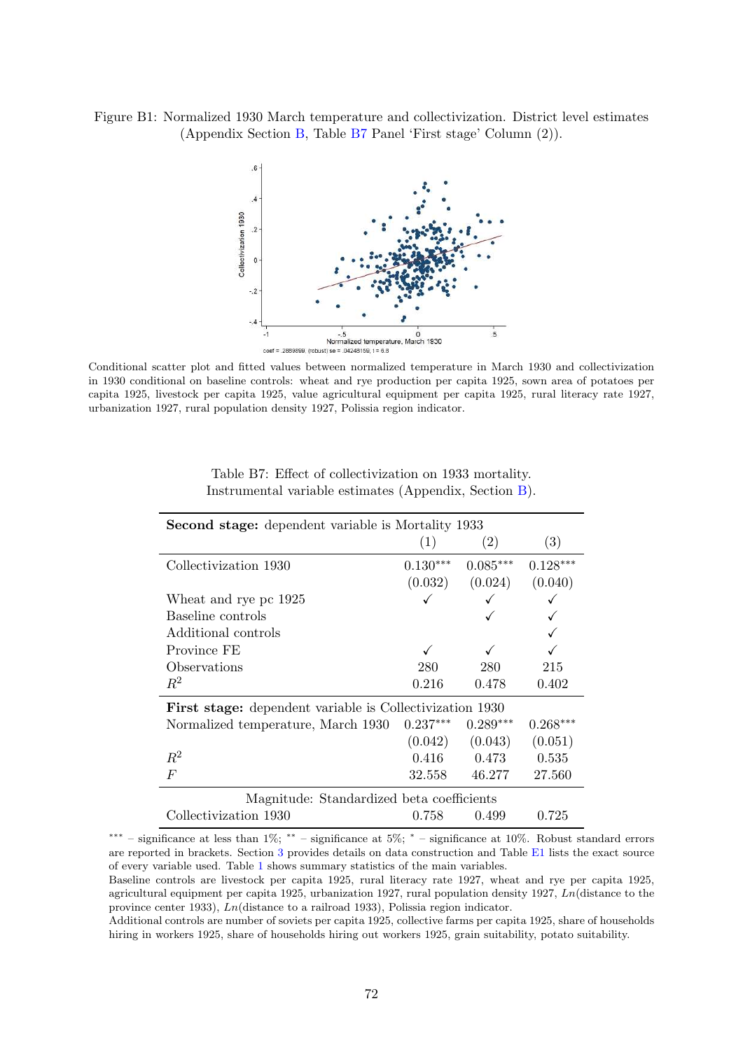Figure B1: Normalized 1930 March temperature and collectivization. District level estimates (Appendix Section B, Table B7 Panel 'First stage' Column (2)).

Conditional scatter plot and fitted values between normalized temperature in March 1930 and collectivization in 1930 conditional on baseline controls: wheat and rye production per capita 1925, sown area of potatoes per capita 1925, livestock per capita 1925, value agricultural equipment per capita 1925, rural literacy rate 1927, urbanization 1927, rural population density 1927, Polissia region indicator.

Table B7: Effect of collectivization on 1933 mortality.
Instrumental variable estimates (Appendix, Section B).

| **Second stage:** dependent variable is Mortality 1933 | | | |
|---|---|---|---|
| | (1) | (2) | (3) |
| Collectivization 1930 | 0.130*** | 0.085*** | 0.128*** |
| | (0.032) | (0.024) | (0.040) |
| Wheat and rye pc 1925 | ✓ | ✓ | ✓ |
| Baseline controls | | ✓ | ✓ |
| Additional controls | | | ✓ |
| Province FE | ✓ | ✓ | ✓ |
| Observations | 280 | 280 | 215 |
| $R^2$ | 0.216 | 0.478 | 0.402 |
| **First stage:** dependent variable is Collectivization 1930 | | | |
| Normalized temperature, March 1930 | 0.237*** | 0.289*** | 0.268*** |
| | (0.042) | (0.043) | (0.051) |
| $R^2$ | 0.416 | 0.473 | 0.535 |
| $F$ | 32.558 | 46.277 | 27.560 |
| Magnitude: Standardized beta coefficients | | | |
| Collectivization 1930 | 0.758 | 0.499 | 0.725 |

*** – significance at less than 1%; ** – significance at 5%; * – significance at 10%. Robust standard errors are reported in brackets. Section 3 provides details on data construction and Table E1 lists the exact source of every variable used. Table 1 shows summary statistics of the main variables.

Baseline controls are livestock per capita 1925, rural literacy rate 1927, wheat and rye per capita 1925, agricultural equipment per capita 1925, urbanization 1927, rural population density 1927, *Ln*(distance to the province center 1933), *Ln*(distance to a railroad 1933), Polissia region indicator.

Additional controls are number of soviets per capita 1925, collective farms per capita 1925, share of households hiring in workers 1925, share of households hiring out workers 1925, grain suitability, potato suitability.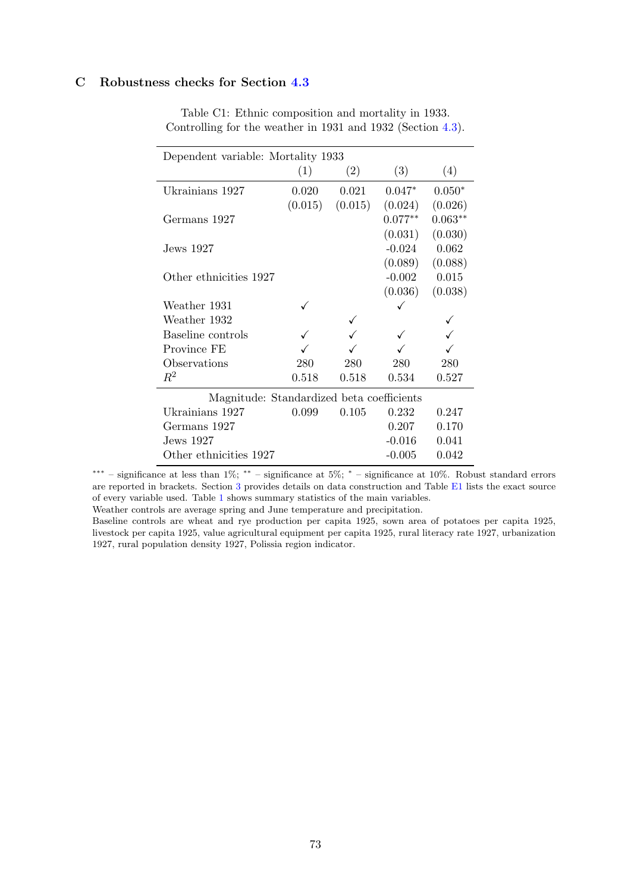## C Robustness checks for Section 4.3

Table C1: Ethnic composition and mortality in 1933. Controlling for the weather in 1931 and 1932 (Section 4.3).

| Dependent variable: Mortality 1933 | (1) | (2) | (3) | (4) |
|---|---|---|---|---|
| Ukrainians 1927 | 0.020 | 0.021 | 0.047* | 0.050* |
| | (0.015) | (0.015) | (0.024) | (0.026) |
| Germans 1927 | | | 0.077** | 0.063** |
| | | | (0.031) | (0.030) |
| Jews 1927 | | | -0.024 | 0.062 |
| | | | (0.089) | (0.088) |
| Other ethnicities 1927 | | | -0.002 | 0.015 |
| | | | (0.036) | (0.038) |
| Weather 1931 | ✓ | | ✓ | |
| Weather 1932 | | ✓ | | ✓ |
| Baseline controls | ✓ | ✓ | ✓ | ✓ |
| Province FE | ✓ | ✓ | ✓ | ✓ |
| Observations | 280 | 280 | 280 | 280 |
| $R^2$ | 0.518 | 0.518 | 0.534 | 0.527 |
| Magnitude: Standardized beta coefficients | | | | |
| Ukrainians 1927 | 0.099 | 0.105 | 0.232 | 0.247 |
| Germans 1927 | | | 0.207 | 0.170 |
| Jews 1927 | | | -0.016 | 0.041 |
| Other ethnicities 1927 | | | -0.005 | 0.042 |

*** – significance at less than 1%; ** – significance at 5%; * – significance at 10%. Robust standard errors are reported in brackets. Section 3 provides details on data construction and Table E1 lists the exact source of every variable used. Table 1 shows summary statistics of the main variables.
Weather controls are average spring and June temperature and precipitation.
Baseline controls are wheat and rye production per capita 1925, sown area of potatoes per capita 1925, livestock per capita 1925, value agricultural equipment per capita 1925, rural literacy rate 1927, urbanization 1927, rural population density 1927, Polissia region indicator.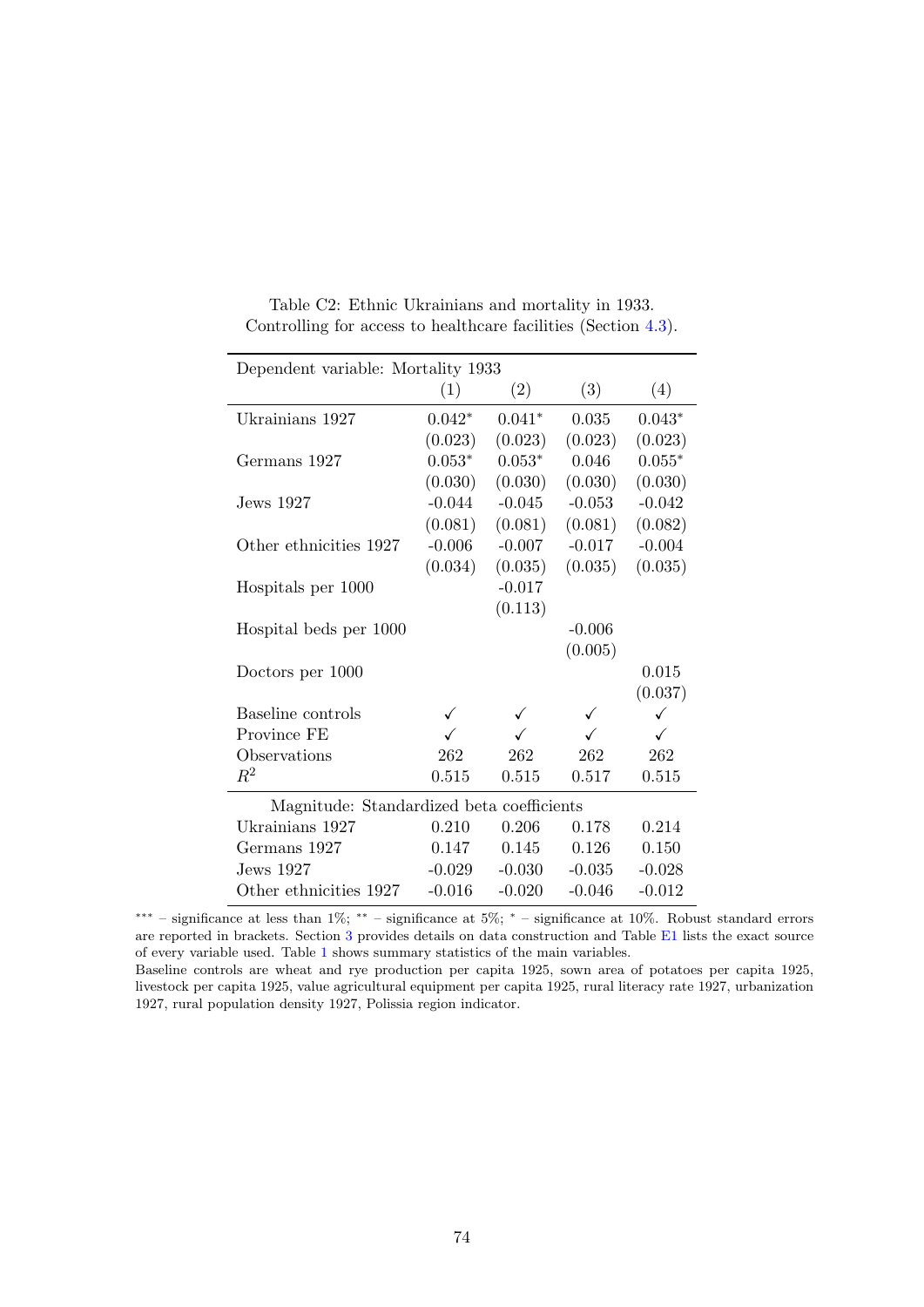Table C2: Ethnic Ukrainians and mortality in 1933.
Controlling for access to healthcare facilities (Section 4.3).

| Dependent variable: Mortality 1933 | (1) | (2) | (3) | (4) |
|---|---|---|---|---|
| Ukrainians 1927 | 0.042* | 0.041* | 0.035 | 0.043* |
| | (0.023) | (0.023) | (0.023) | (0.023) |
| Germans 1927 | 0.053* | 0.053* | 0.046 | 0.055* |
| | (0.030) | (0.030) | (0.030) | (0.030) |
| Jews 1927 | -0.044 | -0.045 | -0.053 | -0.042 |
| | (0.081) | (0.081) | (0.081) | (0.082) |
| Other ethnicities 1927 | -0.006 | -0.007 | -0.017 | -0.004 |
| | (0.034) | (0.035) | (0.035) | (0.035) |
| Hospitals per 1000 | | -0.017 | | |
| | | (0.113) | | |
| Hospital beds per 1000 | | | -0.006 | |
| | | | (0.005) | |
| Doctors per 1000 | | | | 0.015 |
| | | | | (0.037) |
| Baseline controls | ✓ | ✓ | ✓ | ✓ |
| Province FE | ✓ | ✓ | ✓ | ✓ |
| Observations | 262 | 262 | 262 | 262 |
| $R^2$ | 0.515 | 0.515 | 0.517 | 0.515 |
| Magnitude: Standardized beta coefficients | | | | |
| Ukrainians 1927 | 0.210 | 0.206 | 0.178 | 0.214 |
| Germans 1927 | 0.147 | 0.145 | 0.126 | 0.150 |
| Jews 1927 | -0.029 | -0.030 | -0.035 | -0.028 |
| Other ethnicities 1927 | -0.016 | -0.020 | -0.046 | -0.012 |

*** – significance at less than 1%; ** – significance at 5%; * – significance at 10%. Robust standard errors are reported in brackets. Section 3 provides details on data construction and Table E1 lists the exact source of every variable used. Table 1 shows summary statistics of the main variables.
Baseline controls are wheat and rye production per capita 1925, sown area of potatoes per capita 1925, livestock per capita 1925, value agricultural equipment per capita 1925, rural literacy rate 1927, urbanization 1927, rural population density 1927, Polissia region indicator.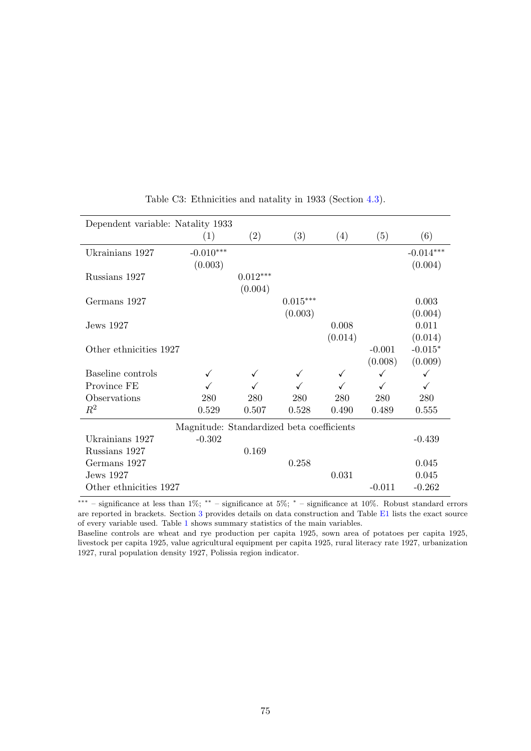Table C3: Ethnicities and natality in 1933 (Section 4.3).

| Dependent variable: Natality 1933 | | | | | | |
|---|---|---|---|---|---|---|
| | (1) | (2) | (3) | (4) | (5) | (6) |
| Ukrainians 1927 | -0.010*** | | | | | -0.014*** |
| | (0.003) | | | | | (0.004) |
| Russians 1927 | | 0.012*** | | | | |
| | | (0.004) | | | | |
| Germans 1927 | | | 0.015*** | | | 0.003 |
| | | | (0.003) | | | (0.004) |
| Jews 1927 | | | | 0.008 | | 0.011 |
| | | | | (0.014) | | (0.014) |
| Other ethnicities 1927 | | | | | -0.001 | -0.015* |
| | | | | | (0.008) | (0.009) |
| Baseline controls | ✓ | ✓ | ✓ | ✓ | ✓ | ✓ |
| Province FE | ✓ | ✓ | ✓ | ✓ | ✓ | ✓ |
| Observations | 280 | 280 | 280 | 280 | 280 | 280 |
| $R^2$ | 0.529 | 0.507 | 0.528 | 0.490 | 0.489 | 0.555 |
| Magnitude: Standardized beta coefficients | | | | | | |
| Ukrainians 1927 | -0.302 | | | | | -0.439 |
| Russians 1927 | | 0.169 | | | | |
| Germans 1927 | | | 0.258 | | | 0.045 |
| Jews 1927 | | | | 0.031 | | 0.045 |
| Other ethnicities 1927 | | | | | -0.011 | -0.262 |

*** – significance at less than 1%; ** – significance at 5%; * – significance at 10%. Robust standard errors are reported in brackets. Section 3 provides details on data construction and Table E1 lists the exact source of every variable used. Table 1 shows summary statistics of the main variables.

Baseline controls are wheat and rye production per capita 1925, sown area of potatoes per capita 1925, livestock per capita 1925, value agricultural equipment per capita 1925, rural literacy rate 1927, urbanization 1927, rural population density 1927, Polissia region indicator.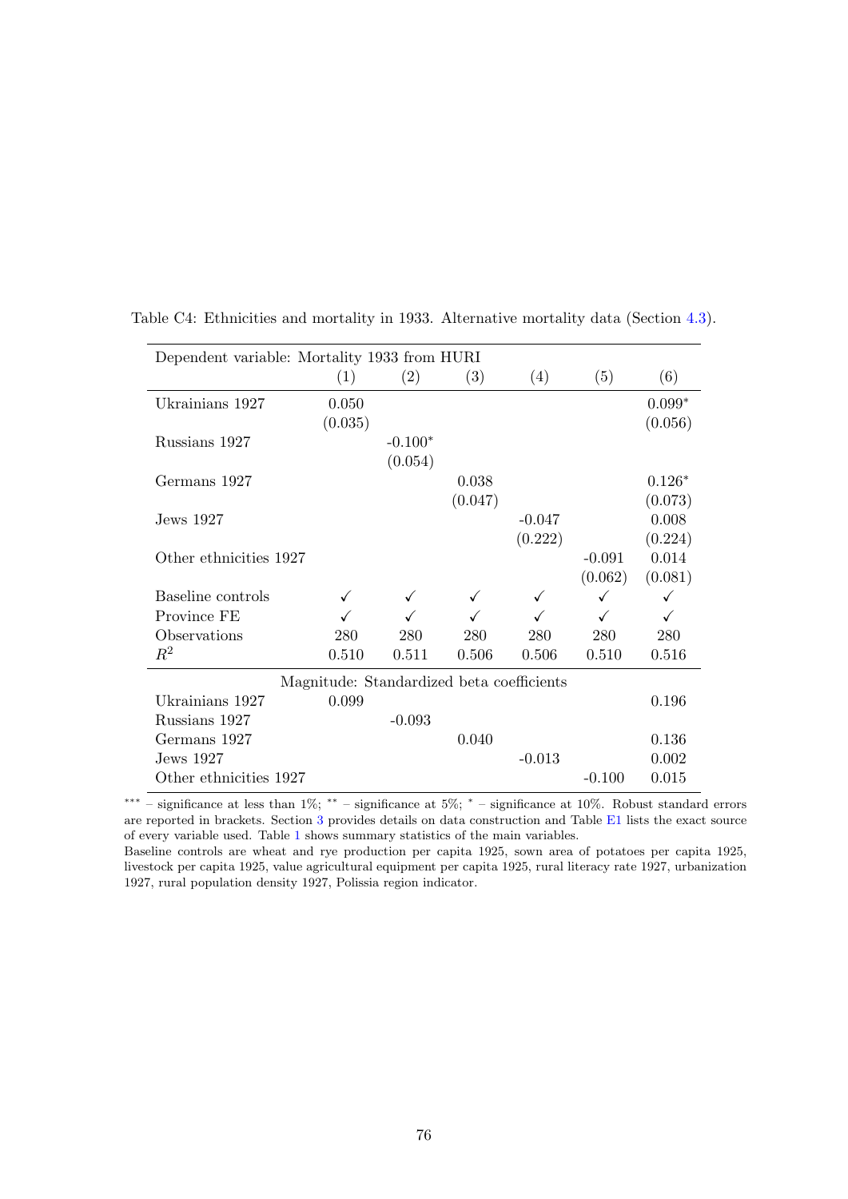Table C4: Ethnicities and mortality in 1933. Alternative mortality data (Section 4.3).

| Dependent variable: Mortality 1933 from HURI | | | | | | |
|---|---|---|---|---|---|---|
| | (1) | (2) | (3) | (4) | (5) | (6) |
| Ukrainians 1927 | 0.050 | | | | | 0.099* |
| | (0.035) | | | | | (0.056) |
| Russians 1927 | | -0.100* | | | | |
| | | (0.054) | | | | |
| Germans 1927 | | | 0.038 | | | 0.126* |
| | | | (0.047) | | | (0.073) |
| Jews 1927 | | | | -0.047 | | 0.008 |
| | | | | (0.222) | | (0.224) |
| Other ethnicities 1927 | | | | | -0.091 | 0.014 |
| | | | | | (0.062) | (0.081) |
| Baseline controls | ✓ | ✓ | ✓ | ✓ | ✓ | ✓ |
| Province FE | ✓ | ✓ | ✓ | ✓ | ✓ | ✓ |
| Observations | 280 | 280 | 280 | 280 | 280 | 280 |
| $R^2$ | 0.510 | 0.511 | 0.506 | 0.506 | 0.510 | 0.516 |
| Magnitude: Standardized beta coefficients | | | | | | |
| Ukrainians 1927 | 0.099 | | | | | 0.196 |
| Russians 1927 | | -0.093 | | | | |
| Germans 1927 | | | 0.040 | | | 0.136 |
| Jews 1927 | | | | -0.013 | | 0.002 |
| Other ethnicities 1927 | | | | | -0.100 | 0.015 |

*** – significance at less than 1%; ** – significance at 5%; * – significance at 10%. Robust standard errors are reported in brackets. Section 3 provides details on data construction and Table E1 lists the exact source of every variable used. Table 1 shows summary statistics of the main variables.
Baseline controls are wheat and rye production per capita 1925, sown area of potatoes per capita 1925, livestock per capita 1925, value agricultural equipment per capita 1925, rural literacy rate 1927, urbanization 1927, rural population density 1927, Polissia region indicator.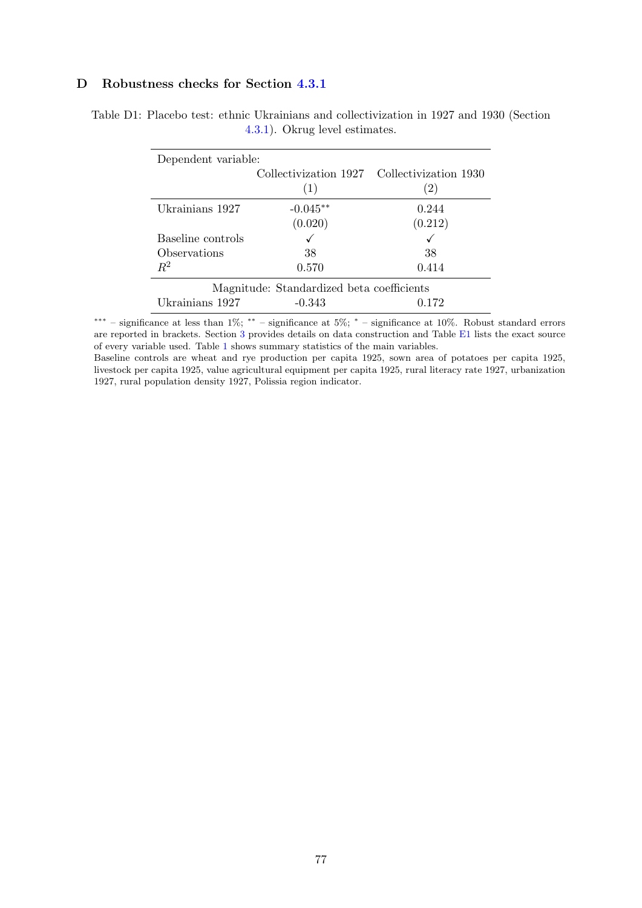## D Robustness checks for Section 4.3.1

Table D1: Placebo test: ethnic Ukrainians and collectivization in 1927 and 1930 (Section 4.3.1). Okrug level estimates.

| Dependent variable: | Collectivization 1927 | Collectivization 1930 |
|---|---|---|
| | (1) | (2) |
| Ukrainians 1927 | -0.045** | 0.244 |
| | (0.020) | (0.212) |
| Baseline controls | ✓ | ✓ |
| Observations | 38 | 38 |
| $R^2$ | 0.570 | 0.414 |
| Magnitude: Standardized beta coefficients | | |
| Ukrainians 1927 | -0.343 | 0.172 |

*** – significance at less than 1%; ** – significance at 5%; * – significance at 10%. Robust standard errors are reported in brackets. Section 3 provides details on data construction and Table E1 lists the exact source of every variable used. Table 1 shows summary statistics of the main variables.
Baseline controls are wheat and rye production per capita 1925, sown area of potatoes per capita 1925, livestock per capita 1925, value agricultural equipment per capita 1925, rural literacy rate 1927, urbanization 1927, rural population density 1927, Polissia region indicator.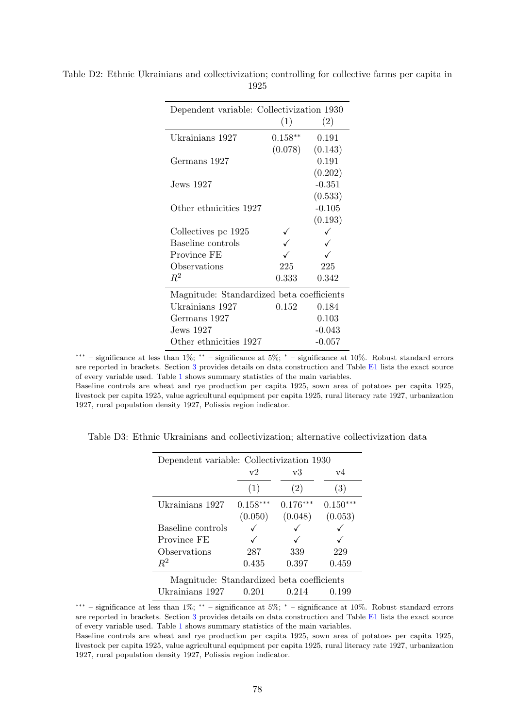Table D2: Ethnic Ukrainians and collectivization; controlling for collective farms per capita in 1925

| Dependent variable: Collectivization 1930 | (1) | (2) |
|---|---|---|
| Ukrainians 1927 | 0.158** | 0.191 |
| | (0.078) | (0.143) |
| Germans 1927 | | 0.191 |
| | | (0.202) |
| Jews 1927 | | -0.351 |
| | | (0.533) |
| Other ethnicities 1927 | | -0.105 |
| | | (0.193) |
| Collectives pc 1925 | ✓ | ✓ |
| Baseline controls | ✓ | ✓ |
| Province FE | ✓ | ✓ |
| Observations | 225 | 225 |
| $R^2$ | 0.333 | 0.342 |
| Magnitude: Standardized beta coefficients | | |
| Ukrainians 1927 | 0.152 | 0.184 |
| Germans 1927 | | 0.103 |
| Jews 1927 | | -0.043 |
| Other ethnicities 1927 | | -0.057 |

*** – significance at less than 1%; ** – significance at 5%; * – significance at 10%. Robust standard errors are reported in brackets. Section 3 provides details on data construction and Table E1 lists the exact source of every variable used. Table 1 shows summary statistics of the main variables.
Baseline controls are wheat and rye production per capita 1925, sown area of potatoes per capita 1925, livestock per capita 1925, value agricultural equipment per capita 1925, rural literacy rate 1927, urbanization 1927, rural population density 1927, Polissia region indicator.

Table D3: Ethnic Ukrainians and collectivization; alternative collectivization data

| Dependent variable: Collectivization 1930 | v2 | v3 | v4 |
|---|---|---|---|
| | (1) | (2) | (3) |
| Ukrainians 1927 | 0.158*** | 0.176*** | 0.150*** |
| | (0.050) | (0.048) | (0.053) |
| Baseline controls | ✓ | ✓ | ✓ |
| Province FE | ✓ | ✓ | ✓ |
| Observations | 287 | 339 | 229 |
| $R^2$ | 0.435 | 0.397 | 0.459 |
| Magnitude: Standardized beta coefficients | | | |
| Ukrainians 1927 | 0.201 | 0.214 | 0.199 |

*** – significance at less than 1%; ** – significance at 5%; * – significance at 10%. Robust standard errors are reported in brackets. Section 3 provides details on data construction and Table E1 lists the exact source of every variable used. Table 1 shows summary statistics of the main variables.
Baseline controls are wheat and rye production per capita 1925, sown area of potatoes per capita 1925, livestock per capita 1925, value agricultural equipment per capita 1925, rural literacy rate 1927, urbanization 1927, rural population density 1927, Polissia region indicator.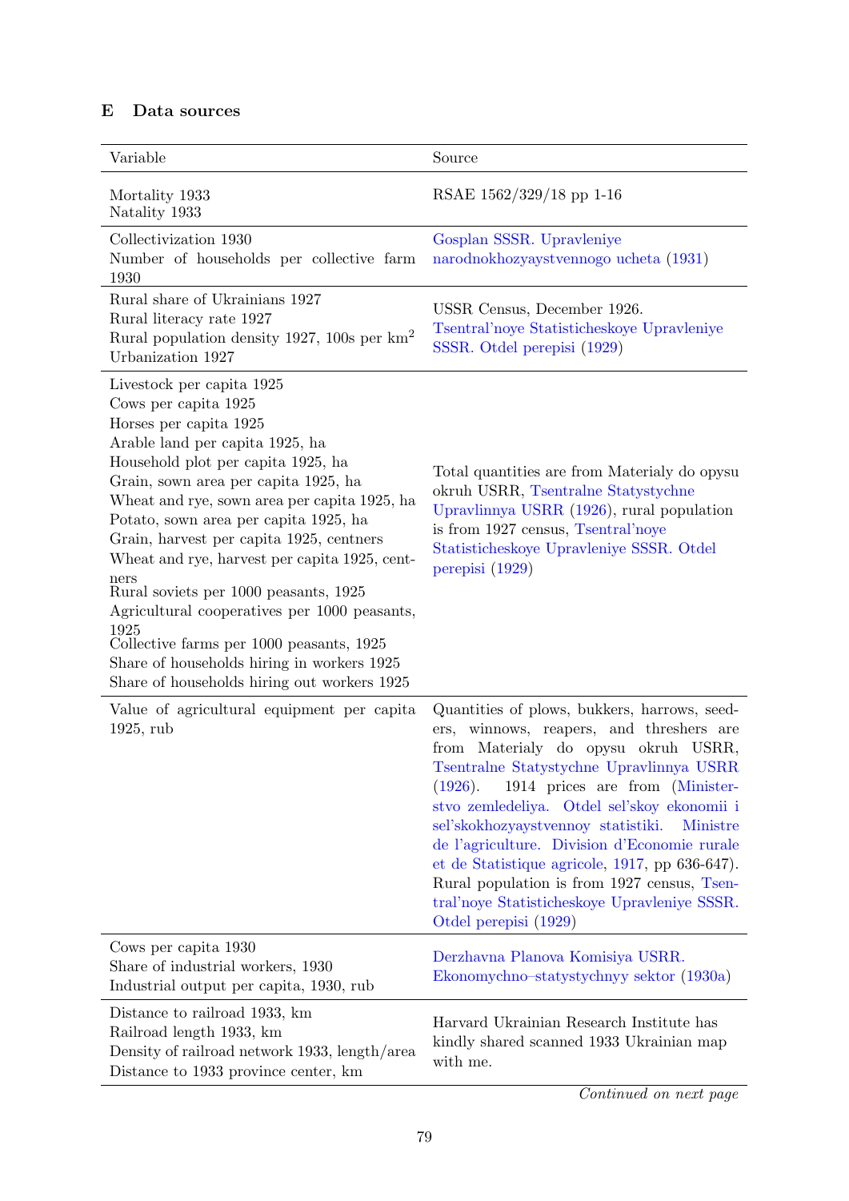## E Data sources

| Variable | Source |
|---|---|
| Mortality 1933<br>Natality 1933 | RSAE 1562/329/18 pp 1-16 |
| Collectivization 1930<br>Number of households per collective farm 1930 | Gosplan SSSR. Upravleniye narodnokhozyaystvennogo ucheta (1931) |
| Rural share of Ukrainians 1927<br>Rural literacy rate 1927<br>Rural population density 1927, 100s per km$^2$<br>Urbanization 1927 | USSR Census, December 1926. Tsentral'noye Statisticheskoye Upravleniye SSSR. Otdel perepisi (1929) |
| Livestock per capita 1925<br>Cows per capita 1925<br>Horses per capita 1925<br>Arable land per capita 1925, ha<br>Household plot per capita 1925, ha<br>Grain, sown area per capita 1925, ha<br>Wheat and rye, sown area per capita 1925, ha<br>Potato, sown area per capita 1925, ha<br>Grain, harvest per capita 1925, centners<br>Wheat and rye, harvest per capita 1925, centners<br>Rural soviets per 1000 peasants, 1925<br>Agricultural cooperatives per 1000 peasants, 1925<br>Collective farms per 1000 peasants, 1925<br>Share of households hiring in workers 1925<br>Share of households hiring out workers 1925 | Total quantities are from Materialy do opysu okruh USRR, Tsentralne Statystychne Upravlinnya USRR (1926), rural population is from 1927 census, Tsentral'noye Statisticheskoye Upravleniye SSSR. Otdel perepisi (1929) |
| Value of agricultural equipment per capita 1925, rub | Quantities of plows, bukkers, harrows, seeders, winnows, reapers, and threshers are from Materialy do opysu okruh USRR, Tsentralne Statystychne Upravlinnya USRR (1926). 1914 prices are from (Ministerstvo zemledeliya. Otdel sel'skoy ekonomii i sel'skokhozyaystvennoy statistiki. Ministre de l'agriculture. Division d'Economie rurale et de Statistique agricole, 1917, pp 636-647). Rural population is from 1927 census, Tsentral'noye Statisticheskoye Upravleniye SSSR. Otdel perepisi (1929) |
| Cows per capita 1930<br>Share of industrial workers, 1930<br>Industrial output per capita, 1930, rub | Derzhavna Planova Komisiya USRR. Ekonomychno–statystychnyy sektor (1930a) |
| Distance to railroad 1933, km<br>Railroad length 1933, km<br>Density of railroad network 1933, length/area<br>Distance to 1933 province center, km | Harvard Ukrainian Research Institute has kindly shared scanned 1933 Ukrainian map with me. |

*Continued on next page*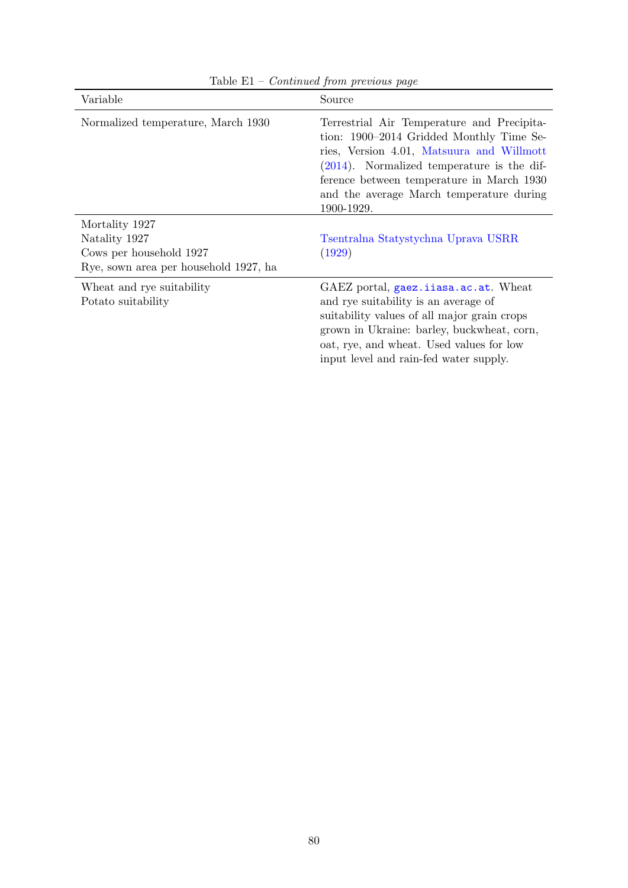Table E1 – *Continued from previous page*

| Variable | Source |
|---|---|
| Normalized temperature, March 1930 | Terrestrial Air Temperature and Precipitation: 1900–2014 Gridded Monthly Time Series, Version 4.01, Matsuura and Willmott (2014). Normalized temperature is the difference between temperature in March 1930 and the average March temperature during 1900-1929. |
| Mortality 1927<br>Natality 1927<br>Cows per household 1927<br>Rye, sown area per household 1927, ha | Tsentralna Statystychna Uprava USRR (1929) |
| Wheat and rye suitability<br>Potato suitability | GAEZ portal, `gaez.iiasa.ac.at`. Wheat and rye suitability is an average of suitability values of all major grain crops grown in Ukraine: barley, buckwheat, corn, oat, rye, and wheat. Used values for low input level and rain-fed water supply. |